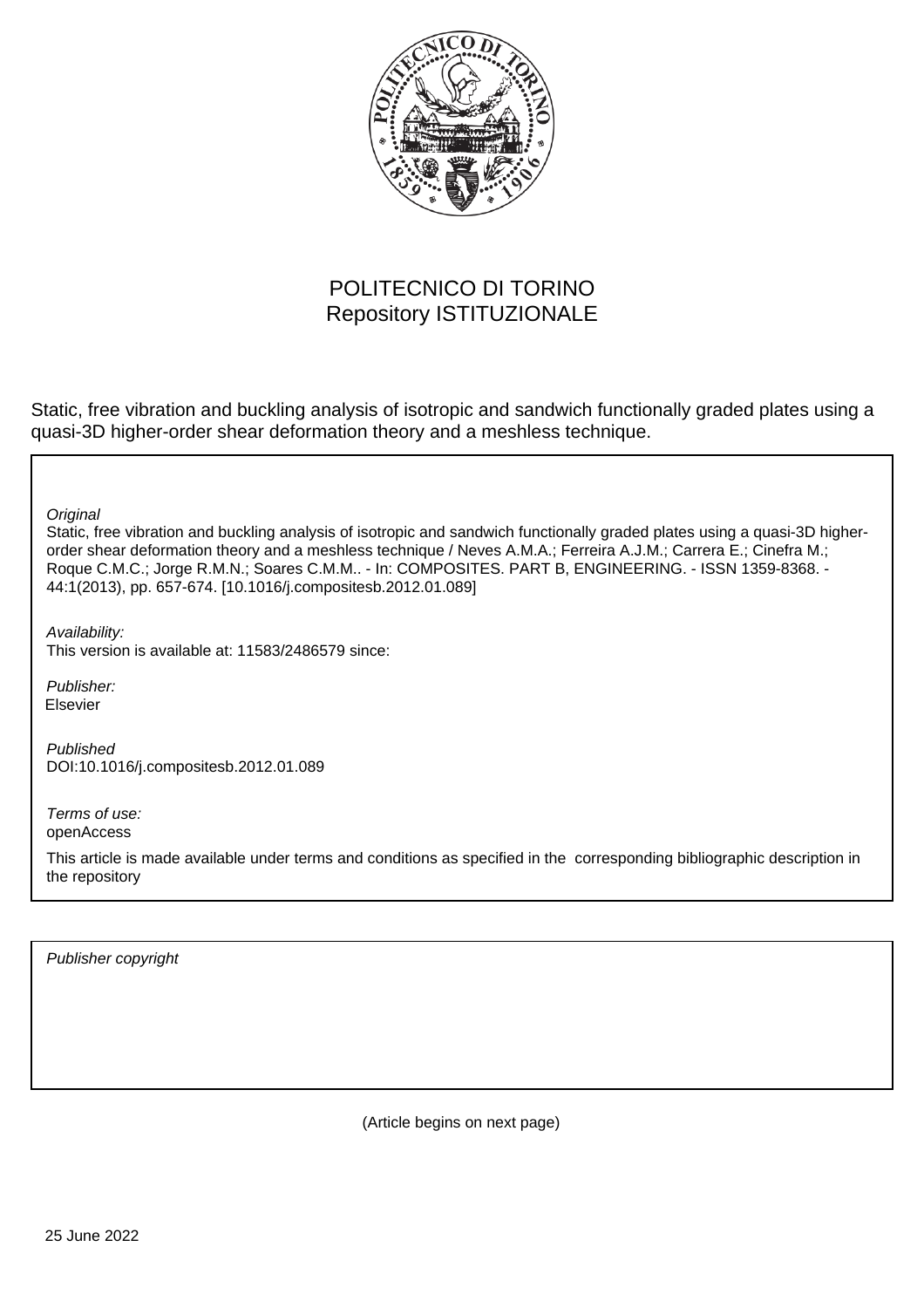POLITECNICO DI TORINO
Repository ISTITUZIONALE

Static, free vibration and buckling analysis of isotropic and sandwich functionally graded plates using a quasi-3D higher-order shear deformation theory and a meshless technique.

*Original*

Static, free vibration and buckling analysis of isotropic and sandwich functionally graded plates using a quasi-3D higher-order shear deformation theory and a meshless technique / Neves A.M.A.; Ferreira A.J.M.; Carrera E.; Cinefra M.; Roque C.M.C.; Jorge R.M.N.; Soares C.M.M.. - In: COMPOSITES. PART B, ENGINEERING. - ISSN 1359-8368. - 44:1(2013), pp. 657-674. [10.1016/j.compositesb.2012.01.089]

*Availability:*
This version is available at: 11583/2486579 since:

*Publisher:*
Elsevier

*Published*
DOI:10.1016/j.compositesb.2012.01.089

*Terms of use:*
openAccess

This article is made available under terms and conditions as specified in the corresponding bibliographic description in the repository

*Publisher copyright*

(Article begins on next page)

25 June 2022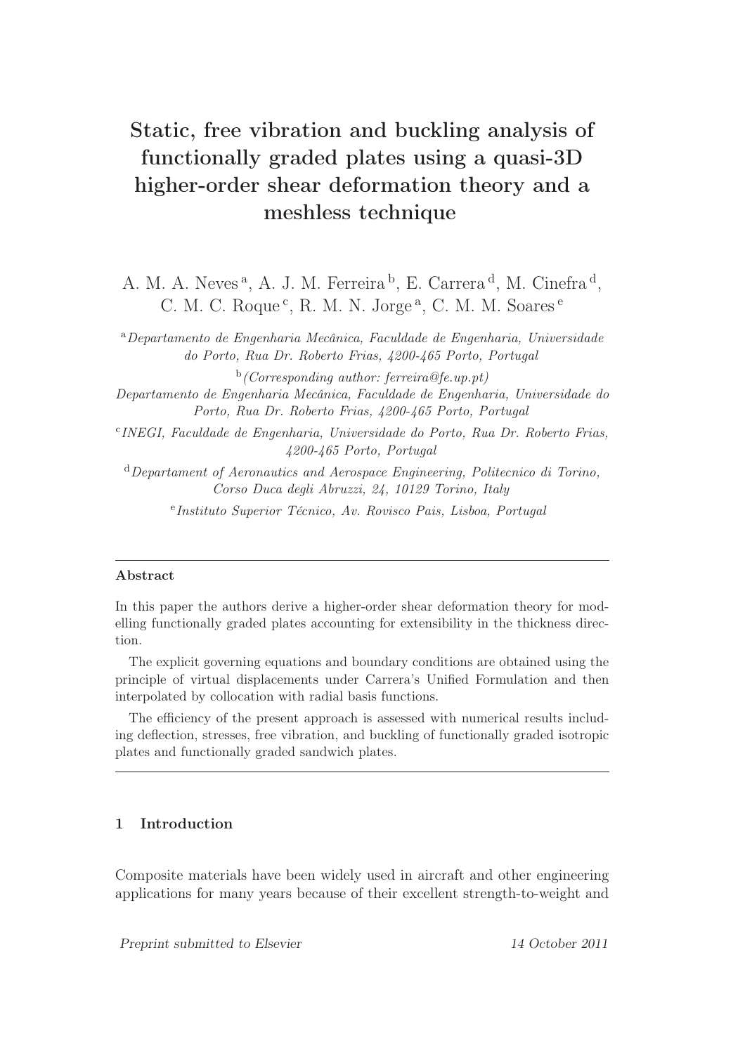# Static, free vibration and buckling analysis of functionally graded plates using a quasi-3D higher-order shear deformation theory and a meshless technique

A. M. A. Neves [a], A. J. M. Ferreira [b], E. Carrera [d], M. Cinefra [d], C. M. C. Roque [c], R. M. N. Jorge [a], C. M. M. Soares [e]

[a] *Departamento de Engenharia Mecânica, Faculdade de Engenharia, Universidade do Porto, Rua Dr. Roberto Frias, 4200-465 Porto, Portugal*

[b] *(Corresponding author: ferreira@fe.up.pt)*
*Departamento de Engenharia Mecânica, Faculdade de Engenharia, Universidade do Porto, Rua Dr. Roberto Frias, 4200-465 Porto, Portugal*

[c] *INEGI, Faculdade de Engenharia, Universidade do Porto, Rua Dr. Roberto Frias, 4200-465 Porto, Portugal*

[d] *Departament of Aeronautics and Aerospace Engineering, Politecnico di Torino, Corso Duca degli Abruzzi, 24, 10129 Torino, Italy*

[e] *Instituto Superior Técnico, Av. Rovisco Pais, Lisboa, Portugal*

---

**Abstract**

In this paper the authors derive a higher-order shear deformation theory for modelling functionally graded plates accounting for extensibility in the thickness direction.

The explicit governing equations and boundary conditions are obtained using the principle of virtual displacements under Carrera's Unified Formulation and then interpolated by collocation with radial basis functions.

The efficiency of the present approach is assessed with numerical results including deflection, stresses, free vibration, and buckling of functionally graded isotropic plates and functionally graded sandwich plates.

---

## 1 Introduction

Composite materials have been widely used in aircraft and other engineering applications for many years because of their excellent strength-to-weight and

*Preprint submitted to Elsevier* 14 October 2011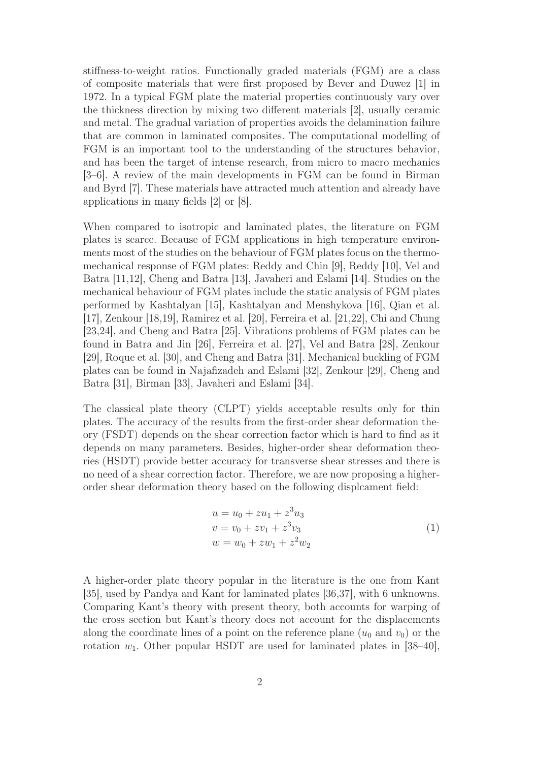stiffness-to-weight ratios. Functionally graded materials (FGM) are a class of composite materials that were first proposed by Bever and Duwez [1] in 1972. In a typical FGM plate the material properties continuously vary over the thickness direction by mixing two different materials [2], usually ceramic and metal. The gradual variation of properties avoids the delamination failure that are common in laminated composites. The computational modelling of FGM is an important tool to the understanding of the structures behavior, and has been the target of intense research, from micro to macro mechanics [3–6]. A review of the main developments in FGM can be found in Birman and Byrd [7]. These materials have attracted much attention and already have applications in many fields [2] or [8].

When compared to isotropic and laminated plates, the literature on FGM plates is scarce. Because of FGM applications in high temperature environments most of the studies on the behaviour of FGM plates focus on the thermomechanical response of FGM plates: Reddy and Chin [9], Reddy [10], Vel and Batra [11,12], Cheng and Batra [13], Javaheri and Eslami [14]. Studies on the mechanical behaviour of FGM plates include the static analysis of FGM plates performed by Kashtalyan [15], Kashtalyan and Menshykova [16], Qian et al. [17], Zenkour [18,19], Ramirez et al. [20], Ferreira et al. [21,22], Chi and Chung [23,24], and Cheng and Batra [25]. Vibrations problems of FGM plates can be found in Batra and Jin [26], Ferreira et al. [27], Vel and Batra [28], Zenkour [29], Roque et al. [30], and Cheng and Batra [31]. Mechanical buckling of FGM plates can be found in Najafizadeh and Eslami [32], Zenkour [29], Cheng and Batra [31], Birman [33], Javaheri and Eslami [34].

The classical plate theory (CLPT) yields acceptable results only for thin plates. The accuracy of the results from the first-order shear deformation theory (FSDT) depends on the shear correction factor which is hard to find as it depends on many parameters. Besides, higher-order shear deformation theories (HSDT) provide better accuracy for transverse shear stresses and there is no need of a shear correction factor. Therefore, we are now proposing a higher-order shear deformation theory based on the following displcament field:

$$
\begin{aligned}
u &= u_0 + z u_1 + z^3 u_3 \\
v &= v_0 + z v_1 + z^3 v_3 \\
w &= w_0 + z w_1 + z^2 w_2
\end{aligned}
\tag{1}
$$

A higher-order plate theory popular in the literature is the one from Kant [35], used by Pandya and Kant for laminated plates [36,37], with 6 unknowns. Comparing Kant's theory with present theory, both accounts for warping of the cross section but Kant's theory does not account for the displacements along the coordinate lines of a point on the reference plane ($u_0$ and $v_0$) or the rotation $w_1$. Other popular HSDT are used for laminated plates in [38–40],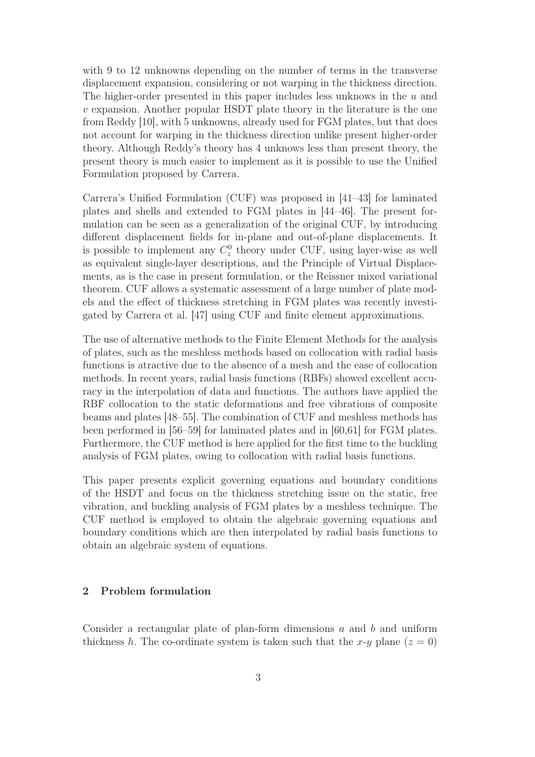with 9 to 12 unknowns depending on the number of terms in the transverse displacement expansion, considering or not warping in the thickness direction. The higher-order presented in this paper includes less unknows in the $u$ and $v$ expansion. Another popular HSDT plate theory in the literature is the one from Reddy [10], with 5 unknowns, already used for FGM plates, but that does not account for warping in the thickness direction unlike present higher-order theory. Although Reddy's theory has 4 unknows less than present theory, the present theory is much easier to implement as it is possible to use the Unified Formulation proposed by Carrera.

Carrera's Unified Formulation (CUF) was proposed in [41–43] for laminated plates and shells and extended to FGM plates in [44–46]. The present formulation can be seen as a generalization of the original CUF, by introducing different displacement fields for in-plane and out-of-plane displacements. It is possible to implement any $C_z^0$ theory under CUF, using layer-wise as well as equivalent single-layer descriptions, and the Principle of Virtual Displacements, as is the case in present formulation, or the Reissner mixed variational theorem. CUF allows a systematic assessment of a large number of plate models and the effect of thickness stretching in FGM plates was recently investigated by Carrera et al. [47] using CUF and finite element approximations.

The use of alternative methods to the Finite Element Methods for the analysis of plates, such as the meshless methods based on collocation with radial basis functions is atractive due to the absence of a mesh and the ease of collocation methods. In recent years, radial basis functions (RBFs) showed excellent accuracy in the interpolation of data and functions. The authors have applied the RBF collocation to the static deformations and free vibrations of composite beams and plates [48–55]. The combination of CUF and meshless methods has been performed in [56–59] for laminated plates and in [60,61] for FGM plates. Furthermore, the CUF method is here applied for the first time to the buckling analysis of FGM plates, owing to collocation with radial basis functions.

This paper presents explicit governing equations and boundary conditions of the HSDT and focus on the thickness stretching issue on the static, free vibration, and buckling analysis of FGM plates by a meshless technique. The CUF method is employed to obtain the algebraic governing equations and boundary conditions which are then interpolated by radial basis functions to obtain an algebraic system of equations.

## 2 Problem formulation

Consider a rectangular plate of plan-form dimensions $a$ and $b$ and uniform thickness $h$. The co-ordinate system is taken such that the $x$-$y$ plane ($z = 0$)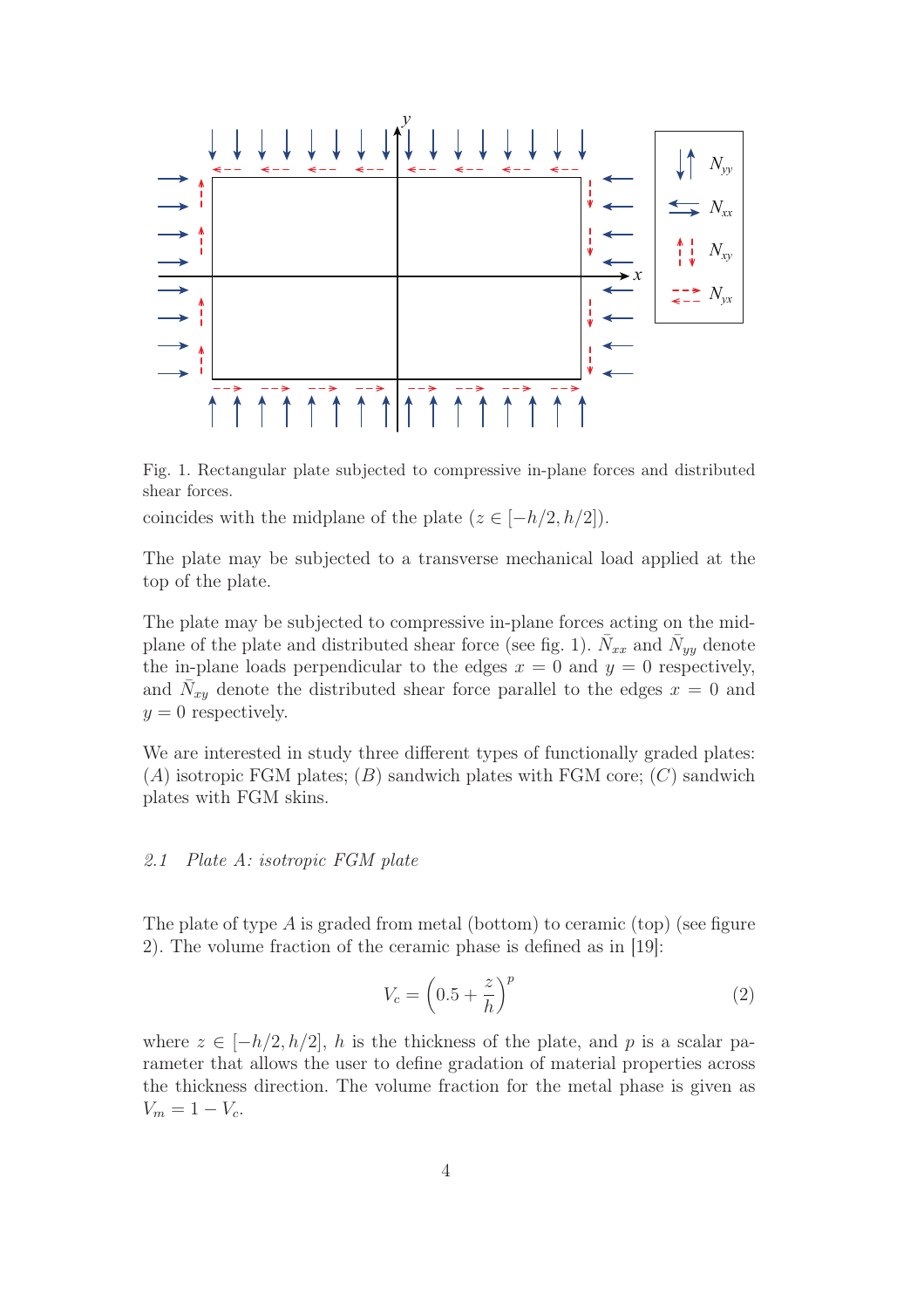Fig. 1. Rectangular plate subjected to compressive in-plane forces and distributed shear forces.

coincides with the midplane of the plate ($z \in [-h/2, h/2]$).

The plate may be subjected to a transverse mechanical load applied at the top of the plate.

The plate may be subjected to compressive in-plane forces acting on the midplane of the plate and distributed shear force (see fig. 1). $\bar{N}_{xx}$ and $\bar{N}_{yy}$ denote the in-plane loads perpendicular to the edges $x = 0$ and $y = 0$ respectively, and $\bar{N}_{xy}$ denote the distributed shear force parallel to the edges $x = 0$ and $y = 0$ respectively.

We are interested in study three different types of functionally graded plates: ($A$) isotropic FGM plates; ($B$) sandwich plates with FGM core; ($C$) sandwich plates with FGM skins.

### *2.1 Plate A: isotropic FGM plate*

The plate of type $A$ is graded from metal (bottom) to ceramic (top) (see figure 2). The volume fraction of the ceramic phase is defined as in [19]:

$$V_c = \left(0.5 + \frac{z}{h}\right)^p \tag{2}$$

where $z \in [-h/2, h/2]$, $h$ is the thickness of the plate, and $p$ is a scalar parameter that allows the user to define gradation of material properties across the thickness direction. The volume fraction for the metal phase is given as $V_m = 1 - V_c$.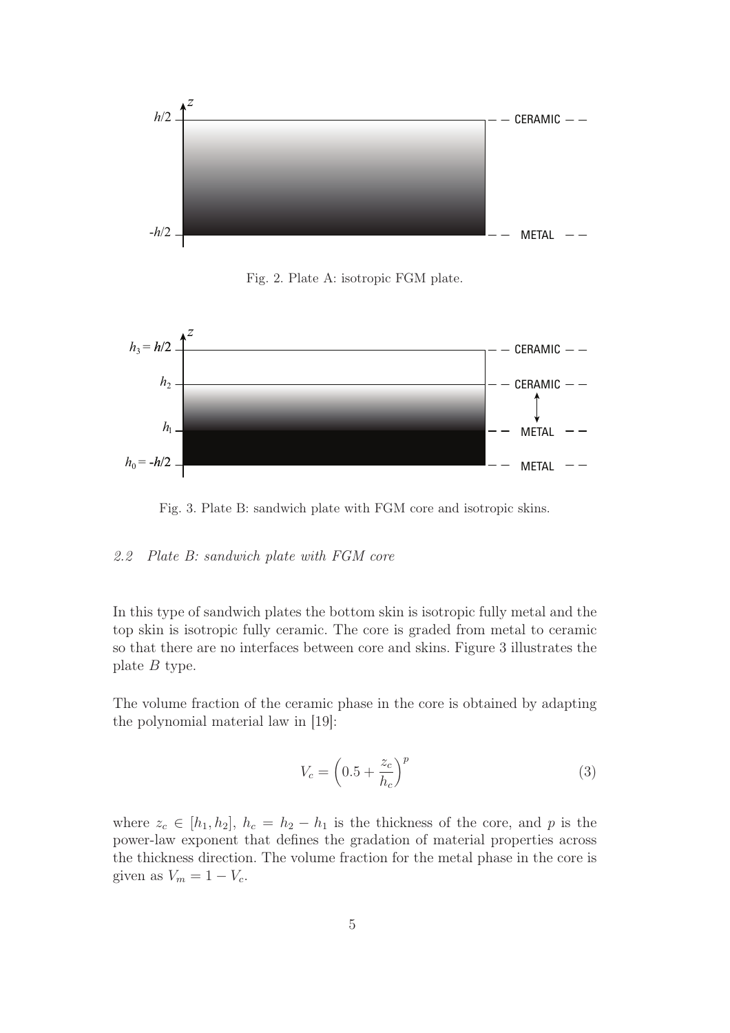Fig. 2. Plate A: isotropic FGM plate.

Fig. 3. Plate B: sandwich plate with FGM core and isotropic skins.

### 2.2 Plate B: sandwich plate with FGM core

In this type of sandwich plates the bottom skin is isotropic fully metal and the top skin is isotropic fully ceramic. The core is graded from metal to ceramic so that there are no interfaces between core and skins. Figure 3 illustrates the plate $B$ type.

The volume fraction of the ceramic phase in the core is obtained by adapting the polynomial material law in [19]:

$$V_c = \left(0.5 + \frac{z_c}{h_c}\right)^p \tag{3}$$

where $z_c \in [h_1, h_2]$, $h_c = h_2 - h_1$ is the thickness of the core, and $p$ is the power-law exponent that defines the gradation of material properties across the thickness direction. The volume fraction for the metal phase in the core is given as $V_m = 1 - V_c$.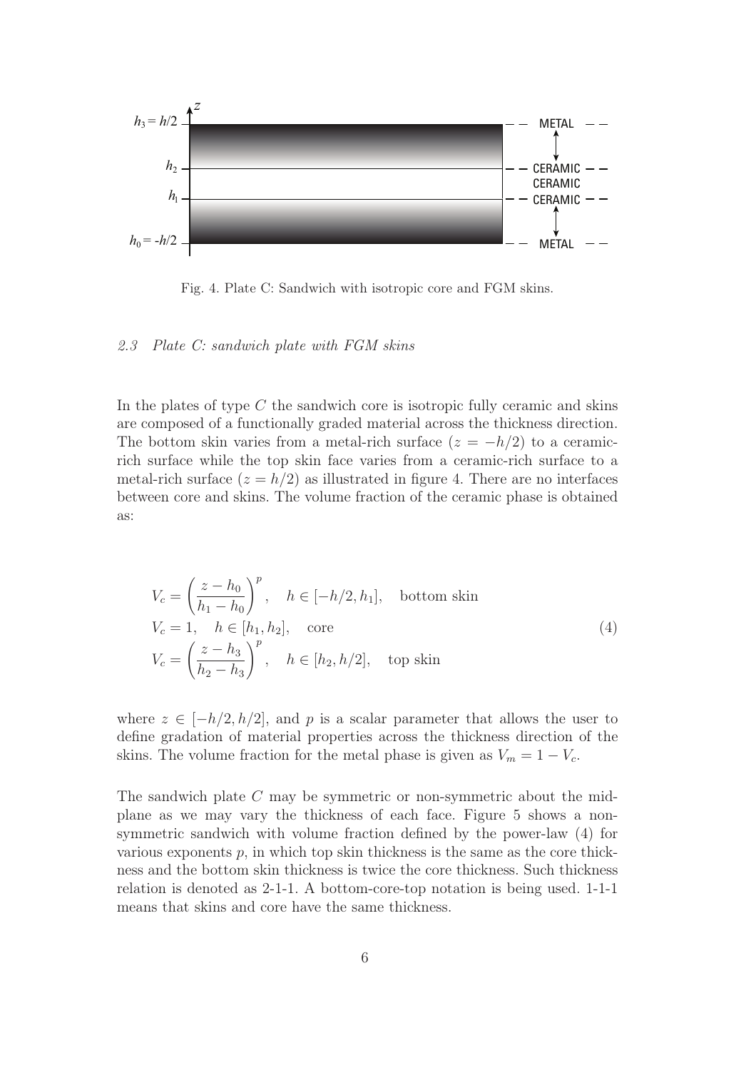Fig. 4. Plate C: Sandwich with isotropic core and FGM skins.

### 2.3 Plate C: sandwich plate with FGM skins

In the plates of type $C$ the sandwich core is isotropic fully ceramic and skins are composed of a functionally graded material across the thickness direction. The bottom skin varies from a metal-rich surface ($z = -h/2$) to a ceramic-rich surface while the top skin face varies from a ceramic-rich surface to a metal-rich surface ($z = h/2$) as illustrated in figure 4. There are no interfaces between core and skins. The volume fraction of the ceramic phase is obtained as:

$$
\begin{aligned}
&V_c = \left(\frac{z - h_0}{h_1 - h_0}\right)^p, \quad h \in [-h/2, h_1], \quad \text{bottom skin} \\
&V_c = 1, \quad h \in [h_1, h_2], \quad \text{core} \\
&V_c = \left(\frac{z - h_3}{h_2 - h_3}\right)^p, \quad h \in [h_2, h/2], \quad \text{top skin}
\end{aligned}
\tag{4}
$$

where $z \in [-h/2, h/2]$, and $p$ is a scalar parameter that allows the user to define gradation of material properties across the thickness direction of the skins. The volume fraction for the metal phase is given as $V_m = 1 - V_c$.

The sandwich plate $C$ may be symmetric or non-symmetric about the mid-plane as we may vary the thickness of each face. Figure 5 shows a non-symmetric sandwich with volume fraction defined by the power-law (4) for various exponents $p$, in which top skin thickness is the same as the core thickness and the bottom skin thickness is twice the core thickness. Such thickness relation is denoted as 2-1-1. A bottom-core-top notation is being used. 1-1-1 means that skins and core have the same thickness.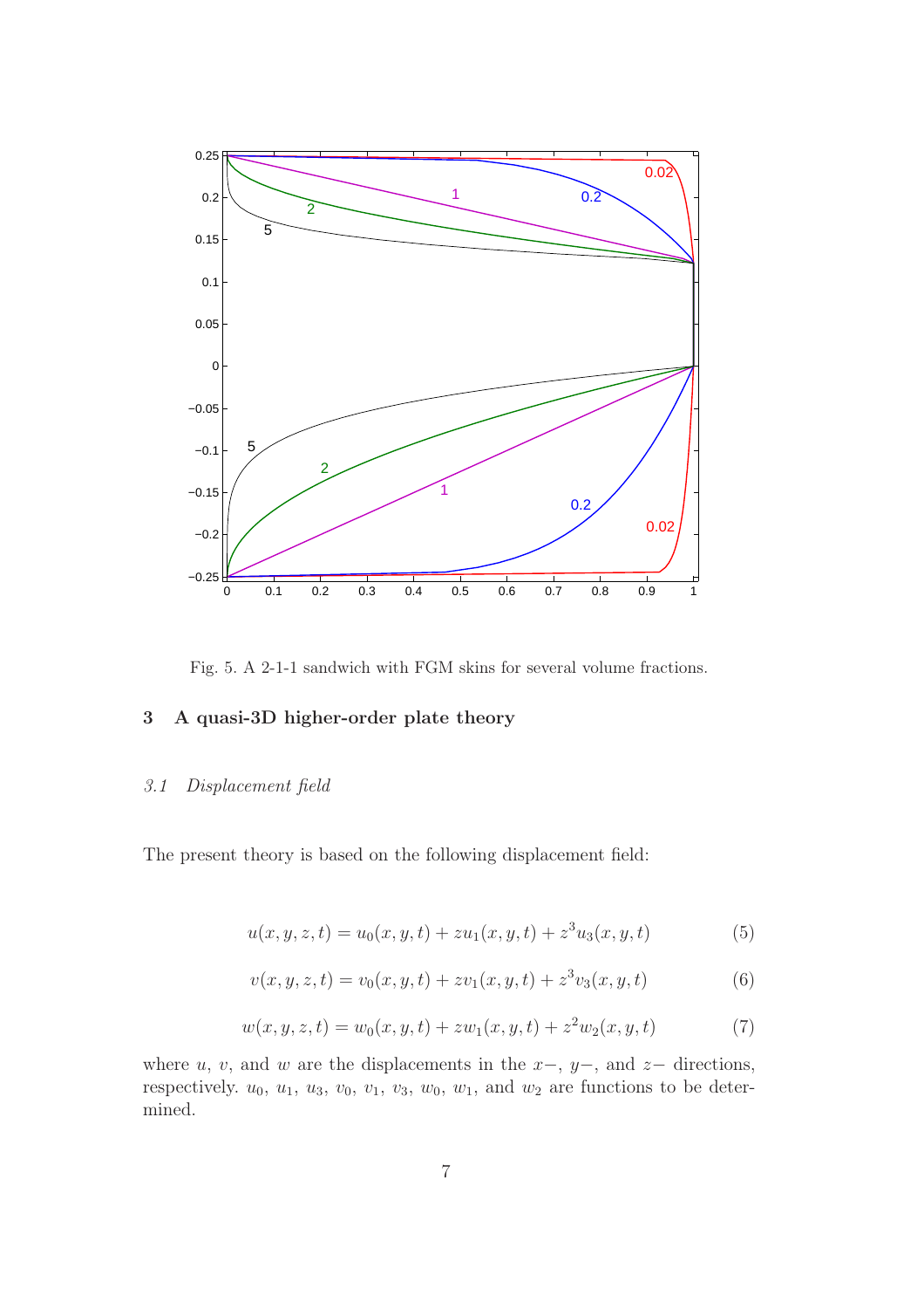Fig. 5. A 2-1-1 sandwich with FGM skins for several volume fractions.

## 3 A quasi-3D higher-order plate theory

### *3.1 Displacement field*

The present theory is based on the following displacement field:

$$u(x, y, z, t) = u_0(x, y, t) + zu_1(x, y, t) + z^3u_3(x, y, t) \tag{5}$$

$$v(x, y, z, t) = v_0(x, y, t) + zv_1(x, y, t) + z^3v_3(x, y, t) \tag{6}$$

$$w(x, y, z, t) = w_0(x, y, t) + zw_1(x, y, t) + z^2w_2(x, y, t) \tag{7}$$

where $u$, $v$, and $w$ are the displacements in the $x-$, $y-$, and $z-$ directions, respectively. $u_0$, $u_1$, $u_3$, $v_0$, $v_1$, $v_3$, $w_0$, $w_1$, and $w_2$ are functions to be determined.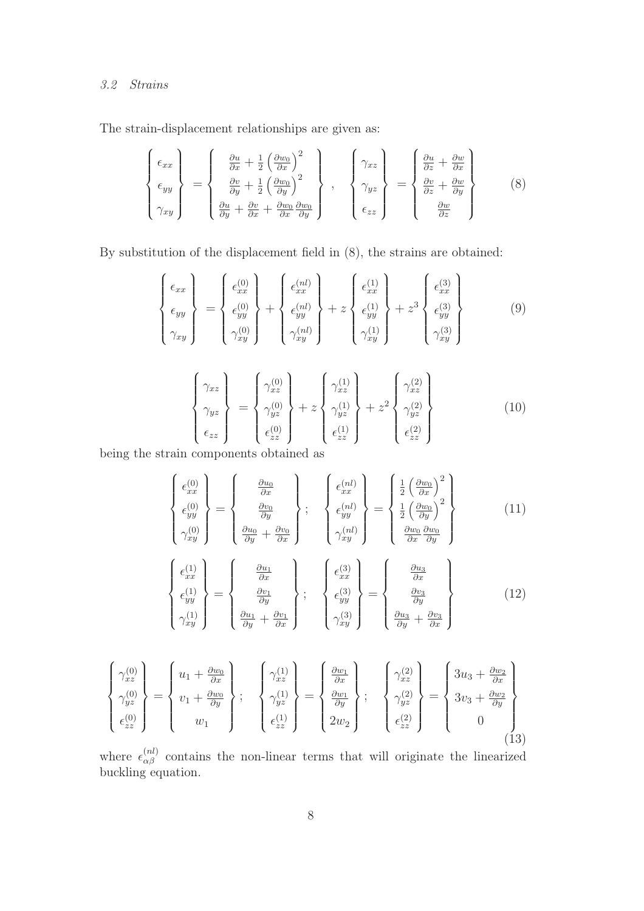### 3.2 Strains

The strain-displacement relationships are given as:

$$
\begin{Bmatrix} \epsilon_{xx} \\ \epsilon_{yy} \\ \gamma_{xy} \end{Bmatrix} = \begin{Bmatrix} \frac{\partial u}{\partial x} + \frac{1}{2}\left(\frac{\partial w_0}{\partial x}\right)^2 \\ \frac{\partial v}{\partial y} + \frac{1}{2}\left(\frac{\partial w_0}{\partial y}\right)^2 \\ \frac{\partial u}{\partial y} + \frac{\partial v}{\partial x} + \frac{\partial w_0}{\partial x}\frac{\partial w_0}{\partial y} \end{Bmatrix}, \quad \begin{Bmatrix} \gamma_{xz} \\ \gamma_{yz} \\ \epsilon_{zz} \end{Bmatrix} = \begin{Bmatrix} \frac{\partial u}{\partial z} + \frac{\partial w}{\partial x} \\ \frac{\partial v}{\partial z} + \frac{\partial w}{\partial y} \\ \frac{\partial w}{\partial z} \end{Bmatrix} \tag{8}
$$

By substitution of the displacement field in (8), the strains are obtained:

$$
\begin{Bmatrix} \epsilon_{xx} \\ \epsilon_{yy} \\ \gamma_{xy} \end{Bmatrix} = \begin{Bmatrix} \epsilon_{xx}^{(0)} \\ \epsilon_{yy}^{(0)} \\ \gamma_{xy}^{(0)} \end{Bmatrix} + \begin{Bmatrix} \epsilon_{xx}^{(nl)} \\ \epsilon_{yy}^{(nl)} \\ \gamma_{xy}^{(nl)} \end{Bmatrix} + z \begin{Bmatrix} \epsilon_{xx}^{(1)} \\ \epsilon_{yy}^{(1)} \\ \gamma_{xy}^{(1)} \end{Bmatrix} + z^3 \begin{Bmatrix} \epsilon_{xx}^{(3)} \\ \epsilon_{yy}^{(3)} \\ \gamma_{xy}^{(3)} \end{Bmatrix} \tag{9}
$$

$$
\begin{Bmatrix} \gamma_{xz} \\ \gamma_{yz} \\ \epsilon_{zz} \end{Bmatrix} = \begin{Bmatrix} \gamma_{xz}^{(0)} \\ \gamma_{yz}^{(0)} \\ \epsilon_{zz}^{(0)} \end{Bmatrix} + z \begin{Bmatrix} \gamma_{xz}^{(1)} \\ \gamma_{yz}^{(1)} \\ \epsilon_{zz}^{(1)} \end{Bmatrix} + z^2 \begin{Bmatrix} \gamma_{xz}^{(2)} \\ \gamma_{yz}^{(2)} \\ \epsilon_{zz}^{(2)} \end{Bmatrix} \tag{10}
$$

being the strain components obtained as

$$
\begin{Bmatrix} \epsilon_{xx}^{(0)} \\ \epsilon_{yy}^{(0)} \\ \gamma_{xy}^{(0)} \end{Bmatrix} = \begin{Bmatrix} \frac{\partial u_0}{\partial x} \\ \frac{\partial v_0}{\partial y} \\ \frac{\partial u_0}{\partial y} + \frac{\partial v_0}{\partial x} \end{Bmatrix}; \quad \begin{Bmatrix} \epsilon_{xx}^{(nl)} \\ \epsilon_{yy}^{(nl)} \\ \gamma_{xy}^{(nl)} \end{Bmatrix} = \begin{Bmatrix} \frac{1}{2}\left(\frac{\partial w_0}{\partial x}\right)^2 \\ \frac{1}{2}\left(\frac{\partial w_0}{\partial y}\right)^2 \\ \frac{\partial w_0}{\partial x}\frac{\partial w_0}{\partial y} \end{Bmatrix} \tag{11}
$$

$$
\begin{Bmatrix} \epsilon_{xx}^{(1)} \\ \epsilon_{yy}^{(1)} \\ \gamma_{xy}^{(1)} \end{Bmatrix} = \begin{Bmatrix} \frac{\partial u_1}{\partial x} \\ \frac{\partial v_1}{\partial y} \\ \frac{\partial u_1}{\partial y} + \frac{\partial v_1}{\partial x} \end{Bmatrix}; \quad \begin{Bmatrix} \epsilon_{xx}^{(3)} \\ \epsilon_{yy}^{(3)} \\ \gamma_{xy}^{(3)} \end{Bmatrix} = \begin{Bmatrix} \frac{\partial u_3}{\partial x} \\ \frac{\partial v_3}{\partial y} \\ \frac{\partial u_3}{\partial y} + \frac{\partial v_3}{\partial x} \end{Bmatrix} \tag{12}
$$

$$
\begin{Bmatrix} \gamma_{xz}^{(0)} \\ \gamma_{yz}^{(0)} \\ \epsilon_{zz}^{(0)} \end{Bmatrix} = \begin{Bmatrix} u_1 + \frac{\partial w_0}{\partial x} \\ v_1 + \frac{\partial w_0}{\partial y} \\ w_1 \end{Bmatrix}; \quad \begin{Bmatrix} \gamma_{xz}^{(1)} \\ \gamma_{yz}^{(1)} \\ \epsilon_{zz}^{(1)} \end{Bmatrix} = \begin{Bmatrix} \frac{\partial w_1}{\partial x} \\ \frac{\partial w_1}{\partial y} \\ 2w_2 \end{Bmatrix}; \quad \begin{Bmatrix} \gamma_{xz}^{(2)} \\ \gamma_{yz}^{(2)} \\ \epsilon_{zz}^{(2)} \end{Bmatrix} = \begin{Bmatrix} 3u_3 + \frac{\partial w_2}{\partial x} \\ 3v_3 + \frac{\partial w_2}{\partial y} \\ 0 \end{Bmatrix} \tag{13}
$$

where $\epsilon_{\alpha\beta}^{(nl)}$ contains the non-linear terms that will originate the linearized buckling equation.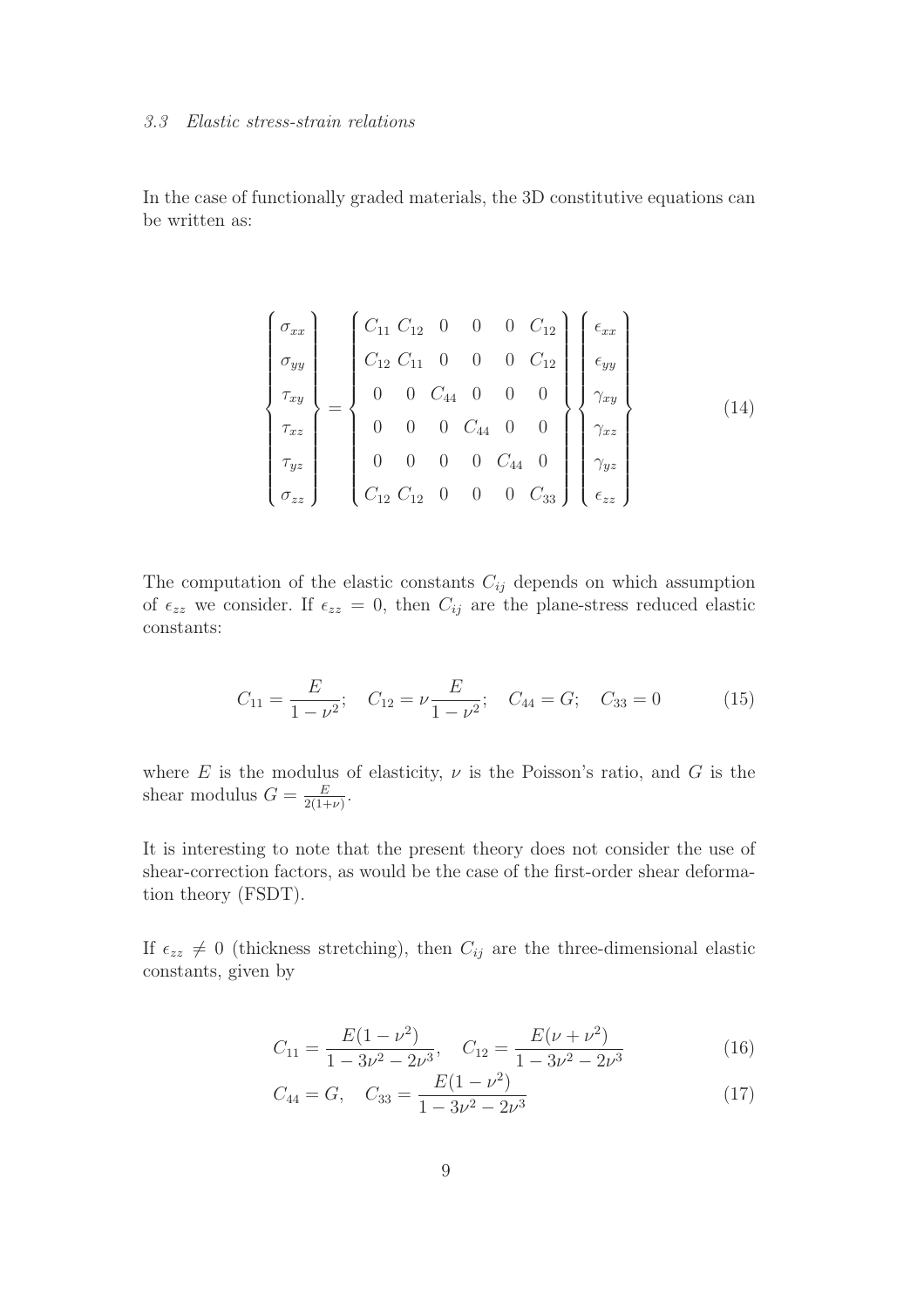### 3.3 Elastic stress-strain relations

In the case of functionally graded materials, the 3D constitutive equations can be written as:

$$
\left\{ \begin{array}{c} \sigma_{xx} \\ \sigma_{yy} \\ \tau_{xy} \\ \tau_{xz} \\ \tau_{yz} \\ \sigma_{zz} \end{array} \right\} = \left\{ \begin{array}{cccccc} C_{11} & C_{12} & 0 & 0 & 0 & C_{12} \\ C_{12} & C_{11} & 0 & 0 & 0 & C_{12} \\ 0 & 0 & C_{44} & 0 & 0 & 0 \\ 0 & 0 & 0 & C_{44} & 0 & 0 \\ 0 & 0 & 0 & 0 & C_{44} & 0 \\ C_{12} & C_{12} & 0 & 0 & 0 & C_{33} \end{array} \right\} \left\{ \begin{array}{c} \epsilon_{xx} \\ \epsilon_{yy} \\ \gamma_{xy} \\ \gamma_{xz} \\ \gamma_{yz} \\ \epsilon_{zz} \end{array} \right\} \tag{14}
$$

The computation of the elastic constants $C_{ij}$ depends on which assumption of $\epsilon_{zz}$ we consider. If $\epsilon_{zz} = 0$, then $C_{ij}$ are the plane-stress reduced elastic constants:

$$
C_{11} = \frac{E}{1-\nu^2}; \quad C_{12} = \nu \frac{E}{1-\nu^2}; \quad C_{44} = G; \quad C_{33} = 0 \tag{15}
$$

where $E$ is the modulus of elasticity, $\nu$ is the Poisson's ratio, and $G$ is the shear modulus $G = \frac{E}{2(1+\nu)}$.

It is interesting to note that the present theory does not consider the use of shear-correction factors, as would be the case of the first-order shear deformation theory (FSDT).

If $\epsilon_{zz} \neq 0$ (thickness stretching), then $C_{ij}$ are the three-dimensional elastic constants, given by

$$
C_{11} = \frac{E(1-\nu^2)}{1-3\nu^2-2\nu^3}, \quad C_{12} = \frac{E(\nu+\nu^2)}{1-3\nu^2-2\nu^3} \tag{16}
$$

$$
C_{44} = G, \quad C_{33} = \frac{E(1-\nu^2)}{1-3\nu^2-2\nu^3} \tag{17}
$$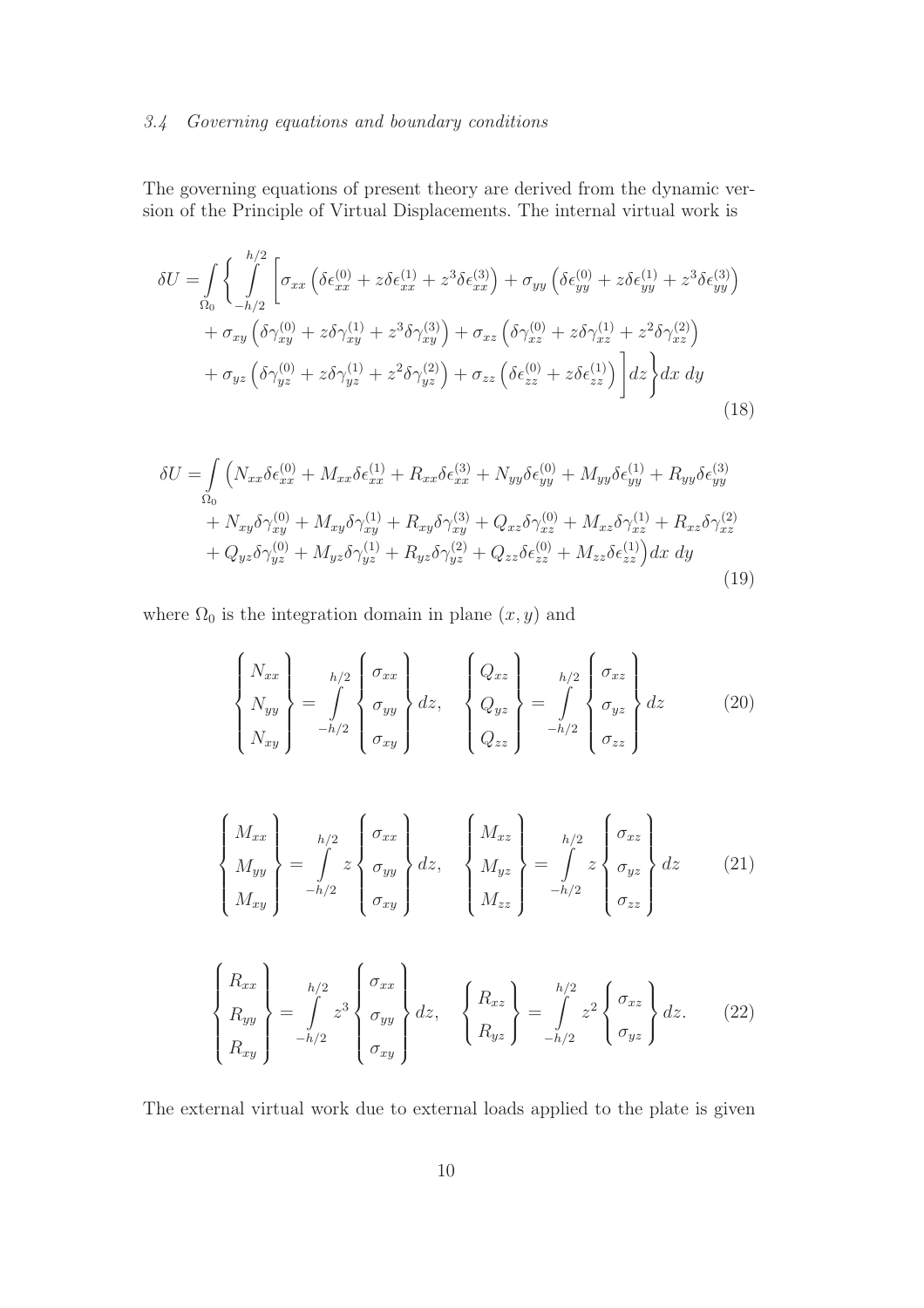### 3.4 Governing equations and boundary conditions

The governing equations of present theory are derived from the dynamic version of the Principle of Virtual Displacements. The internal virtual work is

$$
\begin{aligned}
\delta U = \int_{\Omega_0} \Bigg\{ \int_{-h/2}^{h/2} \Bigg[ & \sigma_{xx} \left( \delta\epsilon_{xx}^{(0)} + z\delta\epsilon_{xx}^{(1)} + z^3\delta\epsilon_{xx}^{(3)} \right) + \sigma_{yy} \left( \delta\epsilon_{yy}^{(0)} + z\delta\epsilon_{yy}^{(1)} + z^3\delta\epsilon_{yy}^{(3)} \right) \\
& + \sigma_{xy} \left( \delta\gamma_{xy}^{(0)} + z\delta\gamma_{xy}^{(1)} + z^3\delta\gamma_{xy}^{(3)} \right) + \sigma_{xz} \left( \delta\gamma_{xz}^{(0)} + z\delta\gamma_{xz}^{(1)} + z^2\delta\gamma_{xz}^{(2)} \right) \\
& + \sigma_{yz} \left( \delta\gamma_{yz}^{(0)} + z\delta\gamma_{yz}^{(1)} + z^2\delta\gamma_{yz}^{(2)} \right) + \sigma_{zz} \left( \delta\epsilon_{zz}^{(0)} + z\delta\epsilon_{zz}^{(1)} \right) \Bigg] dz \Bigg\} dx\ dy
\end{aligned}
\tag{18}
$$

$$
\begin{aligned}
\delta U = \int_{\Omega_0} \Big( & N_{xx}\delta\epsilon_{xx}^{(0)} + M_{xx}\delta\epsilon_{xx}^{(1)} + R_{xx}\delta\epsilon_{xx}^{(3)} + N_{yy}\delta\epsilon_{yy}^{(0)} + M_{yy}\delta\epsilon_{yy}^{(1)} + R_{yy}\delta\epsilon_{yy}^{(3)} \\
& + N_{xy}\delta\gamma_{xy}^{(0)} + M_{xy}\delta\gamma_{xy}^{(1)} + R_{xy}\delta\gamma_{xy}^{(3)} + Q_{xz}\delta\gamma_{xz}^{(0)} + M_{xz}\delta\gamma_{xz}^{(1)} + R_{xz}\delta\gamma_{xz}^{(2)} \\
& + Q_{yz}\delta\gamma_{yz}^{(0)} + M_{yz}\delta\gamma_{yz}^{(1)} + R_{yz}\delta\gamma_{yz}^{(2)} + Q_{zz}\delta\epsilon_{zz}^{(0)} + M_{zz}\delta\epsilon_{zz}^{(1)} \Big) dx\ dy
\end{aligned}
\tag{19}
$$

where $\Omega_0$ is the integration domain in plane $(x, y)$ and

$$
\begin{Bmatrix} N_{xx} \\ N_{yy} \\ N_{xy} \end{Bmatrix} = \int_{-h/2}^{h/2} \begin{Bmatrix} \sigma_{xx} \\ \sigma_{yy} \\ \sigma_{xy} \end{Bmatrix} dz, \quad \begin{Bmatrix} Q_{xz} \\ Q_{yz} \\ Q_{zz} \end{Bmatrix} = \int_{-h/2}^{h/2} \begin{Bmatrix} \sigma_{xz} \\ \sigma_{yz} \\ \sigma_{zz} \end{Bmatrix} dz \tag{20}
$$

$$
\begin{Bmatrix} M_{xx} \\ M_{yy} \\ M_{xy} \end{Bmatrix} = \int_{-h/2}^{h/2} z \begin{Bmatrix} \sigma_{xx} \\ \sigma_{yy} \\ \sigma_{xy} \end{Bmatrix} dz, \quad \begin{Bmatrix} M_{xz} \\ M_{yz} \\ M_{zz} \end{Bmatrix} = \int_{-h/2}^{h/2} z \begin{Bmatrix} \sigma_{xz} \\ \sigma_{yz} \\ \sigma_{zz} \end{Bmatrix} dz \tag{21}
$$

$$
\begin{Bmatrix} R_{xx} \\ R_{yy} \\ R_{xy} \end{Bmatrix} = \int_{-h/2}^{h/2} z^3 \begin{Bmatrix} \sigma_{xx} \\ \sigma_{yy} \\ \sigma_{xy} \end{Bmatrix} dz, \quad \begin{Bmatrix} R_{xz} \\ R_{yz} \end{Bmatrix} = \int_{-h/2}^{h/2} z^2 \begin{Bmatrix} \sigma_{xz} \\ \sigma_{yz} \end{Bmatrix} dz. \tag{22}
$$

The external virtual work due to external loads applied to the plate is given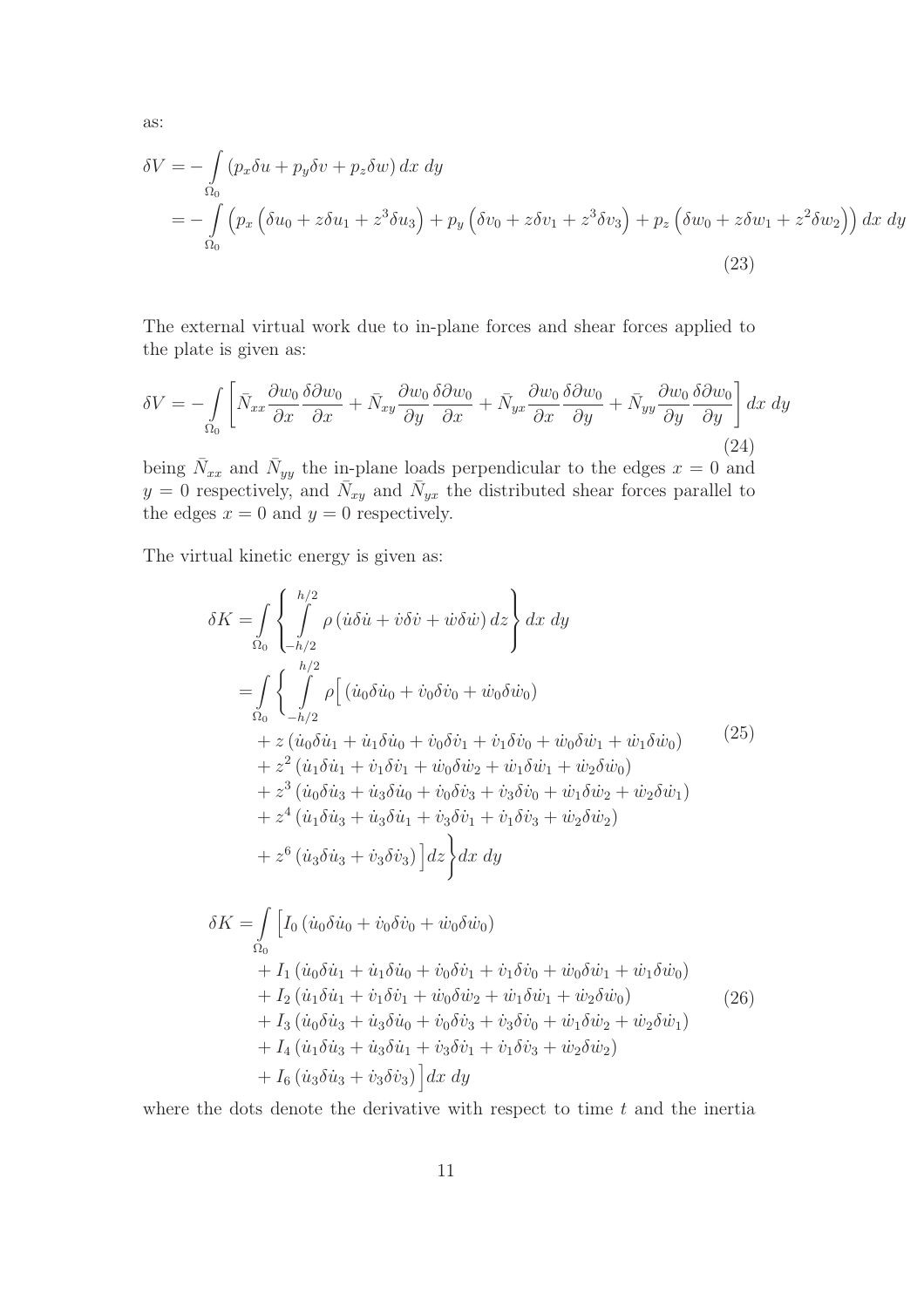as:

$$
\begin{aligned}
\delta V &= -\int_{\Omega_0} \left(p_x \delta u + p_y \delta v + p_z \delta w\right) dx\ dy \\
&= -\int_{\Omega_0} \Big(p_x \left(\delta u_0 + z\delta u_1 + z^3 \delta u_3\right) + p_y \left(\delta v_0 + z\delta v_1 + z^3 \delta v_3\right) + p_z \left(\delta w_0 + z\delta w_1 + z^2 \delta w_2\right)\Big)\, dx\ dy
\end{aligned} \tag{23}
$$

The external virtual work due to in-plane forces and shear forces applied to the plate is given as:

$$
\delta V = -\int_{\Omega_0} \left[\bar{N}_{xx} \frac{\partial w_0}{\partial x}\frac{\delta \partial w_0}{\partial x} + \bar{N}_{xy} \frac{\partial w_0}{\partial y}\frac{\delta \partial w_0}{\partial x} + \bar{N}_{yx} \frac{\partial w_0}{\partial x}\frac{\delta \partial w_0}{\partial y} + \bar{N}_{yy} \frac{\partial w_0}{\partial y}\frac{\delta \partial w_0}{\partial y}\right] dx\ dy \tag{24}
$$

being $\bar{N}_{xx}$ and $\bar{N}_{yy}$ the in-plane loads perpendicular to the edges $x = 0$ and $y = 0$ respectively, and $\bar{N}_{xy}$ and $\bar{N}_{yx}$ the distributed shear forces parallel to the edges $x = 0$ and $y = 0$ respectively.

The virtual kinetic energy is given as:

$$
\begin{aligned}
\delta K &= \int_{\Omega_0} \left\{ \int_{-h/2}^{h/2} \rho \left(\dot{u}\delta\dot{u} + \dot{v}\delta\dot{v} + \dot{w}\delta\dot{w}\right) dz \right\} dx\ dy \\
&= \int_{\Omega_0} \left\{ \int_{-h/2}^{h/2} \rho \Big[ \left(\dot{u}_0\delta\dot{u}_0 + \dot{v}_0\delta\dot{v}_0 + \dot{w}_0\delta\dot{w}_0\right) \right. \\
&\quad + z\left(\dot{u}_0\delta\dot{u}_1 + \dot{u}_1\delta\dot{u}_0 + \dot{v}_0\delta\dot{v}_1 + \dot{v}_1\delta\dot{v}_0 + \dot{w}_0\delta\dot{w}_1 + \dot{w}_1\delta\dot{w}_0\right) \\
&\quad + z^2\left(\dot{u}_1\delta\dot{u}_1 + \dot{v}_1\delta\dot{v}_1 + \dot{w}_0\delta\dot{w}_2 + \dot{w}_1\delta\dot{w}_1 + \dot{w}_2\delta\dot{w}_0\right) \\
&\quad + z^3\left(\dot{u}_0\delta\dot{u}_3 + \dot{u}_3\delta\dot{u}_0 + \dot{v}_0\delta\dot{v}_3 + \dot{v}_3\delta\dot{v}_0 + \dot{w}_1\delta\dot{w}_2 + \dot{w}_2\delta\dot{w}_1\right) \\
&\quad + z^4\left(\dot{u}_1\delta\dot{u}_3 + \dot{u}_3\delta\dot{u}_1 + \dot{v}_3\delta\dot{v}_1 + \dot{v}_1\delta\dot{v}_3 + \dot{w}_2\delta\dot{w}_2\right) \\
&\quad \left. + z^6\left(\dot{u}_3\delta\dot{u}_3 + \dot{v}_3\delta\dot{v}_3\right)\Big] dz \right\} dx\ dy
\end{aligned} \tag{25}
$$

$$
\begin{aligned}
\delta K &= \int_{\Omega_0} \Big[ I_0\left(\dot{u}_0\delta\dot{u}_0 + \dot{v}_0\delta\dot{v}_0 + \dot{w}_0\delta\dot{w}_0\right) \\
&\quad + I_1\left(\dot{u}_0\delta\dot{u}_1 + \dot{u}_1\delta\dot{u}_0 + \dot{v}_0\delta\dot{v}_1 + \dot{v}_1\delta\dot{v}_0 + \dot{w}_0\delta\dot{w}_1 + \dot{w}_1\delta\dot{w}_0\right) \\
&\quad + I_2\left(\dot{u}_1\delta\dot{u}_1 + \dot{v}_1\delta\dot{v}_1 + \dot{w}_0\delta\dot{w}_2 + \dot{w}_1\delta\dot{w}_1 + \dot{w}_2\delta\dot{w}_0\right) \\
&\quad + I_3\left(\dot{u}_0\delta\dot{u}_3 + \dot{u}_3\delta\dot{u}_0 + \dot{v}_0\delta\dot{v}_3 + \dot{v}_3\delta\dot{v}_0 + \dot{w}_1\delta\dot{w}_2 + \dot{w}_2\delta\dot{w}_1\right) \\
&\quad + I_4\left(\dot{u}_1\delta\dot{u}_3 + \dot{u}_3\delta\dot{u}_1 + \dot{v}_3\delta\dot{v}_1 + \dot{v}_1\delta\dot{v}_3 + \dot{w}_2\delta\dot{w}_2\right) \\
&\quad + I_6\left(\dot{u}_3\delta\dot{u}_3 + \dot{v}_3\delta\dot{v}_3\right)\Big] dx\ dy
\end{aligned} \tag{26}
$$

where the dots denote the derivative with respect to time $t$ and the inertia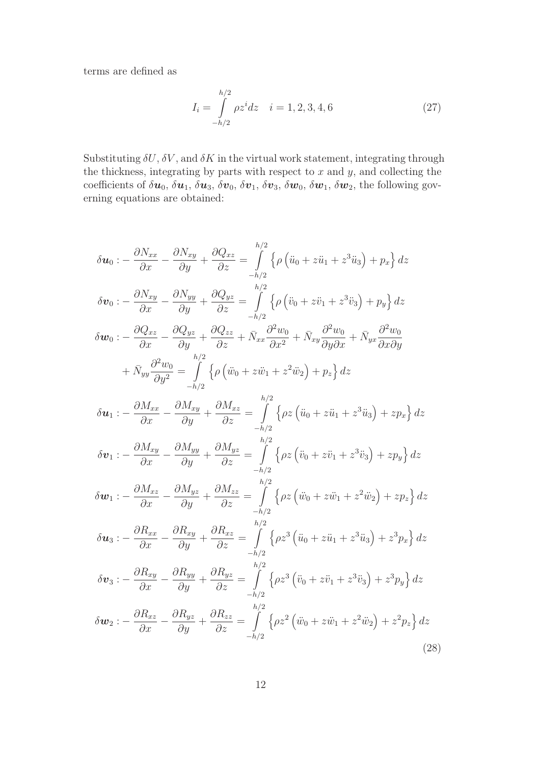terms are defined as

$$I_i = \int\limits_{-h/2}^{h/2} \rho z^i dz \quad i = 1, 2, 3, 4, 6 \tag{27}$$

Substituting $\delta U$, $\delta V$, and $\delta K$ in the virtual work statement, integrating through the thickness, integrating by parts with respect to $x$ and $y$, and collecting the coefficients of $\delta \boldsymbol{u}_0$, $\delta \boldsymbol{u}_1$, $\delta \boldsymbol{u}_3$, $\delta \boldsymbol{v}_0$, $\delta \boldsymbol{v}_1$, $\delta \boldsymbol{v}_3$, $\delta \boldsymbol{w}_0$, $\delta \boldsymbol{w}_1$, $\delta \boldsymbol{w}_2$, the following governing equations are obtained:

$$
\begin{aligned}
\delta \boldsymbol{u}_0 &: -\frac{\partial N_{xx}}{\partial x} - \frac{\partial N_{xy}}{\partial y} + \frac{\partial Q_{xz}}{\partial z} = \int\limits_{-h/2}^{h/2} \left\{ \rho \left( \ddot{u}_0 + z\ddot{u}_1 + z^3 \ddot{u}_3 \right) + p_x \right\} dz \\
\delta \boldsymbol{v}_0 &: -\frac{\partial N_{xy}}{\partial x} - \frac{\partial N_{yy}}{\partial y} + \frac{\partial Q_{yz}}{\partial z} = \int\limits_{-h/2}^{h/2} \left\{ \rho \left( \ddot{v}_0 + z\ddot{v}_1 + z^3 \ddot{v}_3 \right) + p_y \right\} dz \\
\delta \boldsymbol{w}_0 &: -\frac{\partial Q_{xz}}{\partial x} - \frac{\partial Q_{yz}}{\partial y} + \frac{\partial Q_{zz}}{\partial z} + \bar{N}_{xx}\frac{\partial^2 w_0}{\partial x^2} + \bar{N}_{xy}\frac{\partial^2 w_0}{\partial y \partial x} + \bar{N}_{yx}\frac{\partial^2 w_0}{\partial x \partial y} \\
&\quad + \bar{N}_{yy}\frac{\partial^2 w_0}{\partial y^2} = \int\limits_{-h/2}^{h/2} \left\{ \rho \left( \ddot{w}_0 + z\ddot{w}_1 + z^2 \ddot{w}_2 \right) + p_z \right\} dz \\
\delta \boldsymbol{u}_1 &: -\frac{\partial M_{xx}}{\partial x} - \frac{\partial M_{xy}}{\partial y} + \frac{\partial M_{xz}}{\partial z} = \int\limits_{-h/2}^{h/2} \left\{ \rho z \left( \ddot{u}_0 + z\ddot{u}_1 + z^3 \ddot{u}_3 \right) + z p_x \right\} dz \\
\delta \boldsymbol{v}_1 &: -\frac{\partial M_{xy}}{\partial x} - \frac{\partial M_{yy}}{\partial y} + \frac{\partial M_{yz}}{\partial z} = \int\limits_{-h/2}^{h/2} \left\{ \rho z \left( \ddot{v}_0 + z\ddot{v}_1 + z^3 \ddot{v}_3 \right) + z p_y \right\} dz \\
\delta \boldsymbol{w}_1 &: -\frac{\partial M_{xz}}{\partial x} - \frac{\partial M_{yz}}{\partial y} + \frac{\partial M_{zz}}{\partial z} = \int\limits_{-h/2}^{h/2} \left\{ \rho z \left( \ddot{w}_0 + z\ddot{w}_1 + z^2 \ddot{w}_2 \right) + z p_z \right\} dz \\
\delta \boldsymbol{u}_3 &: -\frac{\partial R_{xx}}{\partial x} - \frac{\partial R_{xy}}{\partial y} + \frac{\partial R_{xz}}{\partial z} = \int\limits_{-h/2}^{h/2} \left\{ \rho z^3 \left( \ddot{u}_0 + z\ddot{u}_1 + z^3 \ddot{u}_3 \right) + z^3 p_x \right\} dz \\
\delta \boldsymbol{v}_3 &: -\frac{\partial R_{xy}}{\partial x} - \frac{\partial R_{yy}}{\partial y} + \frac{\partial R_{yz}}{\partial z} = \int\limits_{-h/2}^{h/2} \left\{ \rho z^3 \left( \ddot{v}_0 + z\ddot{v}_1 + z^3 \ddot{v}_3 \right) + z^3 p_y \right\} dz \\
\delta \boldsymbol{w}_2 &: -\frac{\partial R_{xz}}{\partial x} - \frac{\partial R_{yz}}{\partial y} + \frac{\partial R_{zz}}{\partial z} = \int\limits_{-h/2}^{h/2} \left\{ \rho z^2 \left( \ddot{w}_0 + z\ddot{w}_1 + z^2 \ddot{w}_2 \right) + z^2 p_z \right\} dz
\end{aligned}
\tag{28}
$$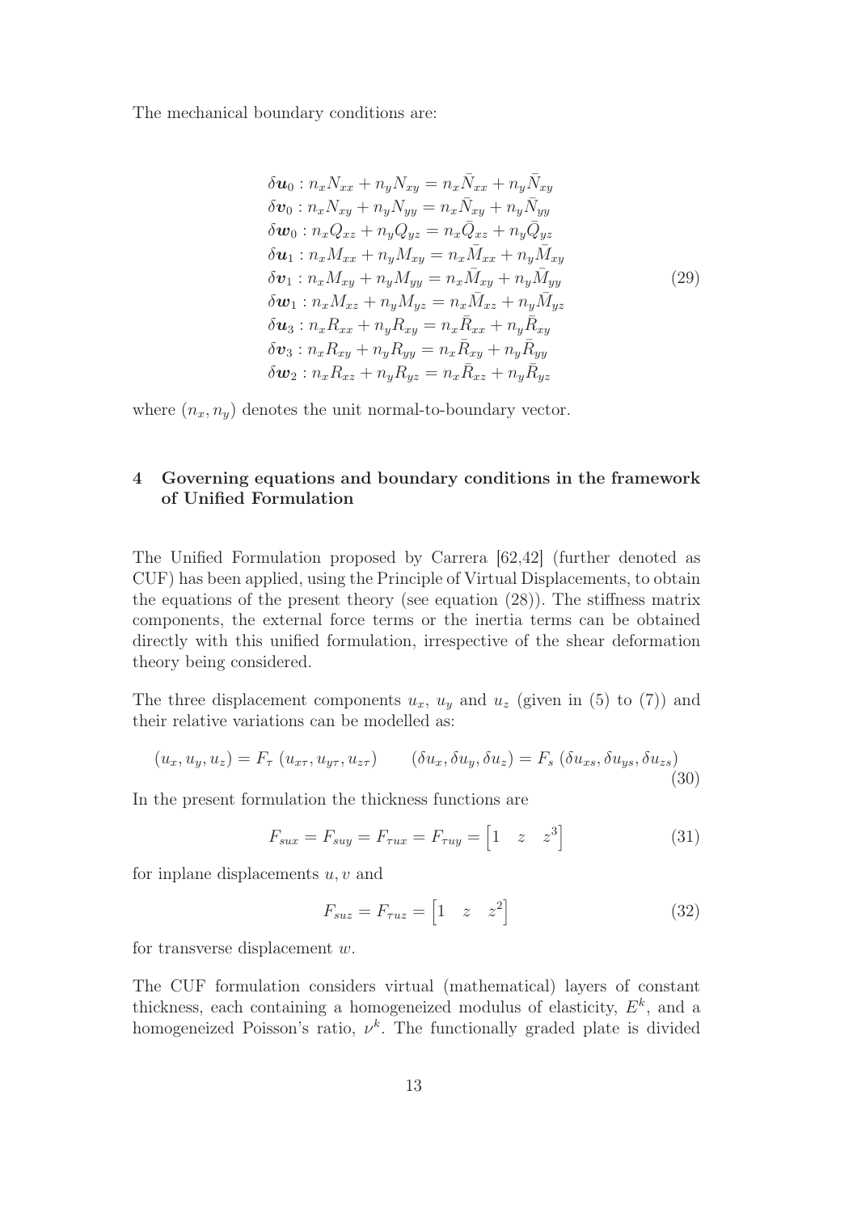The mechanical boundary conditions are:

$$
\begin{aligned}
\delta \boldsymbol{u}_0 &: n_x N_{xx} + n_y N_{xy} = n_x \bar{N}_{xx} + n_y \bar{N}_{xy} \\
\delta \boldsymbol{v}_0 &: n_x N_{xy} + n_y N_{yy} = n_x \bar{N}_{xy} + n_y \bar{N}_{yy} \\
\delta \boldsymbol{w}_0 &: n_x Q_{xz} + n_y Q_{yz} = n_x \bar{Q}_{xz} + n_y \bar{Q}_{yz} \\
\delta \boldsymbol{u}_1 &: n_x M_{xx} + n_y M_{xy} = n_x \bar{M}_{xx} + n_y \bar{M}_{xy} \\
\delta \boldsymbol{v}_1 &: n_x M_{xy} + n_y M_{yy} = n_x \bar{M}_{xy} + n_y \bar{M}_{yy} \\
\delta \boldsymbol{w}_1 &: n_x M_{xz} + n_y M_{yz} = n_x \bar{M}_{xz} + n_y \bar{M}_{yz} \\
\delta \boldsymbol{u}_3 &: n_x R_{xx} + n_y R_{xy} = n_x \bar{R}_{xx} + n_y \bar{R}_{xy} \\
\delta \boldsymbol{v}_3 &: n_x R_{xy} + n_y R_{yy} = n_x \bar{R}_{xy} + n_y \bar{R}_{yy} \\
\delta \boldsymbol{w}_2 &: n_x R_{xz} + n_y R_{yz} = n_x \bar{R}_{xz} + n_y \bar{R}_{yz}
\end{aligned}
\tag{29}
$$

where $(n_x, n_y)$ denotes the unit normal-to-boundary vector.

## 4 Governing equations and boundary conditions in the framework of Unified Formulation

The Unified Formulation proposed by Carrera [62,42] (further denoted as CUF) has been applied, using the Principle of Virtual Displacements, to obtain the equations of the present theory (see equation (28)). The stiffness matrix components, the external force terms or the inertia terms can be obtained directly with this unified formulation, irrespective of the shear deformation theory being considered.

The three displacement components $u_x$, $u_y$ and $u_z$ (given in (5) to (7)) and their relative variations can be modelled as:

$$
(u_x, u_y, u_z) = F_\tau \, (u_{x\tau}, u_{y\tau}, u_{z\tau}) \qquad (\delta u_x, \delta u_y, \delta u_z) = F_s \, (\delta u_{xs}, \delta u_{ys}, \delta u_{zs}) \tag{30}
$$

In the present formulation the thickness functions are

$$
F_{sux} = F_{suy} = F_{\tau ux} = F_{\tau uy} = \begin{bmatrix} 1 & z & z^3 \end{bmatrix} \tag{31}
$$

for inplane displacements $u, v$ and

$$
F_{suz} = F_{\tau uz} = \begin{bmatrix} 1 & z & z^2 \end{bmatrix} \tag{32}
$$

for transverse displacement $w$.

The CUF formulation considers virtual (mathematical) layers of constant thickness, each containing a homogeneized modulus of elasticity, $E^k$, and a homogeneized Poisson's ratio, $\nu^k$. The functionally graded plate is divided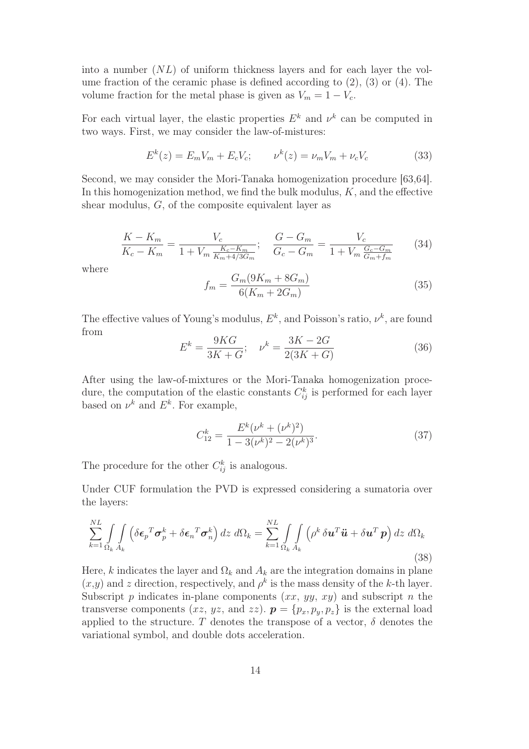into a number ($NL$) of uniform thickness layers and for each layer the volume fraction of the ceramic phase is defined according to (2), (3) or (4). The volume fraction for the metal phase is given as $V_m = 1 - V_c$.

For each virtual layer, the elastic properties $E^k$ and $\nu^k$ can be computed in two ways. First, we may consider the law-of-mistures:

$$E^k(z) = E_m V_m + E_c V_c; \qquad \nu^k(z) = \nu_m V_m + \nu_c V_c \tag{33}$$

Second, we may consider the Mori-Tanaka homogenization procedure [63,64]. In this homogenization method, we find the bulk modulus, $K$, and the effective shear modulus, $G$, of the composite equivalent layer as

$$\frac{K - K_m}{K_c - K_m} = \frac{V_c}{1 + V_m \frac{K_c - K_m}{K_m + 4/3 G_m}}; \quad \frac{G - G_m}{G_c - G_m} = \frac{V_c}{1 + V_m \frac{G_c - G_m}{G_m + f_m}} \tag{34}$$

where

$$f_m = \frac{G_m(9K_m + 8G_m)}{6(K_m + 2G_m)} \tag{35}$$

The effective values of Young's modulus, $E^k$, and Poisson's ratio, $\nu^k$, are found from

$$E^k = \frac{9KG}{3K + G}; \quad \nu^k = \frac{3K - 2G}{2(3K + G)} \tag{36}$$

After using the law-of-mixtures or the Mori-Tanaka homogenization procedure, the computation of the elastic constants $C_{ij}^k$ is performed for each layer based on $\nu^k$ and $E^k$. For example,

$$C_{12}^k = \frac{E^k(\nu^k + (\nu^k)^2)}{1 - 3(\nu^k)^2 - 2(\nu^k)^3}. \tag{37}$$

The procedure for the other $C_{ij}^k$ is analogous.

Under CUF formulation the PVD is expressed considering a sumatoria over the layers:

$$\sum_{k=1}^{NL} \int_{\Omega_k} \int_{A_k} \left( \delta \boldsymbol{\epsilon}_p{}^T \boldsymbol{\sigma}_p^k + \delta \boldsymbol{\epsilon}_n{}^T \boldsymbol{\sigma}_n^k \right) dz \, d\Omega_k = \sum_{k=1}^{NL} \int_{\Omega_k} \int_{A_k} \left( \rho^k \, \delta \boldsymbol{u}^T \ddot{\boldsymbol{u}} + \delta \boldsymbol{u}^T \boldsymbol{p} \right) dz \, d\Omega_k \tag{38}$$

Here, $k$ indicates the layer and $\Omega_k$ and $A_k$ are the integration domains in plane ($x$,$y$) and $z$ direction, respectively, and $\rho^k$ is the mass density of the $k$-th layer. Subscript $p$ indicates in-plane components ($xx$, $yy$, $xy$) and subscript $n$ the transverse components ($xz$, $yz$, and $zz$). $\boldsymbol{p} = \{p_x, p_y, p_z\}$ is the external load applied to the structure. $T$ denotes the transpose of a vector, $\delta$ denotes the variational symbol, and double dots acceleration.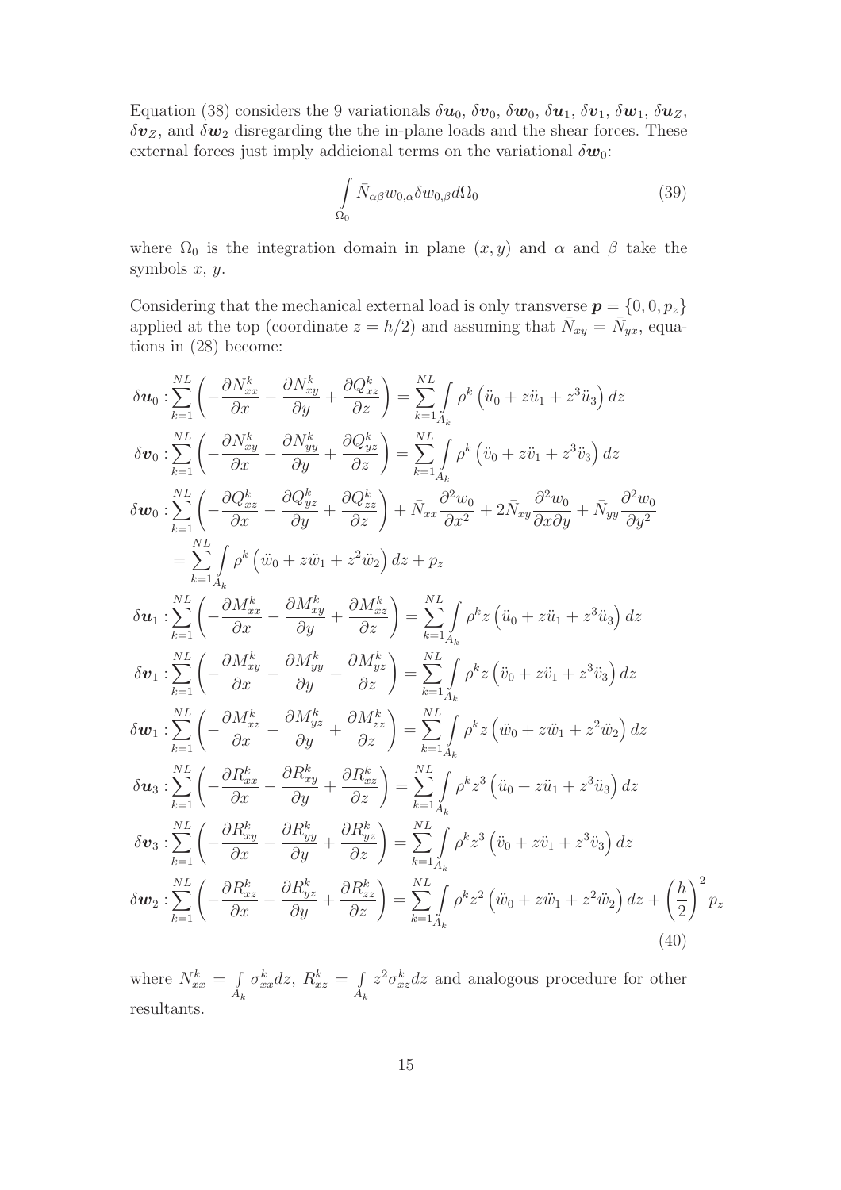Equation (38) considers the 9 variationals $\delta \boldsymbol{u}_0$, $\delta \boldsymbol{v}_0$, $\delta \boldsymbol{w}_0$, $\delta \boldsymbol{u}_1$, $\delta \boldsymbol{v}_1$, $\delta \boldsymbol{w}_1$, $\delta \boldsymbol{u}_Z$, $\delta \boldsymbol{v}_Z$, and $\delta \boldsymbol{w}_2$ disregarding the the in-plane loads and the shear forces. These external forces just imply addicional terms on the variational $\delta \boldsymbol{w}_0$:

$$
\int_{\Omega_0} \bar{N}_{\alpha\beta} w_{0,\alpha} \delta w_{0,\beta} d\Omega_0 \tag{39}
$$

where $\Omega_0$ is the integration domain in plane $(x, y)$ and $\alpha$ and $\beta$ take the symbols $x$, $y$.

Considering that the mechanical external load is only transverse $\boldsymbol{p} = \{0, 0, p_z\}$ applied at the top (coordinate $z = h/2$) and assuming that $\bar{N}_{xy} = \bar{N}_{yx}$, equations in (28) become:

$$
\begin{aligned}
\delta \boldsymbol{u}_0 &: \sum_{k=1}^{NL} \left( -\frac{\partial N_{xx}^k}{\partial x} - \frac{\partial N_{xy}^k}{\partial y} + \frac{\partial Q_{xz}^k}{\partial z} \right) = \sum_{k=1}^{NL} \int_{A_k} \rho^k \left( \ddot{u}_0 + z\ddot{u}_1 + z^3 \ddot{u}_3 \right) dz \\
\delta \boldsymbol{v}_0 &: \sum_{k=1}^{NL} \left( -\frac{\partial N_{xy}^k}{\partial x} - \frac{\partial N_{yy}^k}{\partial y} + \frac{\partial Q_{yz}^k}{\partial z} \right) = \sum_{k=1}^{NL} \int_{A_k} \rho^k \left( \ddot{v}_0 + z\ddot{v}_1 + z^3 \ddot{v}_3 \right) dz \\
\delta \boldsymbol{w}_0 &: \sum_{k=1}^{NL} \left( -\frac{\partial Q_{xz}^k}{\partial x} - \frac{\partial Q_{yz}^k}{\partial y} + \frac{\partial Q_{zz}^k}{\partial z} \right) + \bar{N}_{xx} \frac{\partial^2 w_0}{\partial x^2} + 2\bar{N}_{xy} \frac{\partial^2 w_0}{\partial x \partial y} + \bar{N}_{yy} \frac{\partial^2 w_0}{\partial y^2} \\
&= \sum_{k=1}^{NL} \int_{A_k} \rho^k \left( \ddot{w}_0 + z\ddot{w}_1 + z^2 \ddot{w}_2 \right) dz + p_z \\
\delta \boldsymbol{u}_1 &: \sum_{k=1}^{NL} \left( -\frac{\partial M_{xx}^k}{\partial x} - \frac{\partial M_{xy}^k}{\partial y} + \frac{\partial M_{xz}^k}{\partial z} \right) = \sum_{k=1}^{NL} \int_{A_k} \rho^k z \left( \ddot{u}_0 + z\ddot{u}_1 + z^3 \ddot{u}_3 \right) dz \\
\delta \boldsymbol{v}_1 &: \sum_{k=1}^{NL} \left( -\frac{\partial M_{xy}^k}{\partial x} - \frac{\partial M_{yy}^k}{\partial y} + \frac{\partial M_{yz}^k}{\partial z} \right) = \sum_{k=1}^{NL} \int_{A_k} \rho^k z \left( \ddot{v}_0 + z\ddot{v}_1 + z^3 \ddot{v}_3 \right) dz \\
\delta \boldsymbol{w}_1 &: \sum_{k=1}^{NL} \left( -\frac{\partial M_{xz}^k}{\partial x} - \frac{\partial M_{yz}^k}{\partial y} + \frac{\partial M_{zz}^k}{\partial z} \right) = \sum_{k=1}^{NL} \int_{A_k} \rho^k z \left( \ddot{w}_0 + z\ddot{w}_1 + z^2 \ddot{w}_2 \right) dz \\
\delta \boldsymbol{u}_3 &: \sum_{k=1}^{NL} \left( -\frac{\partial R_{xx}^k}{\partial x} - \frac{\partial R_{xy}^k}{\partial y} + \frac{\partial R_{xz}^k}{\partial z} \right) = \sum_{k=1}^{NL} \int_{A_k} \rho^k z^3 \left( \ddot{u}_0 + z\ddot{u}_1 + z^3 \ddot{u}_3 \right) dz \\
\delta \boldsymbol{v}_3 &: \sum_{k=1}^{NL} \left( -\frac{\partial R_{xy}^k}{\partial x} - \frac{\partial R_{yy}^k}{\partial y} + \frac{\partial R_{yz}^k}{\partial z} \right) = \sum_{k=1}^{NL} \int_{A_k} \rho^k z^3 \left( \ddot{v}_0 + z\ddot{v}_1 + z^3 \ddot{v}_3 \right) dz \\
\delta \boldsymbol{w}_2 &: \sum_{k=1}^{NL} \left( -\frac{\partial R_{xz}^k}{\partial x} - \frac{\partial R_{yz}^k}{\partial y} + \frac{\partial R_{zz}^k}{\partial z} \right) = \sum_{k=1}^{NL} \int_{A_k} \rho^k z^2 \left( \ddot{w}_0 + z\ddot{w}_1 + z^2 \ddot{w}_2 \right) dz + \left( \frac{h}{2} \right)^2 p_z
\end{aligned} \tag{40}
$$

where $N_{xx}^k = \int\limits_{A_k} \sigma_{xx}^k dz$, $R_{xz}^k = \int\limits_{A_k} z^2 \sigma_{xz}^k dz$ and analogous procedure for other resultants.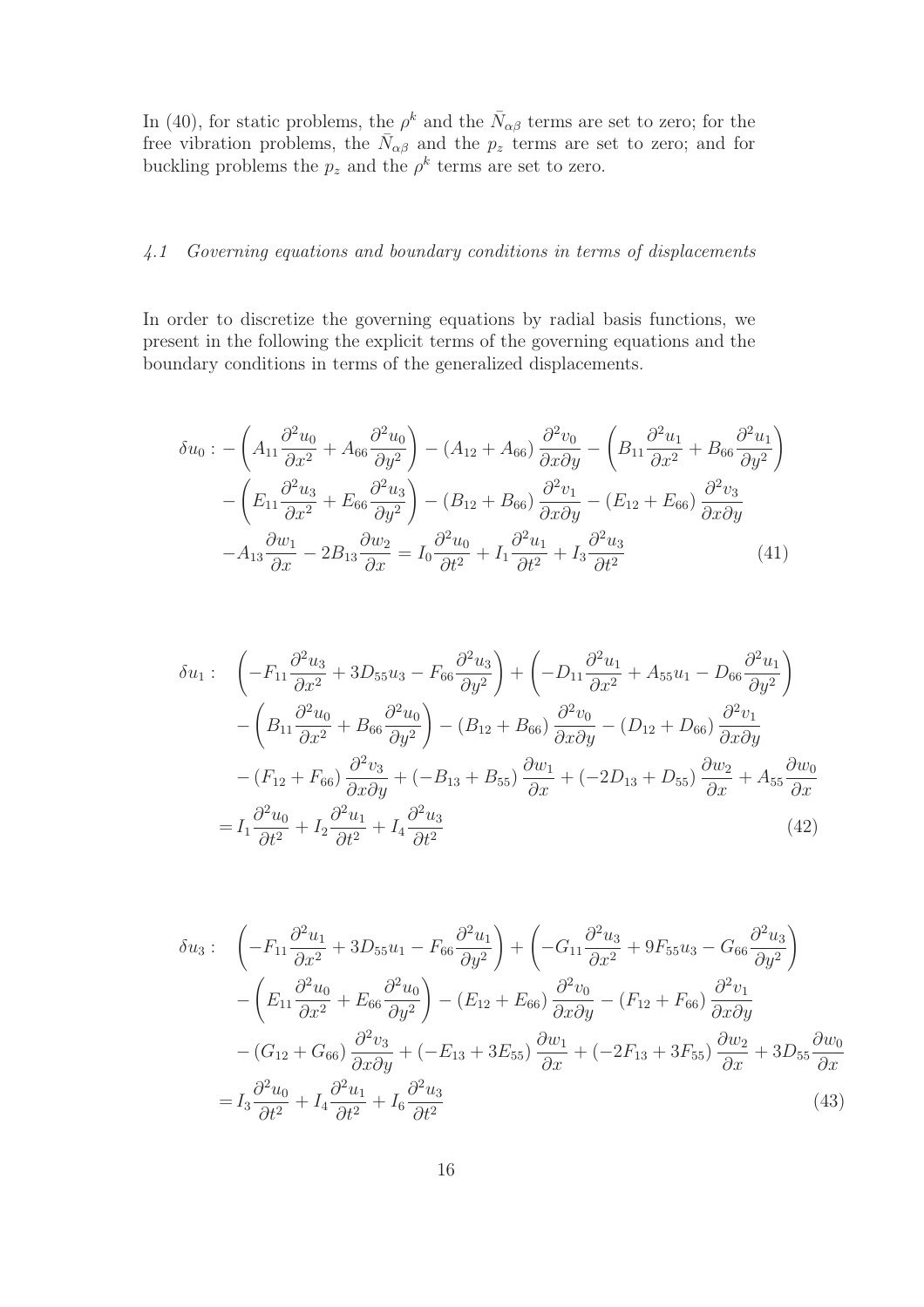In (40), for static problems, the $\rho^k$ and the $\bar{N}_{\alpha\beta}$ terms are set to zero; for the free vibration problems, the $\bar{N}_{\alpha\beta}$ and the $p_z$ terms are set to zero; and for buckling problems the $p_z$ and the $\rho^k$ terms are set to zero.

### *4.1 Governing equations and boundary conditions in terms of displacements*

In order to discretize the governing equations by radial basis functions, we present in the following the explicit terms of the governing equations and the boundary conditions in terms of the generalized displacements.

$$
\begin{aligned}
\delta u_0 : & -\left(A_{11}\frac{\partial^2 u_0}{\partial x^2} + A_{66}\frac{\partial^2 u_0}{\partial y^2}\right) - (A_{12}+A_{66})\frac{\partial^2 v_0}{\partial x \partial y} - \left(B_{11}\frac{\partial^2 u_1}{\partial x^2} + B_{66}\frac{\partial^2 u_1}{\partial y^2}\right) \\
& -\left(E_{11}\frac{\partial^2 u_3}{\partial x^2} + E_{66}\frac{\partial^2 u_3}{\partial y^2}\right) - (B_{12}+B_{66})\frac{\partial^2 v_1}{\partial x \partial y} - (E_{12}+E_{66})\frac{\partial^2 v_3}{\partial x \partial y} \\
& -A_{13}\frac{\partial w_1}{\partial x} - 2B_{13}\frac{\partial w_2}{\partial x} = I_0\frac{\partial^2 u_0}{\partial t^2} + I_1\frac{\partial^2 u_1}{\partial t^2} + I_3\frac{\partial^2 u_3}{\partial t^2}
\end{aligned}
\tag{41}
$$

$$
\begin{aligned}
\delta u_1 : & \quad \left(-F_{11}\frac{\partial^2 u_3}{\partial x^2} + 3D_{55}u_3 - F_{66}\frac{\partial^2 u_3}{\partial y^2}\right) + \left(-D_{11}\frac{\partial^2 u_1}{\partial x^2} + A_{55}u_1 - D_{66}\frac{\partial^2 u_1}{\partial y^2}\right) \\
& -\left(B_{11}\frac{\partial^2 u_0}{\partial x^2} + B_{66}\frac{\partial^2 u_0}{\partial y^2}\right) - (B_{12}+B_{66})\frac{\partial^2 v_0}{\partial x \partial y} - (D_{12}+D_{66})\frac{\partial^2 v_1}{\partial x \partial y} \\
& -(F_{12}+F_{66})\frac{\partial^2 v_3}{\partial x \partial y} + (-B_{13}+B_{55})\frac{\partial w_1}{\partial x} + (-2D_{13}+D_{55})\frac{\partial w_2}{\partial x} + A_{55}\frac{\partial w_0}{\partial x} \\
& = I_1\frac{\partial^2 u_0}{\partial t^2} + I_2\frac{\partial^2 u_1}{\partial t^2} + I_4\frac{\partial^2 u_3}{\partial t^2}
\end{aligned}
\tag{42}
$$

$$
\begin{aligned}
\delta u_3 : & \quad \left(-F_{11}\frac{\partial^2 u_1}{\partial x^2} + 3D_{55}u_1 - F_{66}\frac{\partial^2 u_1}{\partial y^2}\right) + \left(-G_{11}\frac{\partial^2 u_3}{\partial x^2} + 9F_{55}u_3 - G_{66}\frac{\partial^2 u_3}{\partial y^2}\right) \\
& -\left(E_{11}\frac{\partial^2 u_0}{\partial x^2} + E_{66}\frac{\partial^2 u_0}{\partial y^2}\right) - (E_{12}+E_{66})\frac{\partial^2 v_0}{\partial x \partial y} - (F_{12}+F_{66})\frac{\partial^2 v_1}{\partial x \partial y} \\
& -(G_{12}+G_{66})\frac{\partial^2 v_3}{\partial x \partial y} + (-E_{13}+3E_{55})\frac{\partial w_1}{\partial x} + (-2F_{13}+3F_{55})\frac{\partial w_2}{\partial x} + 3D_{55}\frac{\partial w_0}{\partial x} \\
& = I_3\frac{\partial^2 u_0}{\partial t^2} + I_4\frac{\partial^2 u_1}{\partial t^2} + I_6\frac{\partial^2 u_3}{\partial t^2}
\end{aligned}
\tag{43}
$$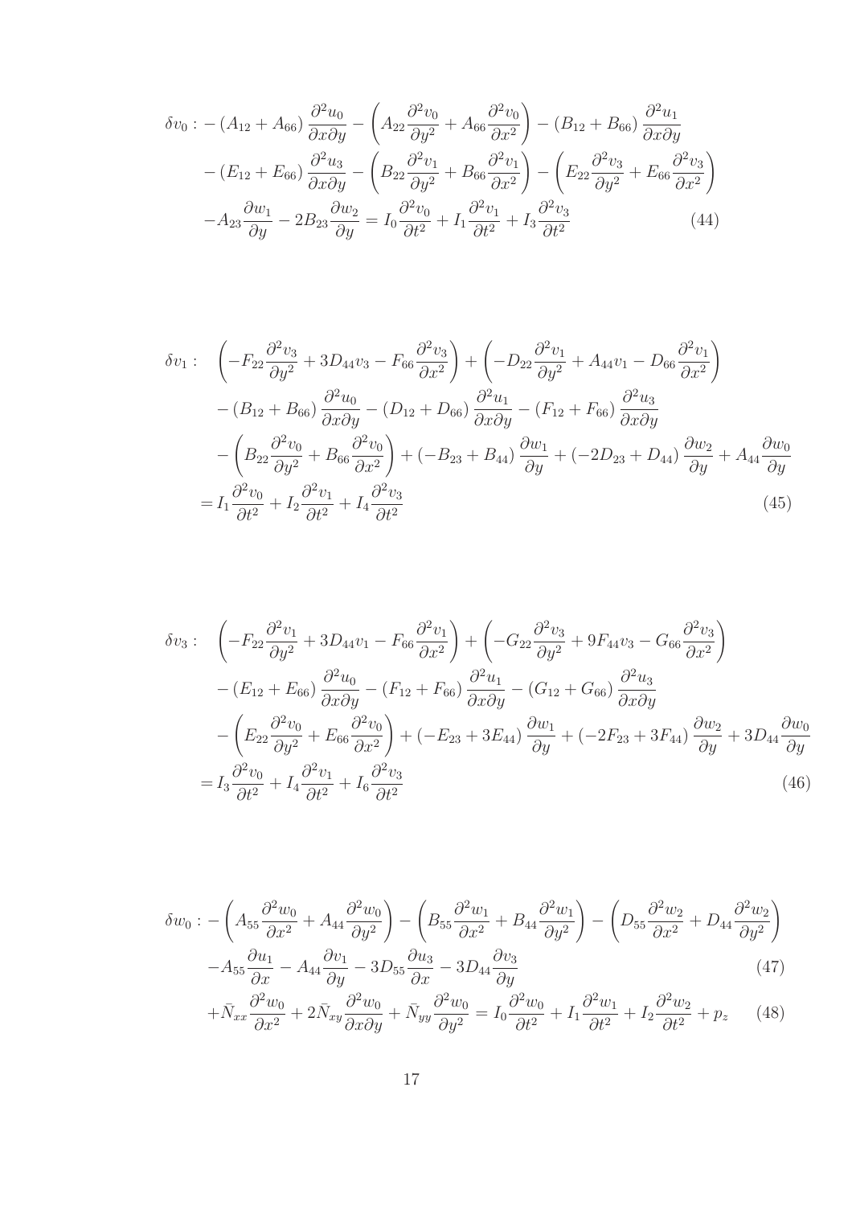$$
\begin{aligned}
\delta v_0 : & -\left(A_{12}+A_{66}\right)\frac{\partial^2 u_0}{\partial x \partial y} - \left(A_{22}\frac{\partial^2 v_0}{\partial y^2} + A_{66}\frac{\partial^2 v_0}{\partial x^2}\right) - \left(B_{12}+B_{66}\right)\frac{\partial^2 u_1}{\partial x \partial y} \\
& -\left(E_{12}+E_{66}\right)\frac{\partial^2 u_3}{\partial x \partial y} - \left(B_{22}\frac{\partial^2 v_1}{\partial y^2} + B_{66}\frac{\partial^2 v_1}{\partial x^2}\right) - \left(E_{22}\frac{\partial^2 v_3}{\partial y^2} + E_{66}\frac{\partial^2 v_3}{\partial x^2}\right) \\
& -A_{23}\frac{\partial w_1}{\partial y} - 2B_{23}\frac{\partial w_2}{\partial y} = I_0\frac{\partial^2 v_0}{\partial t^2} + I_1\frac{\partial^2 v_1}{\partial t^2} + I_3\frac{\partial^2 v_3}{\partial t^2}
\end{aligned} \tag{44}
$$

$$
\begin{aligned}
\delta v_1 : \quad & \left(-F_{22}\frac{\partial^2 v_3}{\partial y^2} + 3D_{44}v_3 - F_{66}\frac{\partial^2 v_3}{\partial x^2}\right) + \left(-D_{22}\frac{\partial^2 v_1}{\partial y^2} + A_{44}v_1 - D_{66}\frac{\partial^2 v_1}{\partial x^2}\right) \\
& -\left(B_{12}+B_{66}\right)\frac{\partial^2 u_0}{\partial x \partial y} - \left(D_{12}+D_{66}\right)\frac{\partial^2 u_1}{\partial x \partial y} - \left(F_{12}+F_{66}\right)\frac{\partial^2 u_3}{\partial x \partial y} \\
& -\left(B_{22}\frac{\partial^2 v_0}{\partial y^2} + B_{66}\frac{\partial^2 v_0}{\partial x^2}\right) + \left(-B_{23}+B_{44}\right)\frac{\partial w_1}{\partial y} + \left(-2D_{23}+D_{44}\right)\frac{\partial w_2}{\partial y} + A_{44}\frac{\partial w_0}{\partial y} \\
& = I_1\frac{\partial^2 v_0}{\partial t^2} + I_2\frac{\partial^2 v_1}{\partial t^2} + I_4\frac{\partial^2 v_3}{\partial t^2}
\end{aligned} \tag{45}
$$

$$
\begin{aligned}
\delta v_3 : \quad & \left(-F_{22}\frac{\partial^2 v_1}{\partial y^2} + 3D_{44}v_1 - F_{66}\frac{\partial^2 v_1}{\partial x^2}\right) + \left(-G_{22}\frac{\partial^2 v_3}{\partial y^2} + 9F_{44}v_3 - G_{66}\frac{\partial^2 v_3}{\partial x^2}\right) \\
& -\left(E_{12}+E_{66}\right)\frac{\partial^2 u_0}{\partial x \partial y} - \left(F_{12}+F_{66}\right)\frac{\partial^2 u_1}{\partial x \partial y} - \left(G_{12}+G_{66}\right)\frac{\partial^2 u_3}{\partial x \partial y} \\
& -\left(E_{22}\frac{\partial^2 v_0}{\partial y^2} + E_{66}\frac{\partial^2 v_0}{\partial x^2}\right) + \left(-E_{23}+3E_{44}\right)\frac{\partial w_1}{\partial y} + \left(-2F_{23}+3F_{44}\right)\frac{\partial w_2}{\partial y} + 3D_{44}\frac{\partial w_0}{\partial y} \\
& = I_3\frac{\partial^2 v_0}{\partial t^2} + I_4\frac{\partial^2 v_1}{\partial t^2} + I_6\frac{\partial^2 v_3}{\partial t^2}
\end{aligned} \tag{46}
$$

$$
\begin{aligned}
\delta w_0 : & -\left(A_{55}\frac{\partial^2 w_0}{\partial x^2} + A_{44}\frac{\partial^2 w_0}{\partial y^2}\right) - \left(B_{55}\frac{\partial^2 w_1}{\partial x^2} + B_{44}\frac{\partial^2 w_1}{\partial y^2}\right) - \left(D_{55}\frac{\partial^2 w_2}{\partial x^2} + D_{44}\frac{\partial^2 w_2}{\partial y^2}\right) \\
& -A_{55}\frac{\partial u_1}{\partial x} - A_{44}\frac{\partial v_1}{\partial y} - 3D_{55}\frac{\partial u_3}{\partial x} - 3D_{44}\frac{\partial v_3}{\partial y}
\end{aligned} \tag{47}
$$

$$
+\bar{N}_{xx}\frac{\partial^2 w_0}{\partial x^2} + 2\bar{N}_{xy}\frac{\partial^2 w_0}{\partial x \partial y} + \bar{N}_{yy}\frac{\partial^2 w_0}{\partial y^2} = I_0\frac{\partial^2 w_0}{\partial t^2} + I_1\frac{\partial^2 w_1}{\partial t^2} + I_2\frac{\partial^2 w_2}{\partial t^2} + p_z \tag{48}
$$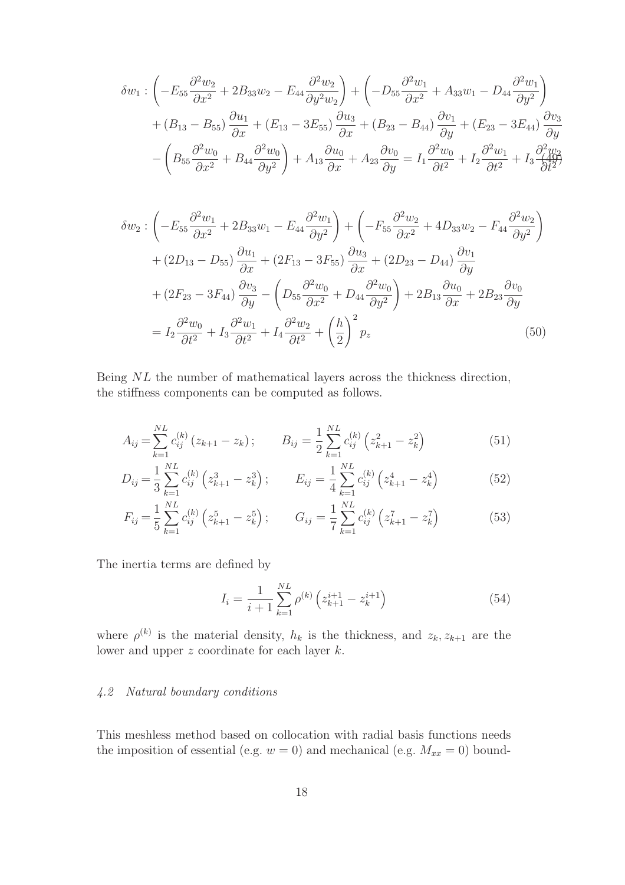$$
\delta w_1 : \left(-E_{55}\frac{\partial^2 w_2}{\partial x^2} + 2B_{33}w_2 - E_{44}\frac{\partial^2 w_2}{\partial y^2 w_2}\right) + \left(-D_{55}\frac{\partial^2 w_1}{\partial x^2} + A_{33}w_1 - D_{44}\frac{\partial^2 w_1}{\partial y^2}\right)
$$
$$
+ (B_{13} - B_{55})\frac{\partial u_1}{\partial x} + (E_{13} - 3E_{55})\frac{\partial u_3}{\partial x} + (B_{23} - B_{44})\frac{\partial v_1}{\partial y} + (E_{23} - 3E_{44})\frac{\partial v_3}{\partial y}
$$
$$
- \left(B_{55}\frac{\partial^2 w_0}{\partial x^2} + B_{44}\frac{\partial^2 w_0}{\partial y^2}\right) + A_{13}\frac{\partial u_0}{\partial x} + A_{23}\frac{\partial v_0}{\partial y} = I_1\frac{\partial^2 w_0}{\partial t^2} + I_2\frac{\partial^2 w_1}{\partial t^2} + I_3\frac{\partial^2 w_2}{\partial t^2} \tag{49}
$$

$$
\delta w_2 : \left(-E_{55}\frac{\partial^2 w_1}{\partial x^2} + 2B_{33}w_1 - E_{44}\frac{\partial^2 w_1}{\partial y^2}\right) + \left(-F_{55}\frac{\partial^2 w_2}{\partial x^2} + 4D_{33}w_2 - F_{44}\frac{\partial^2 w_2}{\partial y^2}\right)
$$
$$
+ (2D_{13} - D_{55})\frac{\partial u_1}{\partial x} + (2F_{13} - 3F_{55})\frac{\partial u_3}{\partial x} + (2D_{23} - D_{44})\frac{\partial v_1}{\partial y}
$$
$$
+ (2F_{23} - 3F_{44})\frac{\partial v_3}{\partial y} - \left(D_{55}\frac{\partial^2 w_0}{\partial x^2} + D_{44}\frac{\partial^2 w_0}{\partial y^2}\right) + 2B_{13}\frac{\partial u_0}{\partial x} + 2B_{23}\frac{\partial v_0}{\partial y}
$$
$$
= I_2\frac{\partial^2 w_0}{\partial t^2} + I_3\frac{\partial^2 w_1}{\partial t^2} + I_4\frac{\partial^2 w_2}{\partial t^2} + \left(\frac{h}{2}\right)^2 p_z \tag{50}
$$

Being $NL$ the number of mathematical layers across the thickness direction, the stiffness components can be computed as follows.

$$
A_{ij} = \sum_{k=1}^{NL} c_{ij}^{(k)}\left(z_{k+1} - z_k\right); \qquad B_{ij} = \frac{1}{2}\sum_{k=1}^{NL} c_{ij}^{(k)}\left(z_{k+1}^2 - z_k^2\right) \tag{51}
$$

$$
D_{ij} = \frac{1}{3}\sum_{k=1}^{NL} c_{ij}^{(k)}\left(z_{k+1}^3 - z_k^3\right); \qquad E_{ij} = \frac{1}{4}\sum_{k=1}^{NL} c_{ij}^{(k)}\left(z_{k+1}^4 - z_k^4\right) \tag{52}
$$

$$
F_{ij} = \frac{1}{5}\sum_{k=1}^{NL} c_{ij}^{(k)}\left(z_{k+1}^5 - z_k^5\right); \qquad G_{ij} = \frac{1}{7}\sum_{k=1}^{NL} c_{ij}^{(k)}\left(z_{k+1}^7 - z_k^7\right) \tag{53}
$$

The inertia terms are defined by

$$
I_i = \frac{1}{i+1}\sum_{k=1}^{NL} \rho^{(k)}\left(z_{k+1}^{i+1} - z_k^{i+1}\right) \tag{54}
$$

where $\rho^{(k)}$ is the material density, $h_k$ is the thickness, and $z_k, z_{k+1}$ are the lower and upper $z$ coordinate for each layer $k$.

### *4.2 Natural boundary conditions*

This meshless method based on collocation with radial basis functions needs the imposition of essential (e.g. $w = 0$) and mechanical (e.g. $M_{xx} = 0$) bound-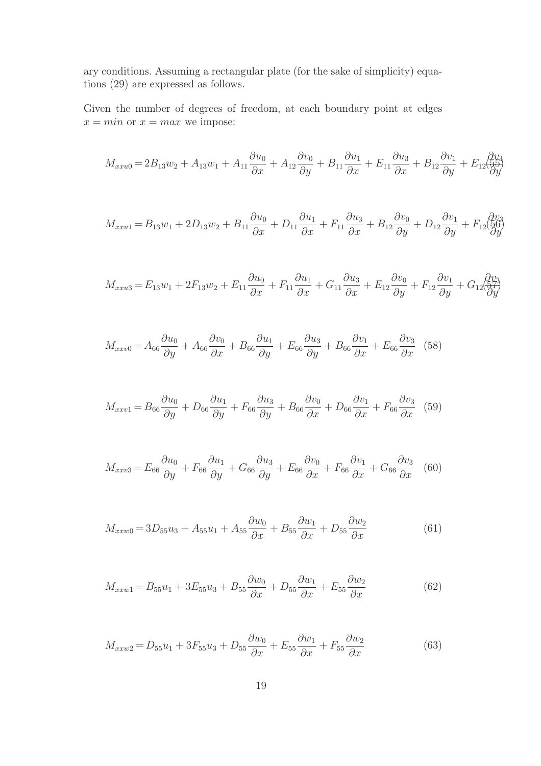ary conditions. Assuming a rectangular plate (for the sake of simplicity) equations (29) are expressed as follows.

Given the number of degrees of freedom, at each boundary point at edges $x = min$ or $x = max$ we impose:

$$M_{xxu0} = 2B_{13}w_2 + A_{13}w_1 + A_{11}\frac{\partial u_0}{\partial x} + A_{12}\frac{\partial v_0}{\partial y} + B_{11}\frac{\partial u_1}{\partial x} + E_{11}\frac{\partial u_3}{\partial x} + B_{12}\frac{\partial v_1}{\partial y} + E_{12}\frac{\partial v_3}{\partial y} \quad (55)$$

$$M_{xxu1} = B_{13}w_1 + 2D_{13}w_2 + B_{11}\frac{\partial u_0}{\partial x} + D_{11}\frac{\partial u_1}{\partial x} + F_{11}\frac{\partial u_3}{\partial x} + B_{12}\frac{\partial v_0}{\partial y} + D_{12}\frac{\partial v_1}{\partial y} + F_{12}\frac{\partial v_3}{\partial y} \quad (56)$$

$$M_{xxu3} = E_{13}w_1 + 2F_{13}w_2 + E_{11}\frac{\partial u_0}{\partial x} + F_{11}\frac{\partial u_1}{\partial x} + G_{11}\frac{\partial u_3}{\partial x} + E_{12}\frac{\partial v_0}{\partial y} + F_{12}\frac{\partial v_1}{\partial y} + G_{12}\frac{\partial v_3}{\partial y} \quad (57)$$

$$M_{xxv0} = A_{66}\frac{\partial u_0}{\partial y} + A_{66}\frac{\partial v_0}{\partial x} + B_{66}\frac{\partial u_1}{\partial y} + E_{66}\frac{\partial u_3}{\partial y} + B_{66}\frac{\partial v_1}{\partial x} + E_{66}\frac{\partial v_3}{\partial x} \quad (58)$$

$$M_{xxv1} = B_{66}\frac{\partial u_0}{\partial y} + D_{66}\frac{\partial u_1}{\partial y} + F_{66}\frac{\partial u_3}{\partial y} + B_{66}\frac{\partial v_0}{\partial x} + D_{66}\frac{\partial v_1}{\partial x} + F_{66}\frac{\partial v_3}{\partial x} \quad (59)$$

$$M_{xxv3} = E_{66}\frac{\partial u_0}{\partial y} + F_{66}\frac{\partial u_1}{\partial y} + G_{66}\frac{\partial u_3}{\partial y} + E_{66}\frac{\partial v_0}{\partial x} + F_{66}\frac{\partial v_1}{\partial x} + G_{66}\frac{\partial v_3}{\partial x} \quad (60)$$

$$M_{xxw0} = 3D_{55}u_3 + A_{55}u_1 + A_{55}\frac{\partial w_0}{\partial x} + B_{55}\frac{\partial w_1}{\partial x} + D_{55}\frac{\partial w_2}{\partial x} \quad (61)$$

$$M_{xxw1} = B_{55}u_1 + 3E_{55}u_3 + B_{55}\frac{\partial w_0}{\partial x} + D_{55}\frac{\partial w_1}{\partial x} + E_{55}\frac{\partial w_2}{\partial x} \quad (62)$$

$$M_{xxw2} = D_{55}u_1 + 3F_{55}u_3 + D_{55}\frac{\partial w_0}{\partial x} + E_{55}\frac{\partial w_1}{\partial x} + F_{55}\frac{\partial w_2}{\partial x} \quad (63)$$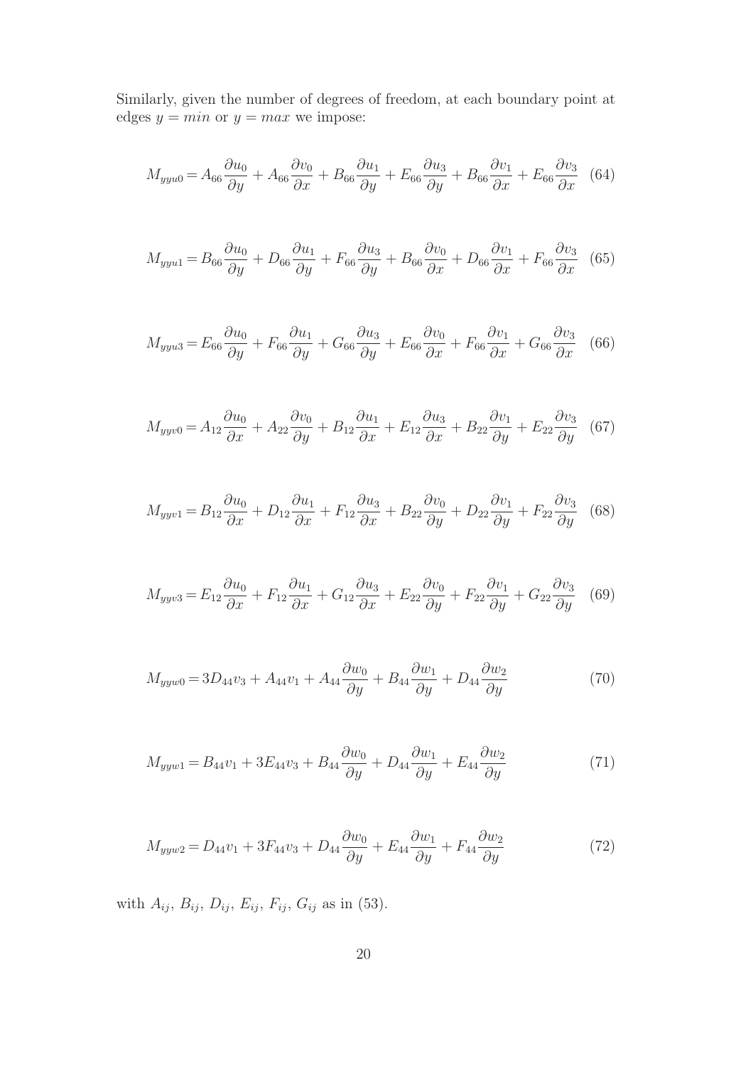Similarly, given the number of degrees of freedom, at each boundary point at edges $y = min$ or $y = max$ we impose:

$$M_{yyu0} = A_{66}\frac{\partial u_0}{\partial y} + A_{66}\frac{\partial v_0}{\partial x} + B_{66}\frac{\partial u_1}{\partial y} + E_{66}\frac{\partial u_3}{\partial y} + B_{66}\frac{\partial v_1}{\partial x} + E_{66}\frac{\partial v_3}{\partial x} \quad (64)$$

$$M_{yyu1} = B_{66}\frac{\partial u_0}{\partial y} + D_{66}\frac{\partial u_1}{\partial y} + F_{66}\frac{\partial u_3}{\partial y} + B_{66}\frac{\partial v_0}{\partial x} + D_{66}\frac{\partial v_1}{\partial x} + F_{66}\frac{\partial v_3}{\partial x} \quad (65)$$

$$M_{yyu3} = E_{66}\frac{\partial u_0}{\partial y} + F_{66}\frac{\partial u_1}{\partial y} + G_{66}\frac{\partial u_3}{\partial y} + E_{66}\frac{\partial v_0}{\partial x} + F_{66}\frac{\partial v_1}{\partial x} + G_{66}\frac{\partial v_3}{\partial x} \quad (66)$$

$$M_{yyv0} = A_{12}\frac{\partial u_0}{\partial x} + A_{22}\frac{\partial v_0}{\partial y} + B_{12}\frac{\partial u_1}{\partial x} + E_{12}\frac{\partial u_3}{\partial x} + B_{22}\frac{\partial v_1}{\partial y} + E_{22}\frac{\partial v_3}{\partial y} \quad (67)$$

$$M_{yyv1} = B_{12}\frac{\partial u_0}{\partial x} + D_{12}\frac{\partial u_1}{\partial x} + F_{12}\frac{\partial u_3}{\partial x} + B_{22}\frac{\partial v_0}{\partial y} + D_{22}\frac{\partial v_1}{\partial y} + F_{22}\frac{\partial v_3}{\partial y} \quad (68)$$

$$M_{yyv3} = E_{12}\frac{\partial u_0}{\partial x} + F_{12}\frac{\partial u_1}{\partial x} + G_{12}\frac{\partial u_3}{\partial x} + E_{22}\frac{\partial v_0}{\partial y} + F_{22}\frac{\partial v_1}{\partial y} + G_{22}\frac{\partial v_3}{\partial y} \quad (69)$$

$$M_{yyw0} = 3D_{44}v_3 + A_{44}v_1 + A_{44}\frac{\partial w_0}{\partial y} + B_{44}\frac{\partial w_1}{\partial y} + D_{44}\frac{\partial w_2}{\partial y} \quad (70)$$

$$M_{yyw1} = B_{44}v_1 + 3E_{44}v_3 + B_{44}\frac{\partial w_0}{\partial y} + D_{44}\frac{\partial w_1}{\partial y} + E_{44}\frac{\partial w_2}{\partial y} \quad (71)$$

$$M_{yyw2} = D_{44}v_1 + 3F_{44}v_3 + D_{44}\frac{\partial w_0}{\partial y} + E_{44}\frac{\partial w_1}{\partial y} + F_{44}\frac{\partial w_2}{\partial y} \quad (72)$$

with $A_{ij}$, $B_{ij}$, $D_{ij}$, $E_{ij}$, $F_{ij}$, $G_{ij}$ as in (53).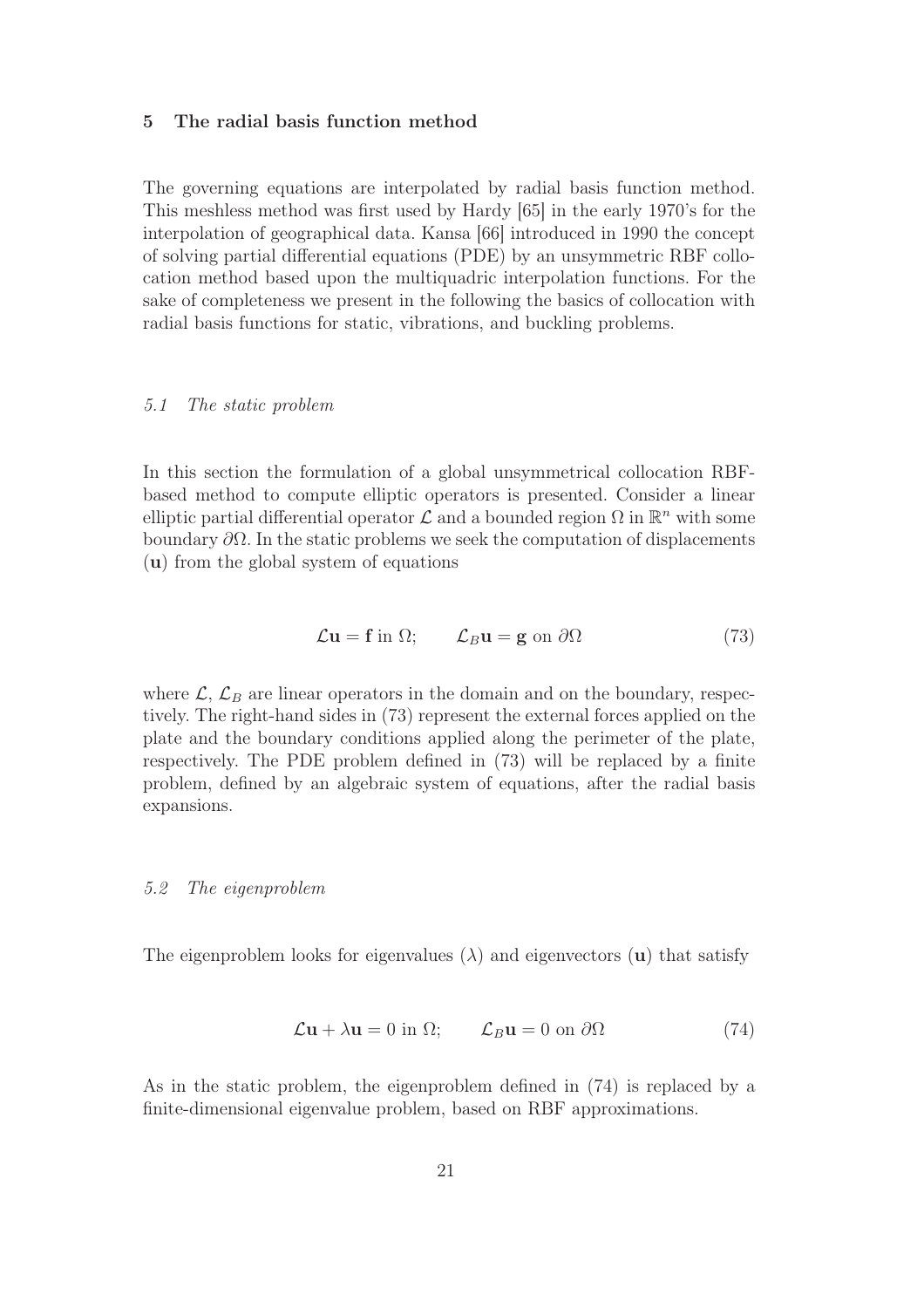## 5 The radial basis function method

The governing equations are interpolated by radial basis function method. This meshless method was first used by Hardy [65] in the early 1970's for the interpolation of geographical data. Kansa [66] introduced in 1990 the concept of solving partial differential equations (PDE) by an unsymmetric RBF collocation method based upon the multiquadric interpolation functions. For the sake of completeness we present in the following the basics of collocation with radial basis functions for static, vibrations, and buckling problems.

### *5.1 The static problem*

In this section the formulation of a global unsymmetrical collocation RBF-based method to compute elliptic operators is presented. Consider a linear elliptic partial differential operator $\mathcal{L}$ and a bounded region $\Omega$ in $\mathbb{R}^n$ with some boundary $\partial\Omega$. In the static problems we seek the computation of displacements ($\mathbf{u}$) from the global system of equations

$$\mathcal{L}\mathbf{u} = \mathbf{f} \text{ in } \Omega; \qquad \mathcal{L}_B\mathbf{u} = \mathbf{g} \text{ on } \partial\Omega \tag{73}$$

where $\mathcal{L}$, $\mathcal{L}_B$ are linear operators in the domain and on the boundary, respectively. The right-hand sides in (73) represent the external forces applied on the plate and the boundary conditions applied along the perimeter of the plate, respectively. The PDE problem defined in (73) will be replaced by a finite problem, defined by an algebraic system of equations, after the radial basis expansions.

### *5.2 The eigenproblem*

The eigenproblem looks for eigenvalues ($\lambda$) and eigenvectors ($\mathbf{u}$) that satisfy

$$\mathcal{L}\mathbf{u} + \lambda\mathbf{u} = 0 \text{ in } \Omega; \qquad \mathcal{L}_B\mathbf{u} = 0 \text{ on } \partial\Omega \tag{74}$$

As in the static problem, the eigenproblem defined in (74) is replaced by a finite-dimensional eigenvalue problem, based on RBF approximations.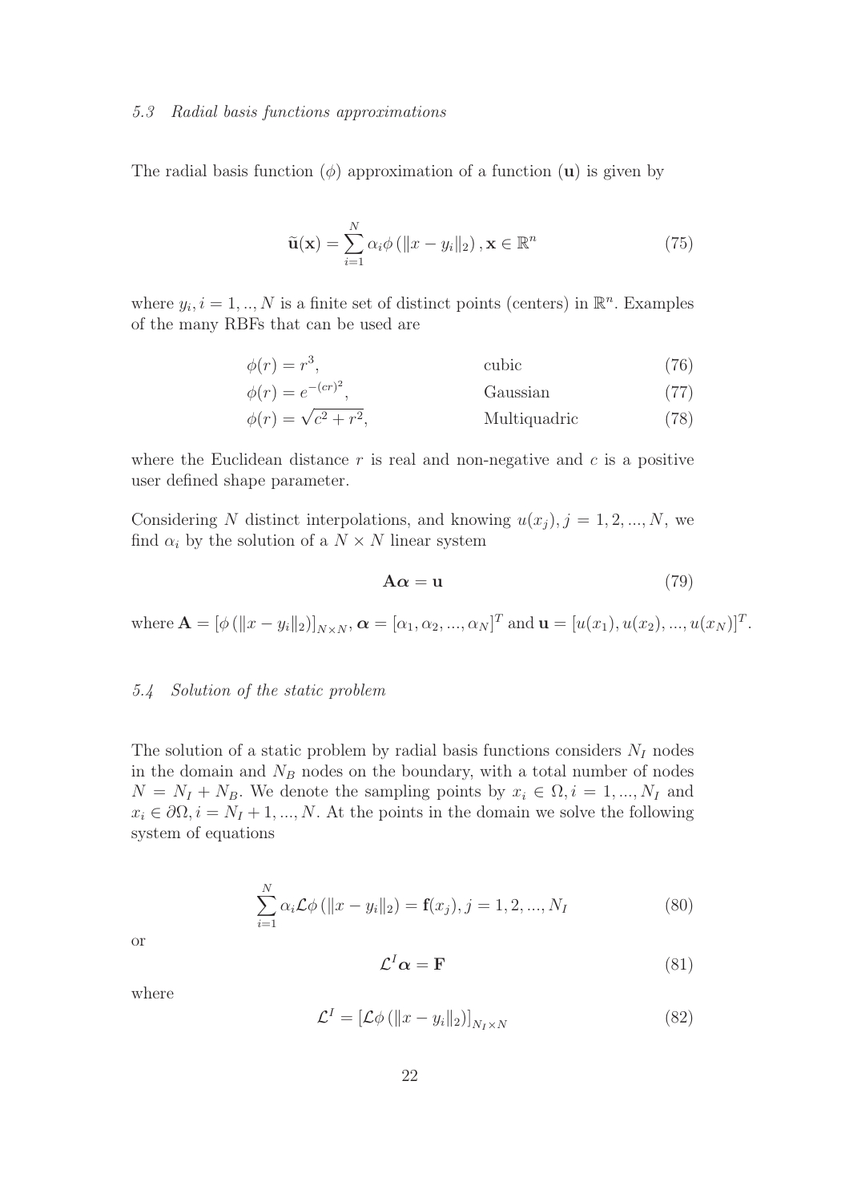### *5.3 Radial basis functions approximations*

The radial basis function ($\phi$) approximation of a function ($\mathbf{u}$) is given by

$$\widetilde{\mathbf{u}}(\mathbf{x}) = \sum_{i=1}^{N} \alpha_i \phi\left(\|x - y_i\|_2\right), \mathbf{x} \in \mathbb{R}^n \tag{75}$$

where $y_i, i = 1, .., N$ is a finite set of distinct points (centers) in $\mathbb{R}^n$. Examples of the many RBFs that can be used are

$$\phi(r) = r^3, \qquad \text{cubic} \tag{76}$$

$$\phi(r) = e^{-(cr)^2}, \qquad \text{Gaussian} \tag{77}$$

$$\phi(r) = \sqrt{c^2 + r^2}, \qquad \text{Multiquadric} \tag{78}$$

where the Euclidean distance $r$ is real and non-negative and $c$ is a positive user defined shape parameter.

Considering $N$ distinct interpolations, and knowing $u(x_j), j = 1, 2, ..., N$, we find $\alpha_i$ by the solution of a $N \times N$ linear system

$$\mathbf{A}\boldsymbol{\alpha} = \mathbf{u} \tag{79}$$

where $\mathbf{A} = \left[\phi\left(\|x - y_i\|_2\right)\right]_{N \times N}$, $\boldsymbol{\alpha} = [\alpha_1, \alpha_2, ..., \alpha_N]^T$ and $\mathbf{u} = [u(x_1), u(x_2), ..., u(x_N)]^T$.

### *5.4 Solution of the static problem*

The solution of a static problem by radial basis functions considers $N_I$ nodes in the domain and $N_B$ nodes on the boundary, with a total number of nodes $N = N_I + N_B$. We denote the sampling points by $x_i \in \Omega, i = 1, ..., N_I$ and $x_i \in \partial\Omega, i = N_I + 1, ..., N$. At the points in the domain we solve the following system of equations

$$\sum_{i=1}^{N} \alpha_i \mathcal{L}\phi\left(\|x - y_i\|_2\right) = \mathbf{f}(x_j), j = 1, 2, ..., N_I \tag{80}$$

or

$$\mathcal{L}^I \boldsymbol{\alpha} = \mathbf{F} \tag{81}$$

where

$$\mathcal{L}^I = \left[\mathcal{L}\phi\left(\|x - y_i\|_2\right)\right]_{N_I \times N} \tag{82}$$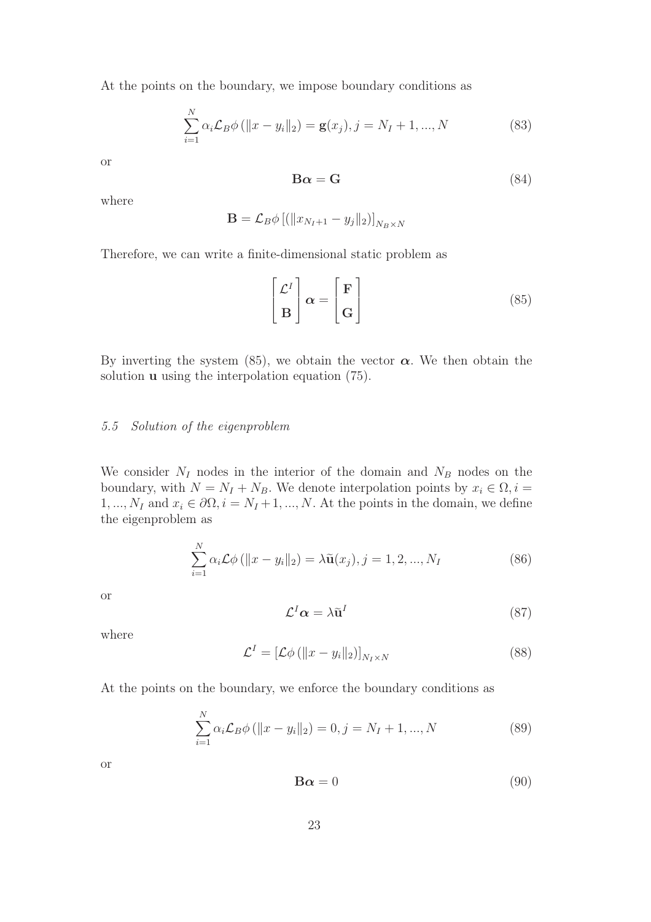At the points on the boundary, we impose boundary conditions as

$$\sum_{i=1}^{N} \alpha_i \mathcal{L}_B \phi \left( \|x - y_i\|_2 \right) = \mathbf{g}(x_j), j = N_I + 1, ..., N \tag{83}$$

or

$$\mathbf{B}\boldsymbol{\alpha} = \mathbf{G} \tag{84}$$

where

$$\mathbf{B} = \mathcal{L}_B \phi \left[ \left( \|x_{N_I+1} - y_j\|_2 \right) \right]_{N_B \times N}$$

Therefore, we can write a finite-dimensional static problem as

$$\begin{bmatrix} \mathcal{L}^I \\ \mathbf{B} \end{bmatrix} \boldsymbol{\alpha} = \begin{bmatrix} \mathbf{F} \\ \mathbf{G} \end{bmatrix} \tag{85}$$

By inverting the system (85), we obtain the vector $\boldsymbol{\alpha}$. We then obtain the solution $\mathbf{u}$ using the interpolation equation (75).

### *5.5 Solution of the eigenproblem*

We consider $N_I$ nodes in the interior of the domain and $N_B$ nodes on the boundary, with $N = N_I + N_B$. We denote interpolation points by $x_i \in \Omega, i = 1, ..., N_I$ and $x_i \in \partial\Omega, i = N_I + 1, ..., N$. At the points in the domain, we define the eigenproblem as

$$\sum_{i=1}^{N} \alpha_i \mathcal{L} \phi \left( \|x - y_i\|_2 \right) = \lambda \tilde{\mathbf{u}}(x_j), j = 1, 2, ..., N_I \tag{86}$$

or

$$\mathcal{L}^I \boldsymbol{\alpha} = \lambda \tilde{\mathbf{u}}^I \tag{87}$$

where

$$\mathcal{L}^I = \left[ \mathcal{L} \phi \left( \|x - y_i\|_2 \right) \right]_{N_I \times N} \tag{88}$$

At the points on the boundary, we enforce the boundary conditions as

$$\sum_{i=1}^{N} \alpha_i \mathcal{L}_B \phi \left( \|x - y_i\|_2 \right) = 0, j = N_I + 1, ..., N \tag{89}$$

or

$$\mathbf{B}\boldsymbol{\alpha} = 0 \tag{90}$$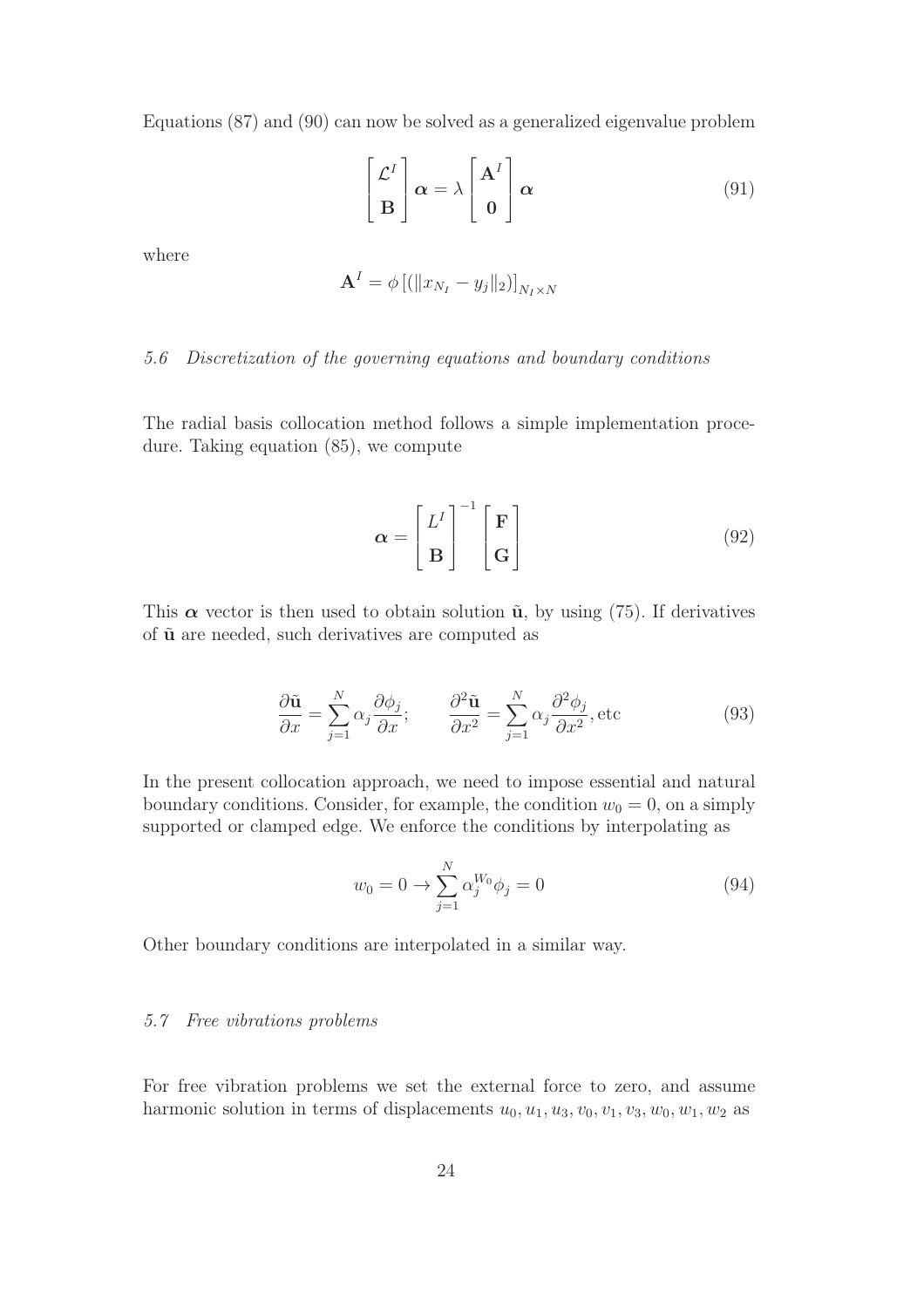Equations (87) and (90) can now be solved as a generalized eigenvalue problem

$$\begin{bmatrix} \mathcal{L}^I \\ \mathbf{B} \end{bmatrix} \boldsymbol{\alpha} = \lambda \begin{bmatrix} \mathbf{A}^I \\ \mathbf{0} \end{bmatrix} \boldsymbol{\alpha} \tag{91}$$

where

$$\mathbf{A}^I = \phi\left[(\|x_{N_I} - y_j\|_2)\right]_{N_I \times N}$$

### *5.6 Discretization of the governing equations and boundary conditions*

The radial basis collocation method follows a simple implementation procedure. Taking equation (85), we compute

$$\boldsymbol{\alpha} = \begin{bmatrix} L^I \\ \mathbf{B} \end{bmatrix}^{-1} \begin{bmatrix} \mathbf{F} \\ \mathbf{G} \end{bmatrix} \tag{92}$$

This $\boldsymbol{\alpha}$ vector is then used to obtain solution $\tilde{\mathbf{u}}$, by using (75). If derivatives of $\tilde{\mathbf{u}}$ are needed, such derivatives are computed as

$$\frac{\partial \tilde{\mathbf{u}}}{\partial x} = \sum_{j=1}^{N} \alpha_j \frac{\partial \phi_j}{\partial x}; \qquad \frac{\partial^2 \tilde{\mathbf{u}}}{\partial x^2} = \sum_{j=1}^{N} \alpha_j \frac{\partial^2 \phi_j}{\partial x^2}, \text{etc} \tag{93}$$

In the present collocation approach, we need to impose essential and natural boundary conditions. Consider, for example, the condition $w_0 = 0$, on a simply supported or clamped edge. We enforce the conditions by interpolating as

$$w_0 = 0 \rightarrow \sum_{j=1}^{N} \alpha_j^{W_0} \phi_j = 0 \tag{94}$$

Other boundary conditions are interpolated in a similar way.

### *5.7 Free vibrations problems*

For free vibration problems we set the external force to zero, and assume harmonic solution in terms of displacements $u_0, u_1, u_3, v_0, v_1, v_3, w_0, w_1, w_2$ as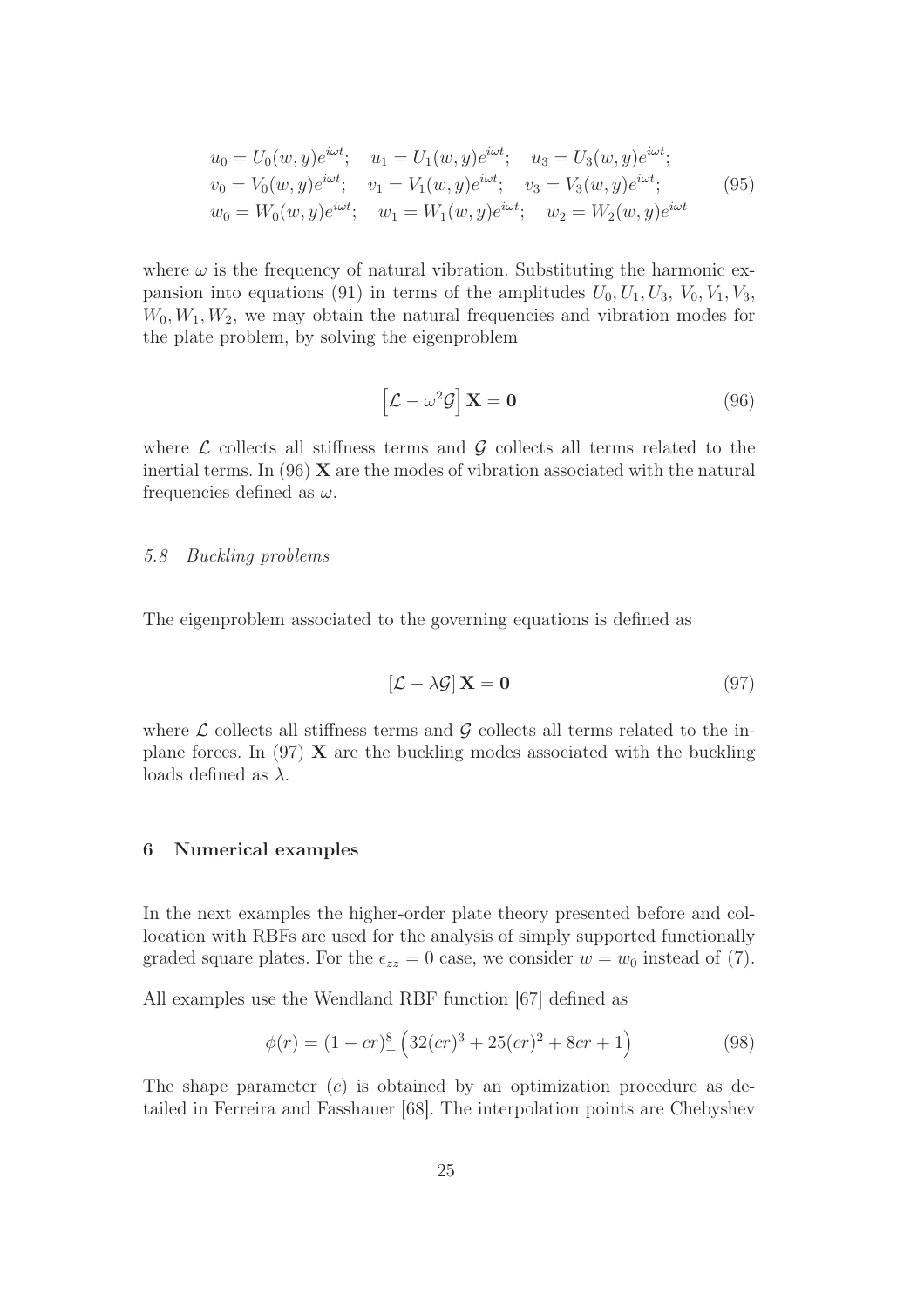$$
\begin{aligned}
&u_0 = U_0(w,y)e^{i\omega t}; \quad u_1 = U_1(w,y)e^{i\omega t}; \quad u_3 = U_3(w,y)e^{i\omega t};\\
&v_0 = V_0(w,y)e^{i\omega t}; \quad v_1 = V_1(w,y)e^{i\omega t}; \quad v_3 = V_3(w,y)e^{i\omega t};\\
&w_0 = W_0(w,y)e^{i\omega t}; \quad w_1 = W_1(w,y)e^{i\omega t}; \quad w_2 = W_2(w,y)e^{i\omega t}
\end{aligned}
\tag{95}
$$

where $\omega$ is the frequency of natural vibration. Substituting the harmonic expansion into equations (91) in terms of the amplitudes $U_0, U_1, U_3$, $V_0, V_1, V_3$, $W_0, W_1, W_2$, we may obtain the natural frequencies and vibration modes for the plate problem, by solving the eigenproblem

$$
\left[\mathcal{L} - \omega^2 \mathcal{G}\right] \mathbf{X} = \mathbf{0} \tag{96}
$$

where $\mathcal{L}$ collects all stiffness terms and $\mathcal{G}$ collects all terms related to the inertial terms. In (96) $\mathbf{X}$ are the modes of vibration associated with the natural frequencies defined as $\omega$.

### *5.8 Buckling problems*

The eigenproblem associated to the governing equations is defined as

$$
\left[\mathcal{L} - \lambda \mathcal{G}\right] \mathbf{X} = \mathbf{0} \tag{97}
$$

where $\mathcal{L}$ collects all stiffness terms and $\mathcal{G}$ collects all terms related to the in-plane forces. In (97) $\mathbf{X}$ are the buckling modes associated with the buckling loads defined as $\lambda$.

## 6 Numerical examples

In the next examples the higher-order plate theory presented before and collocation with RBFs are used for the analysis of simply supported functionally graded square plates. For the $\epsilon_{zz} = 0$ case, we consider $w = w_0$ instead of (7).

All examples use the Wendland RBF function [67] defined as

$$
\phi(r) = (1 - cr)_+^8 \left(32(cr)^3 + 25(cr)^2 + 8cr + 1\right) \tag{98}
$$

The shape parameter ($c$) is obtained by an optimization procedure as detailed in Ferreira and Fasshauer [68]. The interpolation points are Chebyshev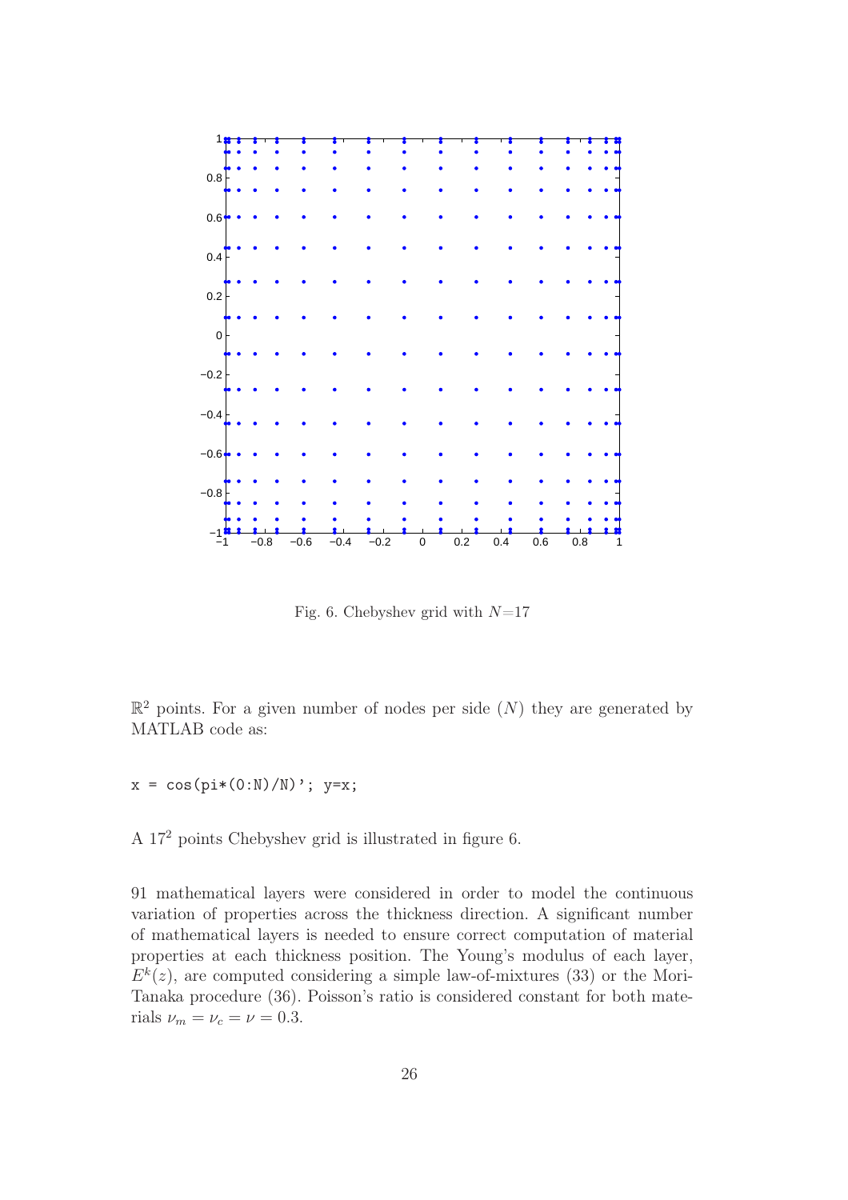Fig. 6. Chebyshev grid with $N$=17

$\mathbb{R}^2$ points. For a given number of nodes per side ($N$) they are generated by MATLAB code as:

```
x = cos(pi*(0:N)/N)'; y=x;
```

A $17^2$ points Chebyshev grid is illustrated in figure 6.

91 mathematical layers were considered in order to model the continuous variation of properties across the thickness direction. A significant number of mathematical layers is needed to ensure correct computation of material properties at each thickness position. The Young's modulus of each layer, $E^k(z)$, are computed considering a simple law-of-mixtures (33) or the Mori-Tanaka procedure (36). Poisson's ratio is considered constant for both materials $\nu_m = \nu_c = \nu = 0.3$.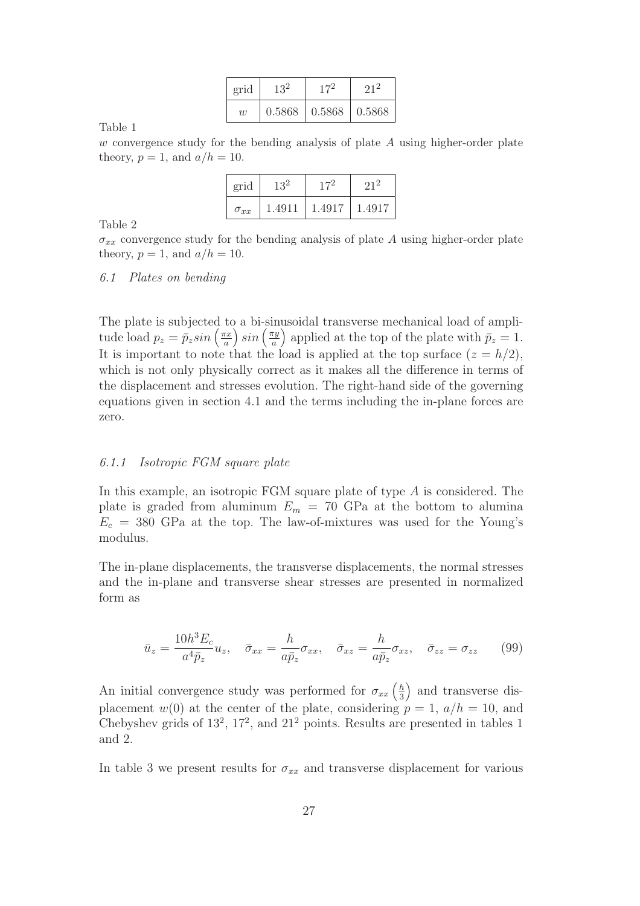| grid | $13^2$ | $17^2$ | $21^2$ |
|---|---|---|---|
| $w$ | 0.5868 | 0.5868 | 0.5868 |

Table 1

$w$ convergence study for the bending analysis of plate $A$ using higher-order plate theory, $p = 1$, and $a/h = 10$.

| grid | $13^2$ | $17^2$ | $21^2$ |
|---|---|---|---|
| $\sigma_{xx}$ | 1.4911 | 1.4917 | 1.4917 |

Table 2

$\sigma_{xx}$ convergence study for the bending analysis of plate $A$ using higher-order plate theory, $p = 1$, and $a/h = 10$.

### *6.1 Plates on bending*

The plate is subjected to a bi-sinusoidal transverse mechanical load of amplitude load $p_z = \bar{p}_z sin\left(\frac{\pi x}{a}\right) sin\left(\frac{\pi y}{a}\right)$ applied at the top of the plate with $\bar{p}_z = 1$. It is important to note that the load is applied at the top surface ($z = h/2$), which is not only physically correct as it makes all the difference in terms of the displacement and stresses evolution. The right-hand side of the governing equations given in section 4.1 and the terms including the in-plane forces are zero.

#### *6.1.1 Isotropic FGM square plate*

In this example, an isotropic FGM square plate of type $A$ is considered. The plate is graded from aluminum $E_m = 70$ GPa at the bottom to alumina $E_c = 380$ GPa at the top. The law-of-mixtures was used for the Young's modulus.

The in-plane displacements, the transverse displacements, the normal stresses and the in-plane and transverse shear stresses are presented in normalized form as

$$\bar{u}_z = \frac{10h^3 E_c}{a^4 \bar{p}_z} u_z, \quad \bar{\sigma}_{xx} = \frac{h}{a\bar{p}_z}\sigma_{xx}, \quad \bar{\sigma}_{xz} = \frac{h}{a\bar{p}_z}\sigma_{xz}, \quad \bar{\sigma}_{zz} = \sigma_{zz} \qquad (99)$$

An initial convergence study was performed for $\sigma_{xx}\left(\frac{h}{3}\right)$ and transverse displacement $w(0)$ at the center of the plate, considering $p = 1$, $a/h = 10$, and Chebyshev grids of $13^2$, $17^2$, and $21^2$ points. Results are presented in tables 1 and 2.

In table 3 we present results for $\sigma_{xx}$ and transverse displacement for various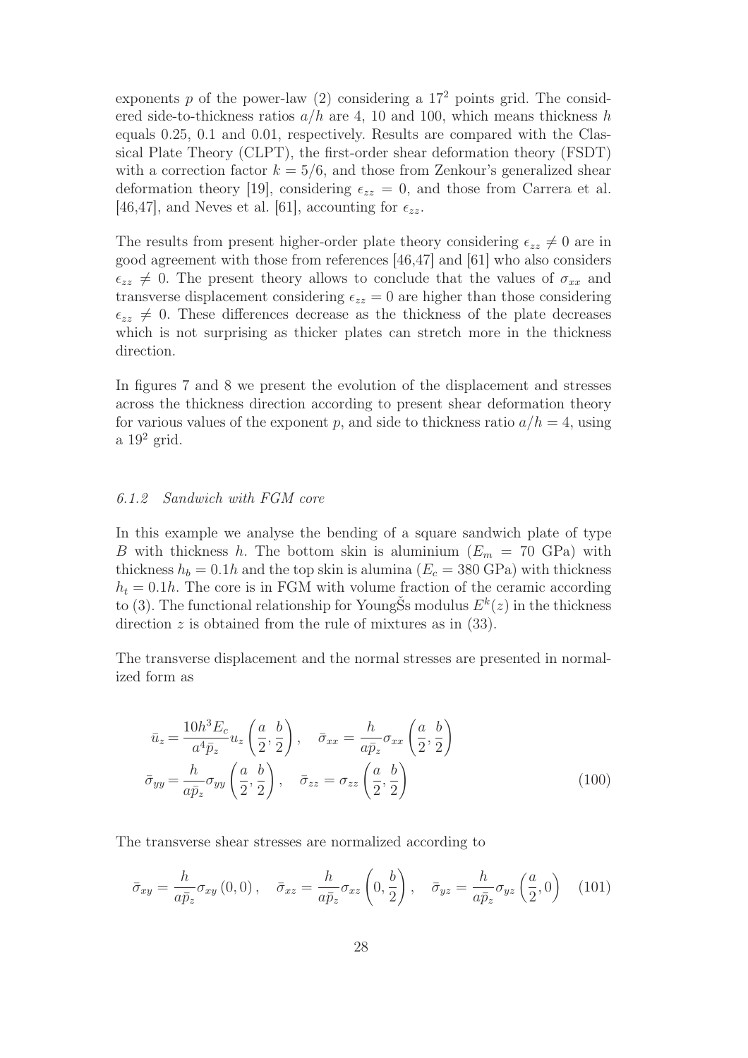exponents $p$ of the power-law (2) considering a $17^2$ points grid. The considered side-to-thickness ratios $a/h$ are 4, 10 and 100, which means thickness $h$ equals 0.25, 0.1 and 0.01, respectively. Results are compared with the Classical Plate Theory (CLPT), the first-order shear deformation theory (FSDT) with a correction factor $k = 5/6$, and those from Zenkour's generalized shear deformation theory [19], considering $\epsilon_{zz} = 0$, and those from Carrera et al. [46,47], and Neves et al. [61], accounting for $\epsilon_{zz}$.

The results from present higher-order plate theory considering $\epsilon_{zz} \neq 0$ are in good agreement with those from references [46,47] and [61] who also considers $\epsilon_{zz} \neq 0$. The present theory allows to conclude that the values of $\sigma_{xx}$ and transverse displacement considering $\epsilon_{zz} = 0$ are higher than those considering $\epsilon_{zz} \neq 0$. These differences decrease as the thickness of the plate decreases which is not surprising as thicker plates can stretch more in the thickness direction.

In figures 7 and 8 we present the evolution of the displacement and stresses across the thickness direction according to present shear deformation theory for various values of the exponent $p$, and side to thickness ratio $a/h = 4$, using a $19^2$ grid.

### *6.1.2 Sandwich with FGM core*

In this example we analyse the bending of a square sandwich plate of type $B$ with thickness $h$. The bottom skin is aluminium ($E_m = 70$ GPa) with thickness $h_b = 0.1h$ and the top skin is alumina ($E_c = 380$ GPa) with thickness $h_t = 0.1h$. The core is in FGM with volume fraction of the ceramic according to (3). The functional relationship for YoungŠs modulus $E^k(z)$ in the thickness direction $z$ is obtained from the rule of mixtures as in (33).

The transverse displacement and the normal stresses are presented in normalized form as

$$
\begin{aligned}
\bar{u}_z &= \frac{10h^3 E_c}{a^4 \bar{p}_z} u_z \left(\frac{a}{2}, \frac{b}{2}\right), \quad \bar{\sigma}_{xx} = \frac{h}{a\bar{p}_z} \sigma_{xx} \left(\frac{a}{2}, \frac{b}{2}\right) \\
\bar{\sigma}_{yy} &= \frac{h}{a\bar{p}_z} \sigma_{yy} \left(\frac{a}{2}, \frac{b}{2}\right), \quad \bar{\sigma}_{zz} = \sigma_{zz} \left(\frac{a}{2}, \frac{b}{2}\right)
\end{aligned} \tag{100}
$$

The transverse shear stresses are normalized according to

$$
\bar{\sigma}_{xy} = \frac{h}{a\bar{p}_z} \sigma_{xy} (0, 0), \quad \bar{\sigma}_{xz} = \frac{h}{a\bar{p}_z} \sigma_{xz} \left(0, \frac{b}{2}\right), \quad \bar{\sigma}_{yz} = \frac{h}{a\bar{p}_z} \sigma_{yz} \left(\frac{a}{2}, 0\right) \tag{101}
$$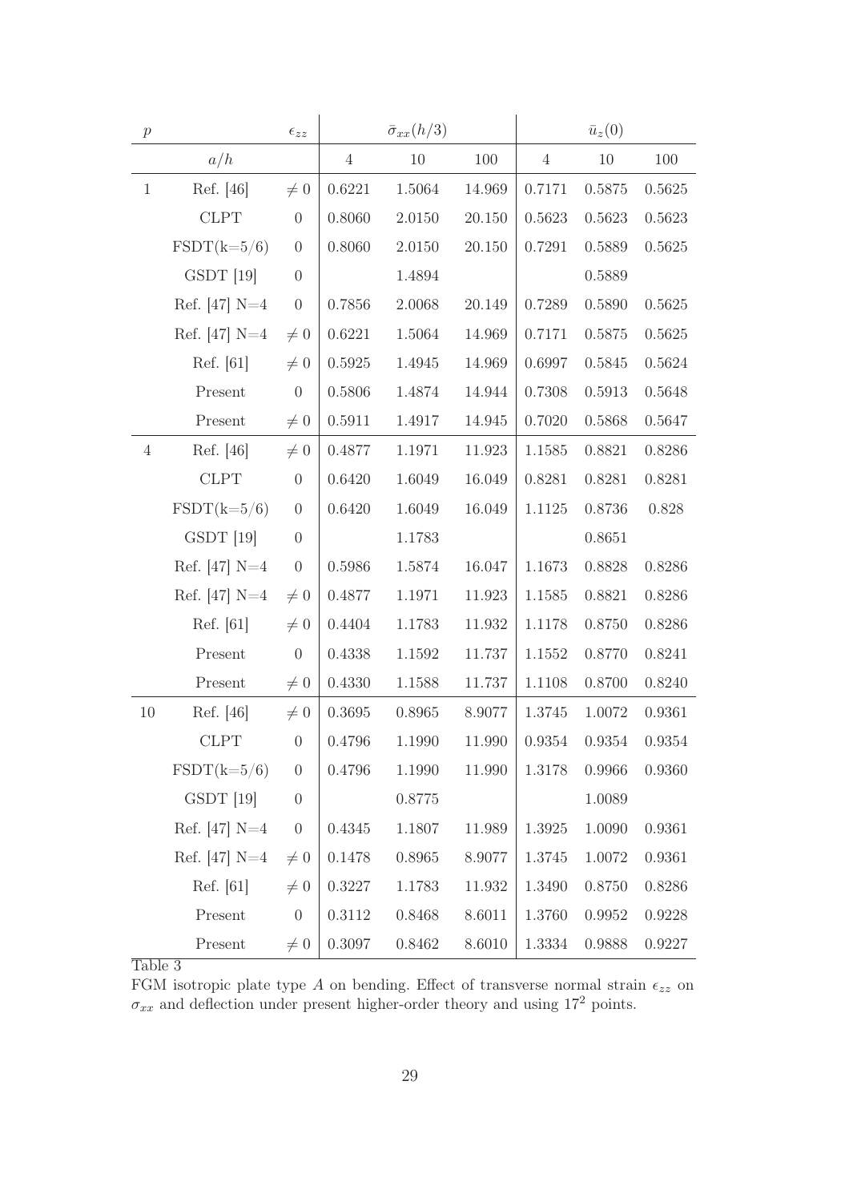| $p$ | | $\epsilon_{zz}$ | $\bar{\sigma}_{xx}(h/3)$ | | | $\bar{u}_z(0)$ | | |
|---|---|---|---|---|---|---|---|---|
| | $a/h$ | | 4 | 10 | 100 | 4 | 10 | 100 |
| 1 | Ref. [46] | $\neq 0$ | 0.6221 | 1.5064 | 14.969 | 0.7171 | 0.5875 | 0.5625 |
| | CLPT | 0 | 0.8060 | 2.0150 | 20.150 | 0.5623 | 0.5623 | 0.5623 |
| | FSDT(k=5/6) | 0 | 0.8060 | 2.0150 | 20.150 | 0.7291 | 0.5889 | 0.5625 |
| | GSDT [19] | 0 | | 1.4894 | | | 0.5889 | |
| | Ref. [47] N=4 | 0 | 0.7856 | 2.0068 | 20.149 | 0.7289 | 0.5890 | 0.5625 |
| | Ref. [47] N=4 | $\neq 0$ | 0.6221 | 1.5064 | 14.969 | 0.7171 | 0.5875 | 0.5625 |
| | Ref. [61] | $\neq 0$ | 0.5925 | 1.4945 | 14.969 | 0.6997 | 0.5845 | 0.5624 |
| | Present | 0 | 0.5806 | 1.4874 | 14.944 | 0.7308 | 0.5913 | 0.5648 |
| | Present | $\neq 0$ | 0.5911 | 1.4917 | 14.945 | 0.7020 | 0.5868 | 0.5647 |
| 4 | Ref. [46] | $\neq 0$ | 0.4877 | 1.1971 | 11.923 | 1.1585 | 0.8821 | 0.8286 |
| | CLPT | 0 | 0.6420 | 1.6049 | 16.049 | 0.8281 | 0.8281 | 0.8281 |
| | FSDT(k=5/6) | 0 | 0.6420 | 1.6049 | 16.049 | 1.1125 | 0.8736 | 0.828 |
| | GSDT [19] | 0 | | 1.1783 | | | 0.8651 | |
| | Ref. [47] N=4 | 0 | 0.5986 | 1.5874 | 16.047 | 1.1673 | 0.8828 | 0.8286 |
| | Ref. [47] N=4 | $\neq 0$ | 0.4877 | 1.1971 | 11.923 | 1.1585 | 0.8821 | 0.8286 |
| | Ref. [61] | $\neq 0$ | 0.4404 | 1.1783 | 11.932 | 1.1178 | 0.8750 | 0.8286 |
| | Present | 0 | 0.4338 | 1.1592 | 11.737 | 1.1552 | 0.8770 | 0.8241 |
| | Present | $\neq 0$ | 0.4330 | 1.1588 | 11.737 | 1.1108 | 0.8700 | 0.8240 |
| 10 | Ref. [46] | $\neq 0$ | 0.3695 | 0.8965 | 8.9077 | 1.3745 | 1.0072 | 0.9361 |
| | CLPT | 0 | 0.4796 | 1.1990 | 11.990 | 0.9354 | 0.9354 | 0.9354 |
| | FSDT(k=5/6) | 0 | 0.4796 | 1.1990 | 11.990 | 1.3178 | 0.9966 | 0.9360 |
| | GSDT [19] | 0 | | 0.8775 | | | 1.0089 | |
| | Ref. [47] N=4 | 0 | 0.4345 | 1.1807 | 11.989 | 1.3925 | 1.0090 | 0.9361 |
| | Ref. [47] N=4 | $\neq 0$ | 0.1478 | 0.8965 | 8.9077 | 1.3745 | 1.0072 | 0.9361 |
| | Ref. [61] | $\neq 0$ | 0.3227 | 1.1783 | 11.932 | 1.3490 | 0.8750 | 0.8286 |
| | Present | 0 | 0.3112 | 0.8468 | 8.6011 | 1.3760 | 0.9952 | 0.9228 |
| | Present | $\neq 0$ | 0.3097 | 0.8462 | 8.6010 | 1.3334 | 0.9888 | 0.9227 |

Table 3

FGM isotropic plate type $A$ on bending. Effect of transverse normal strain $\epsilon_{zz}$ on $\sigma_{xx}$ and deflection under present higher-order theory and using $17^2$ points.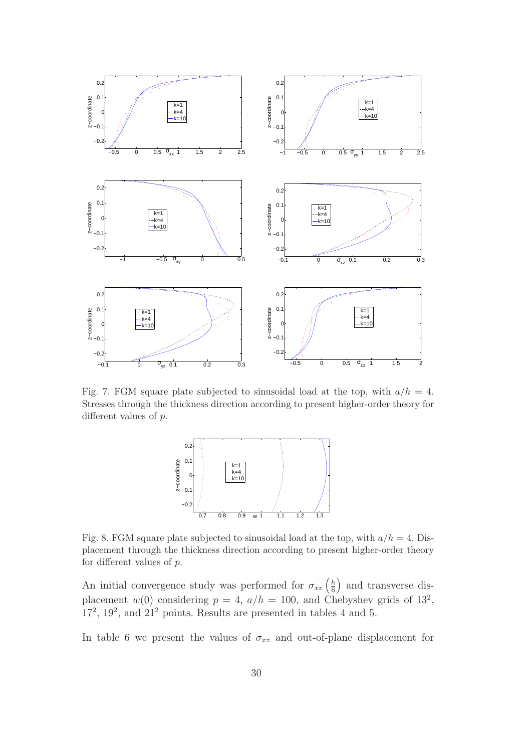Fig. 7. FGM square plate subjected to sinusoidal load at the top, with $a/h = 4$. Stresses through the thickness direction according to present higher-order theory for different values of $p$.

Fig. 8. FGM square plate subjected to sinusoidal load at the top, with $a/h = 4$. Displacement through the thickness direction according to present higher-order theory for different values of $p$.

An initial convergence study was performed for $\sigma_{xz}\left(\frac{h}{6}\right)$ and transverse displacement $w(0)$ considering $p = 4$, $a/h = 100$, and Chebyshev grids of $13^2$, $17^2$, $19^2$, and $21^2$ points. Results are presented in tables 4 and 5.

In table 6 we present the values of $\sigma_{xz}$ and out-of-plane displacement for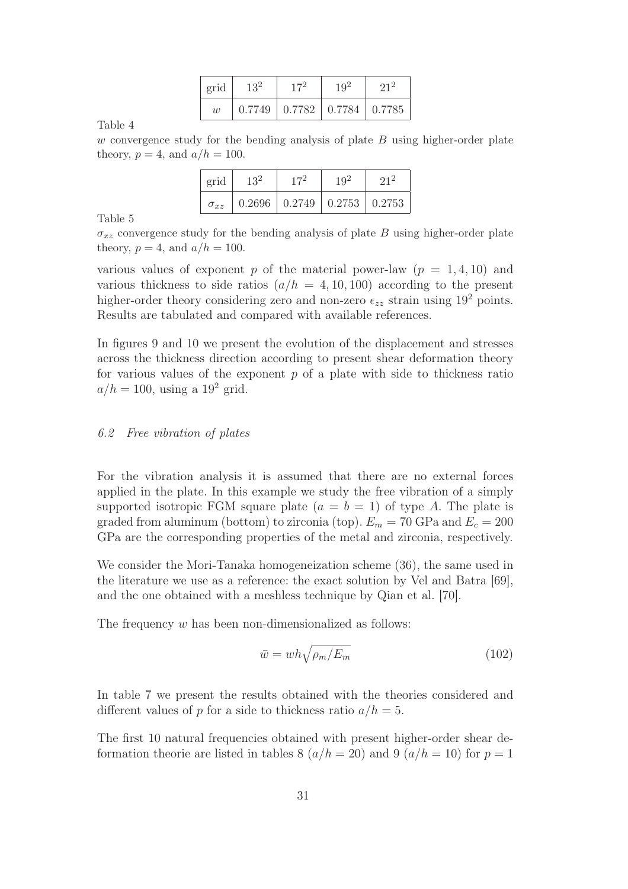| grid | $13^2$ | $17^2$ | $19^2$ | $21^2$ |
|---|---|---|---|---|
| $w$ | 0.7749 | 0.7782 | 0.7784 | 0.7785 |

Table 4

$w$ convergence study for the bending analysis of plate $B$ using higher-order plate theory, $p = 4$, and $a/h = 100$.

| grid | $13^2$ | $17^2$ | $19^2$ | $21^2$ |
|---|---|---|---|---|
| $\sigma_{xz}$ | 0.2696 | 0.2749 | 0.2753 | 0.2753 |

Table 5

$\sigma_{xz}$ convergence study for the bending analysis of plate $B$ using higher-order plate theory, $p = 4$, and $a/h = 100$.

various values of exponent $p$ of the material power-law ($p = 1, 4, 10$) and various thickness to side ratios ($a/h = 4, 10, 100$) according to the present higher-order theory considering zero and non-zero $\epsilon_{zz}$ strain using $19^2$ points. Results are tabulated and compared with available references.

In figures 9 and 10 we present the evolution of the displacement and stresses across the thickness direction according to present shear deformation theory for various values of the exponent $p$ of a plate with side to thickness ratio $a/h = 100$, using a $19^2$ grid.

### *6.2 Free vibration of plates*

For the vibration analysis it is assumed that there are no external forces applied in the plate. In this example we study the free vibration of a simply supported isotropic FGM square plate ($a = b = 1$) of type $A$. The plate is graded from aluminum (bottom) to zirconia (top). $E_m = 70$ GPa and $E_c = 200$ GPa are the corresponding properties of the metal and zirconia, respectively.

We consider the Mori-Tanaka homogeneization scheme (36), the same used in the literature we use as a reference: the exact solution by Vel and Batra [69], and the one obtained with a meshless technique by Qian et al. [70].

The frequency $w$ has been non-dimensionalized as follows:

$$\bar{w} = wh\sqrt{\rho_m/E_m} \tag{102}$$

In table 7 we present the results obtained with the theories considered and different values of $p$ for a side to thickness ratio $a/h = 5$.

The first 10 natural frequencies obtained with present higher-order shear deformation theorie are listed in tables 8 ($a/h = 20$) and 9 ($a/h = 10$) for $p = 1$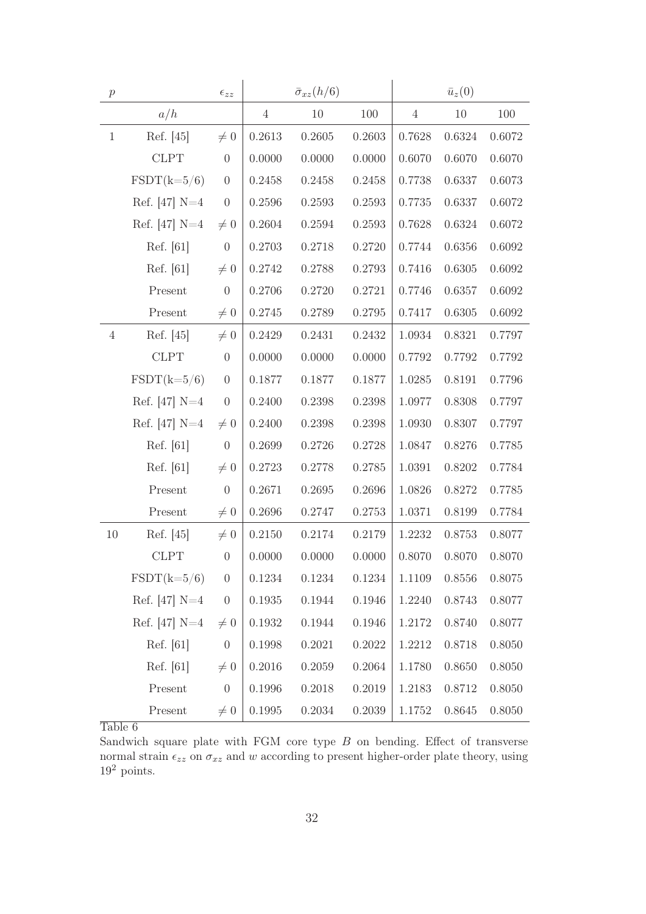| $p$ | | $\epsilon_{zz}$ | $\bar{\sigma}_{xz}(h/6)$ | | | $\bar{u}_z(0)$ | | |
|---|---|---|---|---|---|---|---|---|
| | $a/h$ | | 4 | 10 | 100 | 4 | 10 | 100 |
| 1 | Ref. [45] | $\neq 0$ | 0.2613 | 0.2605 | 0.2603 | 0.7628 | 0.6324 | 0.6072 |
| | CLPT | 0 | 0.0000 | 0.0000 | 0.0000 | 0.6070 | 0.6070 | 0.6070 |
| | FSDT(k=5/6) | 0 | 0.2458 | 0.2458 | 0.2458 | 0.7738 | 0.6337 | 0.6073 |
| | Ref. [47] N=4 | 0 | 0.2596 | 0.2593 | 0.2593 | 0.7735 | 0.6337 | 0.6072 |
| | Ref. [47] N=4 | $\neq 0$ | 0.2604 | 0.2594 | 0.2593 | 0.7628 | 0.6324 | 0.6072 |
| | Ref. [61] | 0 | 0.2703 | 0.2718 | 0.2720 | 0.7744 | 0.6356 | 0.6092 |
| | Ref. [61] | $\neq 0$ | 0.2742 | 0.2788 | 0.2793 | 0.7416 | 0.6305 | 0.6092 |
| | Present | 0 | 0.2706 | 0.2720 | 0.2721 | 0.7746 | 0.6357 | 0.6092 |
| | Present | $\neq 0$ | 0.2745 | 0.2789 | 0.2795 | 0.7417 | 0.6305 | 0.6092 |
| 4 | Ref. [45] | $\neq 0$ | 0.2429 | 0.2431 | 0.2432 | 1.0934 | 0.8321 | 0.7797 |
| | CLPT | 0 | 0.0000 | 0.0000 | 0.0000 | 0.7792 | 0.7792 | 0.7792 |
| | FSDT(k=5/6) | 0 | 0.1877 | 0.1877 | 0.1877 | 1.0285 | 0.8191 | 0.7796 |
| | Ref. [47] N=4 | 0 | 0.2400 | 0.2398 | 0.2398 | 1.0977 | 0.8308 | 0.7797 |
| | Ref. [47] N=4 | $\neq 0$ | 0.2400 | 0.2398 | 0.2398 | 1.0930 | 0.8307 | 0.7797 |
| | Ref. [61] | 0 | 0.2699 | 0.2726 | 0.2728 | 1.0847 | 0.8276 | 0.7785 |
| | Ref. [61] | $\neq 0$ | 0.2723 | 0.2778 | 0.2785 | 1.0391 | 0.8202 | 0.7784 |
| | Present | 0 | 0.2671 | 0.2695 | 0.2696 | 1.0826 | 0.8272 | 0.7785 |
| | Present | $\neq 0$ | 0.2696 | 0.2747 | 0.2753 | 1.0371 | 0.8199 | 0.7784 |
| 10 | Ref. [45] | $\neq 0$ | 0.2150 | 0.2174 | 0.2179 | 1.2232 | 0.8753 | 0.8077 |
| | CLPT | 0 | 0.0000 | 0.0000 | 0.0000 | 0.8070 | 0.8070 | 0.8070 |
| | FSDT(k=5/6) | 0 | 0.1234 | 0.1234 | 0.1234 | 1.1109 | 0.8556 | 0.8075 |
| | Ref. [47] N=4 | 0 | 0.1935 | 0.1944 | 0.1946 | 1.2240 | 0.8743 | 0.8077 |
| | Ref. [47] N=4 | $\neq 0$ | 0.1932 | 0.1944 | 0.1946 | 1.2172 | 0.8740 | 0.8077 |
| | Ref. [61] | 0 | 0.1998 | 0.2021 | 0.2022 | 1.2212 | 0.8718 | 0.8050 |
| | Ref. [61] | $\neq 0$ | 0.2016 | 0.2059 | 0.2064 | 1.1780 | 0.8650 | 0.8050 |
| | Present | 0 | 0.1996 | 0.2018 | 0.2019 | 1.2183 | 0.8712 | 0.8050 |
| | Present | $\neq 0$ | 0.1995 | 0.2034 | 0.2039 | 1.1752 | 0.8645 | 0.8050 |

Table 6

Sandwich square plate with FGM core type $B$ on bending. Effect of transverse normal strain $\epsilon_{zz}$ on $\sigma_{xz}$ and $w$ according to present higher-order plate theory, using $19^2$ points.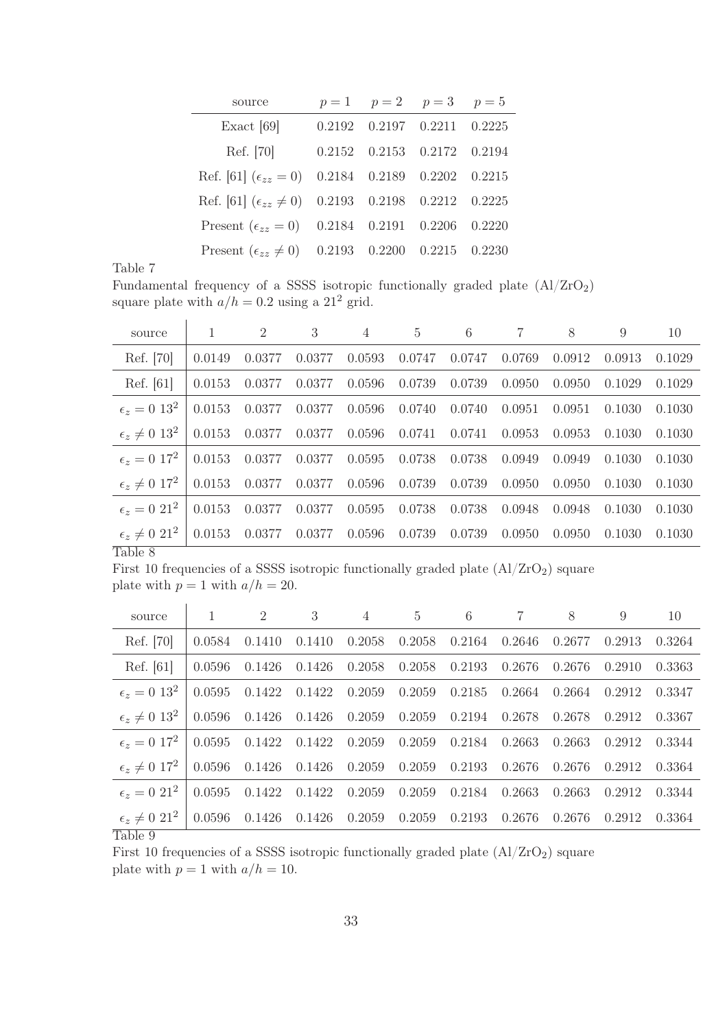| source | $p=1$ | $p=2$ | $p=3$ | $p=5$ |
|---|---|---|---|---|
| Exact [69] | 0.2192 | 0.2197 | 0.2211 | 0.2225 |
| Ref. [70] | 0.2152 | 0.2153 | 0.2172 | 0.2194 |
| Ref. [61] ($\epsilon_{zz}=0$) | 0.2184 | 0.2189 | 0.2202 | 0.2215 |
| Ref. [61] ($\epsilon_{zz}\neq 0$) | 0.2193 | 0.2198 | 0.2212 | 0.2225 |
| Present ($\epsilon_{zz}=0$) | 0.2184 | 0.2191 | 0.2206 | 0.2220 |
| Present ($\epsilon_{zz}\neq 0$) | 0.2193 | 0.2200 | 0.2215 | 0.2230 |

Table 7
Fundamental frequency of a SSSS isotropic functionally graded plate ($Al/ZrO_2$) square plate with $a/h = 0.2$ using a $21^2$ grid.

| source | 1 | 2 | 3 | 4 | 5 | 6 | 7 | 8 | 9 | 10 |
|---|---|---|---|---|---|---|---|---|---|---|
| Ref. [70] | 0.0149 | 0.0377 | 0.0377 | 0.0593 | 0.0747 | 0.0747 | 0.0769 | 0.0912 | 0.0913 | 0.1029 |
| Ref. [61] | 0.0153 | 0.0377 | 0.0377 | 0.0596 | 0.0739 | 0.0739 | 0.0950 | 0.0950 | 0.1029 | 0.1029 |
| $\epsilon_z = 0$ $13^2$ | 0.0153 | 0.0377 | 0.0377 | 0.0596 | 0.0740 | 0.0740 | 0.0951 | 0.0951 | 0.1030 | 0.1030 |
| $\epsilon_z \neq 0$ $13^2$ | 0.0153 | 0.0377 | 0.0377 | 0.0596 | 0.0741 | 0.0741 | 0.0953 | 0.0953 | 0.1030 | 0.1030 |
| $\epsilon_z = 0$ $17^2$ | 0.0153 | 0.0377 | 0.0377 | 0.0595 | 0.0738 | 0.0738 | 0.0949 | 0.0949 | 0.1030 | 0.1030 |
| $\epsilon_z \neq 0$ $17^2$ | 0.0153 | 0.0377 | 0.0377 | 0.0596 | 0.0739 | 0.0739 | 0.0950 | 0.0950 | 0.1030 | 0.1030 |
| $\epsilon_z = 0$ $21^2$ | 0.0153 | 0.0377 | 0.0377 | 0.0595 | 0.0738 | 0.0738 | 0.0948 | 0.0948 | 0.1030 | 0.1030 |
| $\epsilon_z \neq 0$ $21^2$ | 0.0153 | 0.0377 | 0.0377 | 0.0596 | 0.0739 | 0.0739 | 0.0950 | 0.0950 | 0.1030 | 0.1030 |

Table 8
First 10 frequencies of a SSSS isotropic functionally graded plate ($Al/ZrO_2$) square plate with $p = 1$ with $a/h = 20$.

| source | 1 | 2 | 3 | 4 | 5 | 6 | 7 | 8 | 9 | 10 |
|---|---|---|---|---|---|---|---|---|---|---|
| Ref. [70] | 0.0584 | 0.1410 | 0.1410 | 0.2058 | 0.2058 | 0.2164 | 0.2646 | 0.2677 | 0.2913 | 0.3264 |
| Ref. [61] | 0.0596 | 0.1426 | 0.1426 | 0.2058 | 0.2058 | 0.2193 | 0.2676 | 0.2676 | 0.2910 | 0.3363 |
| $\epsilon_z = 0$ $13^2$ | 0.0595 | 0.1422 | 0.1422 | 0.2059 | 0.2059 | 0.2185 | 0.2664 | 0.2664 | 0.2912 | 0.3347 |
| $\epsilon_z \neq 0$ $13^2$ | 0.0596 | 0.1426 | 0.1426 | 0.2059 | 0.2059 | 0.2194 | 0.2678 | 0.2678 | 0.2912 | 0.3367 |
| $\epsilon_z = 0$ $17^2$ | 0.0595 | 0.1422 | 0.1422 | 0.2059 | 0.2059 | 0.2184 | 0.2663 | 0.2663 | 0.2912 | 0.3344 |
| $\epsilon_z \neq 0$ $17^2$ | 0.0596 | 0.1426 | 0.1426 | 0.2059 | 0.2059 | 0.2193 | 0.2676 | 0.2676 | 0.2912 | 0.3364 |
| $\epsilon_z = 0$ $21^2$ | 0.0595 | 0.1422 | 0.1422 | 0.2059 | 0.2059 | 0.2184 | 0.2663 | 0.2663 | 0.2912 | 0.3344 |
| $\epsilon_z \neq 0$ $21^2$ | 0.0596 | 0.1426 | 0.1426 | 0.2059 | 0.2059 | 0.2193 | 0.2676 | 0.2676 | 0.2912 | 0.3364 |

Table 9
First 10 frequencies of a SSSS isotropic functionally graded plate ($Al/ZrO_2$) square plate with $p = 1$ with $a/h = 10$.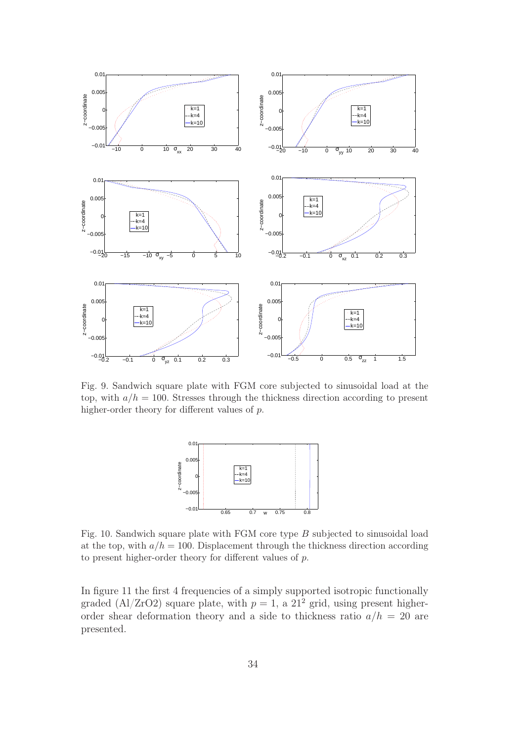Fig. 9. Sandwich square plate with FGM core subjected to sinusoidal load at the top, with $a/h = 100$. Stresses through the thickness direction according to present higher-order theory for different values of $p$.

Fig. 10. Sandwich square plate with FGM core type $B$ subjected to sinusoidal load at the top, with $a/h = 100$. Displacement through the thickness direction according to present higher-order theory for different values of $p$.

In figure 11 the first 4 frequencies of a simply supported isotropic functionally graded (Al/ZrO2) square plate, with $p = 1$, a $21^2$ grid, using present higher-order shear deformation theory and a side to thickness ratio $a/h = 20$ are presented.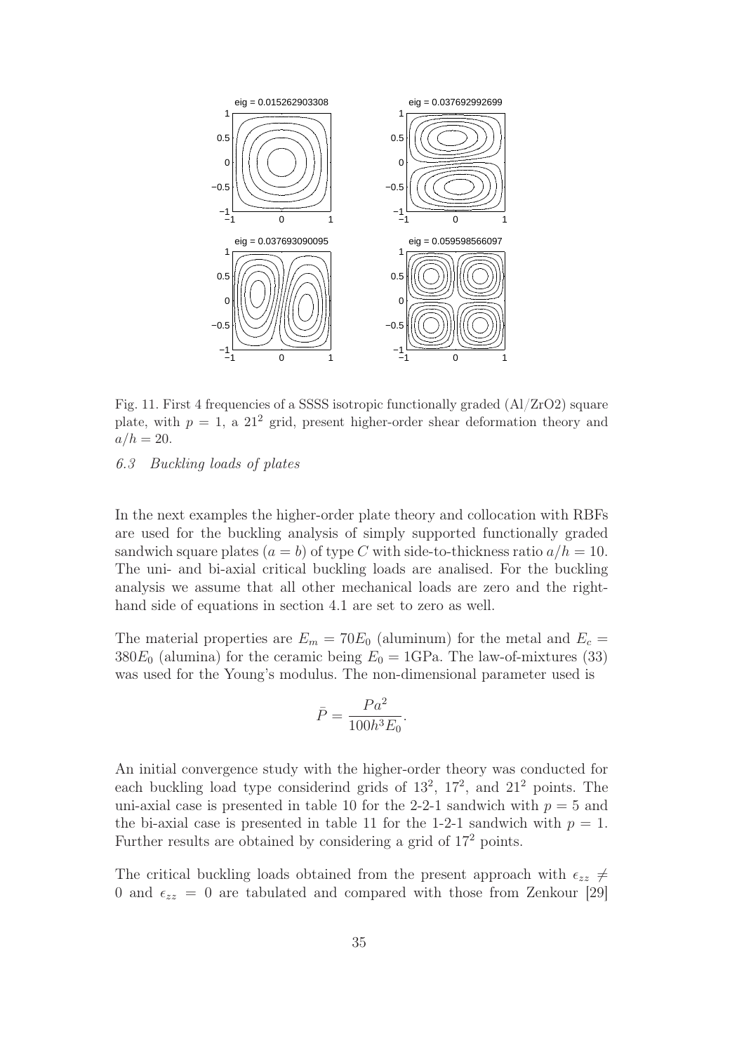Fig. 11. First 4 frequencies of a SSSS isotropic functionally graded (Al/ZrO2) square plate, with $p = 1$, a $21^2$ grid, present higher-order shear deformation theory and $a/h = 20$.

### 6.3 Buckling loads of plates

In the next examples the higher-order plate theory and collocation with RBFs are used for the buckling analysis of simply supported functionally graded sandwich square plates ($a = b$) of type $C$ with side-to-thickness ratio $a/h = 10$. The uni- and bi-axial critical buckling loads are analised. For the buckling analysis we assume that all other mechanical loads are zero and the right-hand side of equations in section 4.1 are set to zero as well.

The material properties are $E_m = 70E_0$ (aluminum) for the metal and $E_c = 380E_0$ (alumina) for the ceramic being $E_0 = 1$GPa. The law-of-mixtures (33) was used for the Young's modulus. The non-dimensional parameter used is

$$\bar{P} = \frac{Pa^2}{100h^3 E_0}.$$

An initial convergence study with the higher-order theory was conducted for each buckling load type considerind grids of $13^2$, $17^2$, and $21^2$ points. The uni-axial case is presented in table 10 for the 2-2-1 sandwich with $p = 5$ and the bi-axial case is presented in table 11 for the 1-2-1 sandwich with $p = 1$. Further results are obtained by considering a grid of $17^2$ points.

The critical buckling loads obtained from the present approach with $\epsilon_{zz} \neq 0$ and $\epsilon_{zz} = 0$ are tabulated and compared with those from Zenkour [29]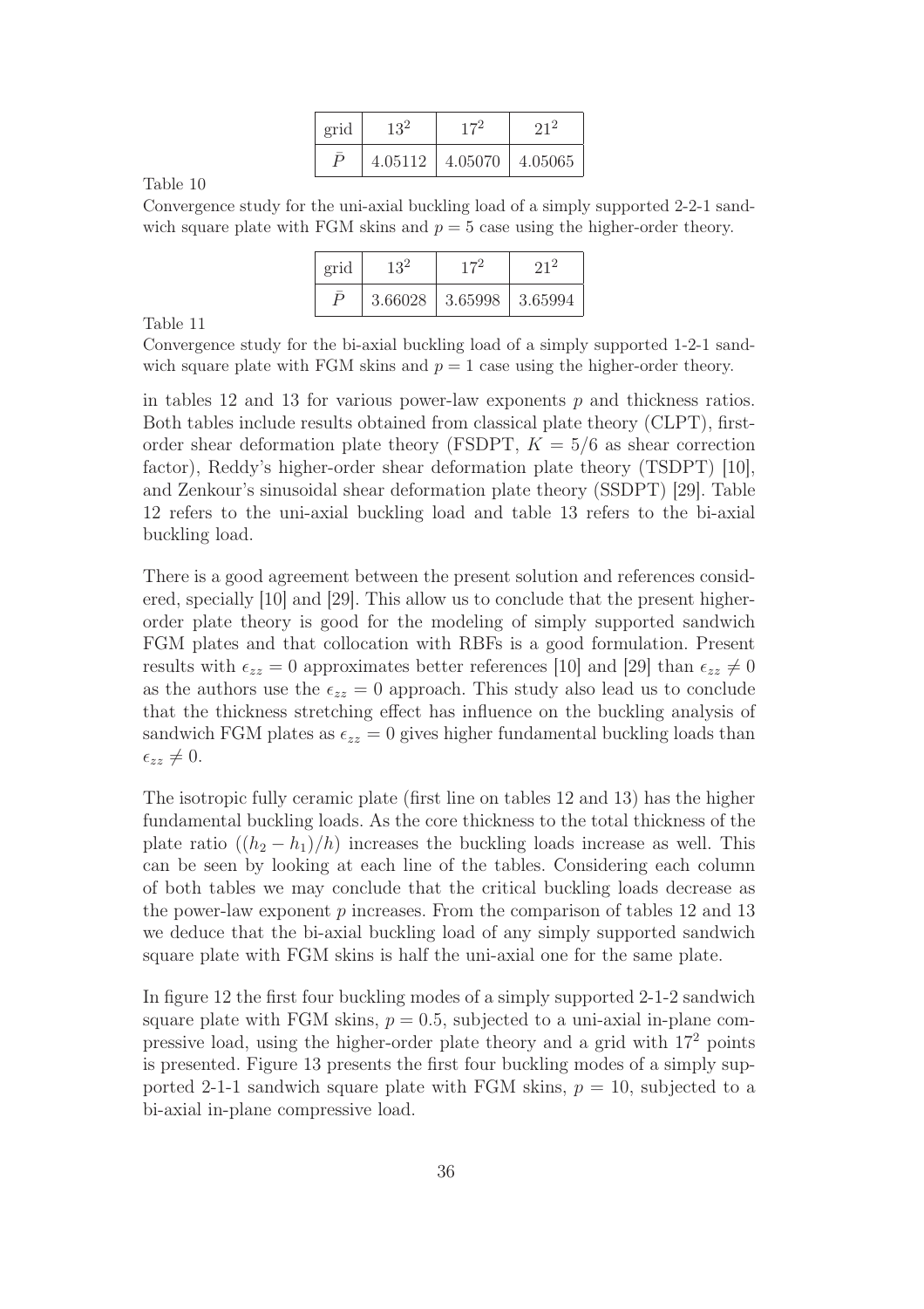| grid | $13^2$ | $17^2$ | $21^2$ |
|---|---|---|---|
| $\bar{P}$ | 4.05112 | 4.05070 | 4.05065 |

Table 10

Convergence study for the uni-axial buckling load of a simply supported 2-2-1 sandwich square plate with FGM skins and $p = 5$ case using the higher-order theory.

| grid | $13^2$ | $17^2$ | $21^2$ |
|---|---|---|---|
| $\bar{P}$ | 3.66028 | 3.65998 | 3.65994 |

Table 11

Convergence study for the bi-axial buckling load of a simply supported 1-2-1 sandwich square plate with FGM skins and $p = 1$ case using the higher-order theory.

in tables 12 and 13 for various power-law exponents $p$ and thickness ratios. Both tables include results obtained from classical plate theory (CLPT), first-order shear deformation plate theory (FSDPT, $K = 5/6$ as shear correction factor), Reddy's higher-order shear deformation plate theory (TSDPT) [10], and Zenkour's sinusoidal shear deformation plate theory (SSDPT) [29]. Table 12 refers to the uni-axial buckling load and table 13 refers to the bi-axial buckling load.

There is a good agreement between the present solution and references considered, specially [10] and [29]. This allow us to conclude that the present higher-order plate theory is good for the modeling of simply supported sandwich FGM plates and that collocation with RBFs is a good formulation. Present results with $\epsilon_{zz} = 0$ approximates better references [10] and [29] than $\epsilon_{zz} \neq 0$ as the authors use the $\epsilon_{zz} = 0$ approach. This study also lead us to conclude that the thickness stretching effect has influence on the buckling analysis of sandwich FGM plates as $\epsilon_{zz} = 0$ gives higher fundamental buckling loads than $\epsilon_{zz} \neq 0$.

The isotropic fully ceramic plate (first line on tables 12 and 13) has the higher fundamental buckling loads. As the core thickness to the total thickness of the plate ratio $((h_2 - h_1)/h)$ increases the buckling loads increase as well. This can be seen by looking at each line of the tables. Considering each column of both tables we may conclude that the critical buckling loads decrease as the power-law exponent $p$ increases. From the comparison of tables 12 and 13 we deduce that the bi-axial buckling load of any simply supported sandwich square plate with FGM skins is half the uni-axial one for the same plate.

In figure 12 the first four buckling modes of a simply supported 2-1-2 sandwich square plate with FGM skins, $p = 0.5$, subjected to a uni-axial in-plane compressive load, using the higher-order plate theory and a grid with $17^2$ points is presented. Figure 13 presents the first four buckling modes of a simply supported 2-1-1 sandwich square plate with FGM skins, $p = 10$, subjected to a bi-axial in-plane compressive load.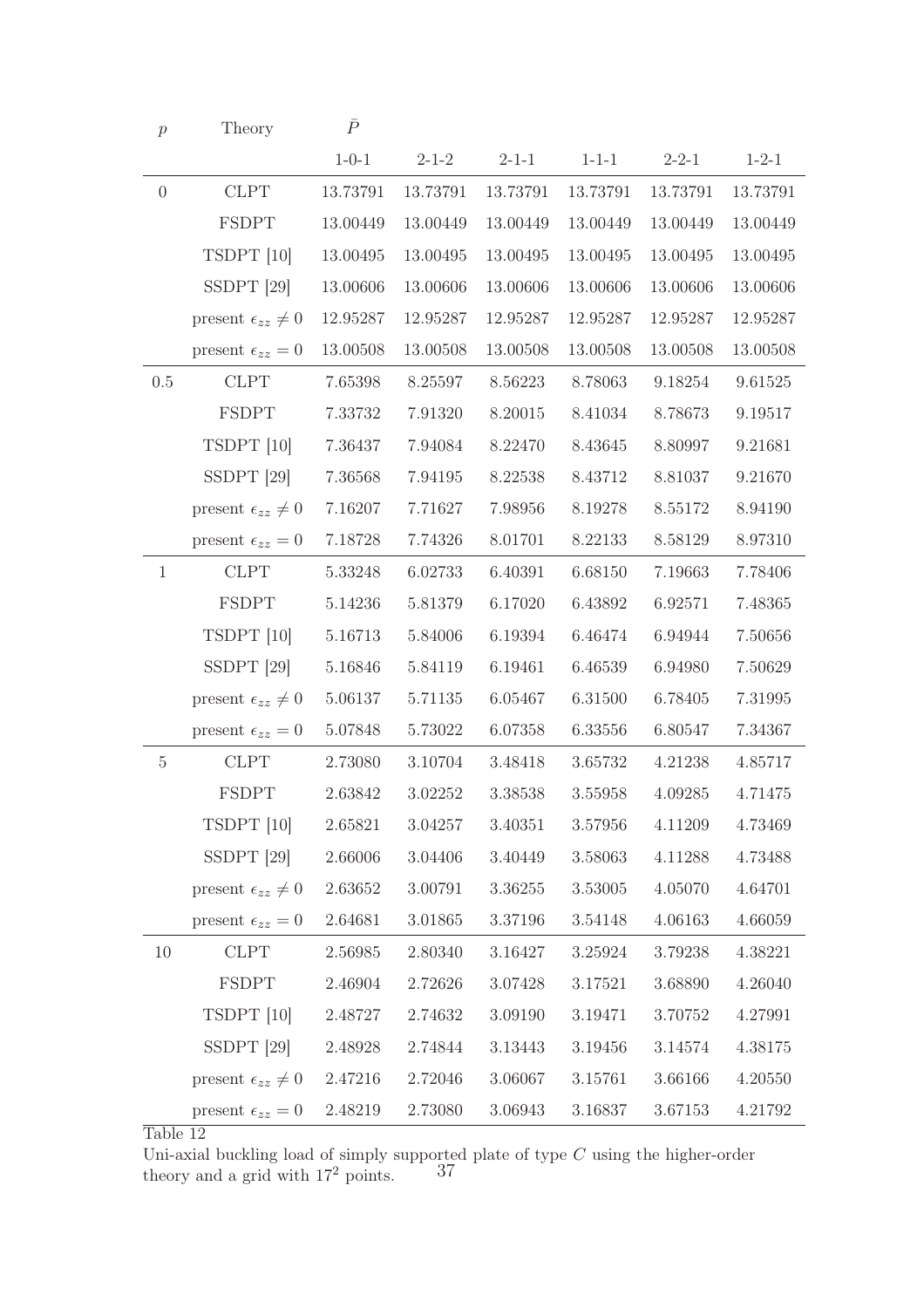| $p$ | Theory | $\bar{P}$ | | | | | |
|---|---|---|---|---|---|---|---|
| | | 1-0-1 | 2-1-2 | 2-1-1 | 1-1-1 | 2-2-1 | 1-2-1 |
| 0 | CLPT | 13.73791 | 13.73791 | 13.73791 | 13.73791 | 13.73791 | 13.73791 |
| | FSDPT | 13.00449 | 13.00449 | 13.00449 | 13.00449 | 13.00449 | 13.00449 |
| | TSDPT [10] | 13.00495 | 13.00495 | 13.00495 | 13.00495 | 13.00495 | 13.00495 |
| | SSDPT [29] | 13.00606 | 13.00606 | 13.00606 | 13.00606 | 13.00606 | 13.00606 |
| | present $\epsilon_{zz} \neq 0$ | 12.95287 | 12.95287 | 12.95287 | 12.95287 | 12.95287 | 12.95287 |
| | present $\epsilon_{zz} = 0$ | 13.00508 | 13.00508 | 13.00508 | 13.00508 | 13.00508 | 13.00508 |
| 0.5 | CLPT | 7.65398 | 8.25597 | 8.56223 | 8.78063 | 9.18254 | 9.61525 |
| | FSDPT | 7.33732 | 7.91320 | 8.20015 | 8.41034 | 8.78673 | 9.19517 |
| | TSDPT [10] | 7.36437 | 7.94084 | 8.22470 | 8.43645 | 8.80997 | 9.21681 |
| | SSDPT [29] | 7.36568 | 7.94195 | 8.22538 | 8.43712 | 8.81037 | 9.21670 |
| | present $\epsilon_{zz} \neq 0$ | 7.16207 | 7.71627 | 7.98956 | 8.19278 | 8.55172 | 8.94190 |
| | present $\epsilon_{zz} = 0$ | 7.18728 | 7.74326 | 8.01701 | 8.22133 | 8.58129 | 8.97310 |
| 1 | CLPT | 5.33248 | 6.02733 | 6.40391 | 6.68150 | 7.19663 | 7.78406 |
| | FSDPT | 5.14236 | 5.81379 | 6.17020 | 6.43892 | 6.92571 | 7.48365 |
| | TSDPT [10] | 5.16713 | 5.84006 | 6.19394 | 6.46474 | 6.94944 | 7.50656 |
| | SSDPT [29] | 5.16846 | 5.84119 | 6.19461 | 6.46539 | 6.94980 | 7.50629 |
| | present $\epsilon_{zz} \neq 0$ | 5.06137 | 5.71135 | 6.05467 | 6.31500 | 6.78405 | 7.31995 |
| | present $\epsilon_{zz} = 0$ | 5.07848 | 5.73022 | 6.07358 | 6.33556 | 6.80547 | 7.34367 |
| 5 | CLPT | 2.73080 | 3.10704 | 3.48418 | 3.65732 | 4.21238 | 4.85717 |
| | FSDPT | 2.63842 | 3.02252 | 3.38538 | 3.55958 | 4.09285 | 4.71475 |
| | TSDPT [10] | 2.65821 | 3.04257 | 3.40351 | 3.57956 | 4.11209 | 4.73469 |
| | SSDPT [29] | 2.66006 | 3.04406 | 3.40449 | 3.58063 | 4.11288 | 4.73488 |
| | present $\epsilon_{zz} \neq 0$ | 2.63652 | 3.00791 | 3.36255 | 3.53005 | 4.05070 | 4.64701 |
| | present $\epsilon_{zz} = 0$ | 2.64681 | 3.01865 | 3.37196 | 3.54148 | 4.06163 | 4.66059 |
| 10 | CLPT | 2.56985 | 2.80340 | 3.16427 | 3.25924 | 3.79238 | 4.38221 |
| | FSDPT | 2.46904 | 2.72626 | 3.07428 | 3.17521 | 3.68890 | 4.26040 |
| | TSDPT [10] | 2.48727 | 2.74632 | 3.09190 | 3.19471 | 3.70752 | 4.27991 |
| | SSDPT [29] | 2.48928 | 2.74844 | 3.13443 | 3.19456 | 3.14574 | 4.38175 |
| | present $\epsilon_{zz} \neq 0$ | 2.47216 | 2.72046 | 3.06067 | 3.15761 | 3.66166 | 4.20550 |
| | present $\epsilon_{zz} = 0$ | 2.48219 | 2.73080 | 3.06943 | 3.16837 | 3.67153 | 4.21792 |

Table 12
Uni-axial buckling load of simply supported plate of type $C$ using the higher-order theory and a grid with $17^2$ points.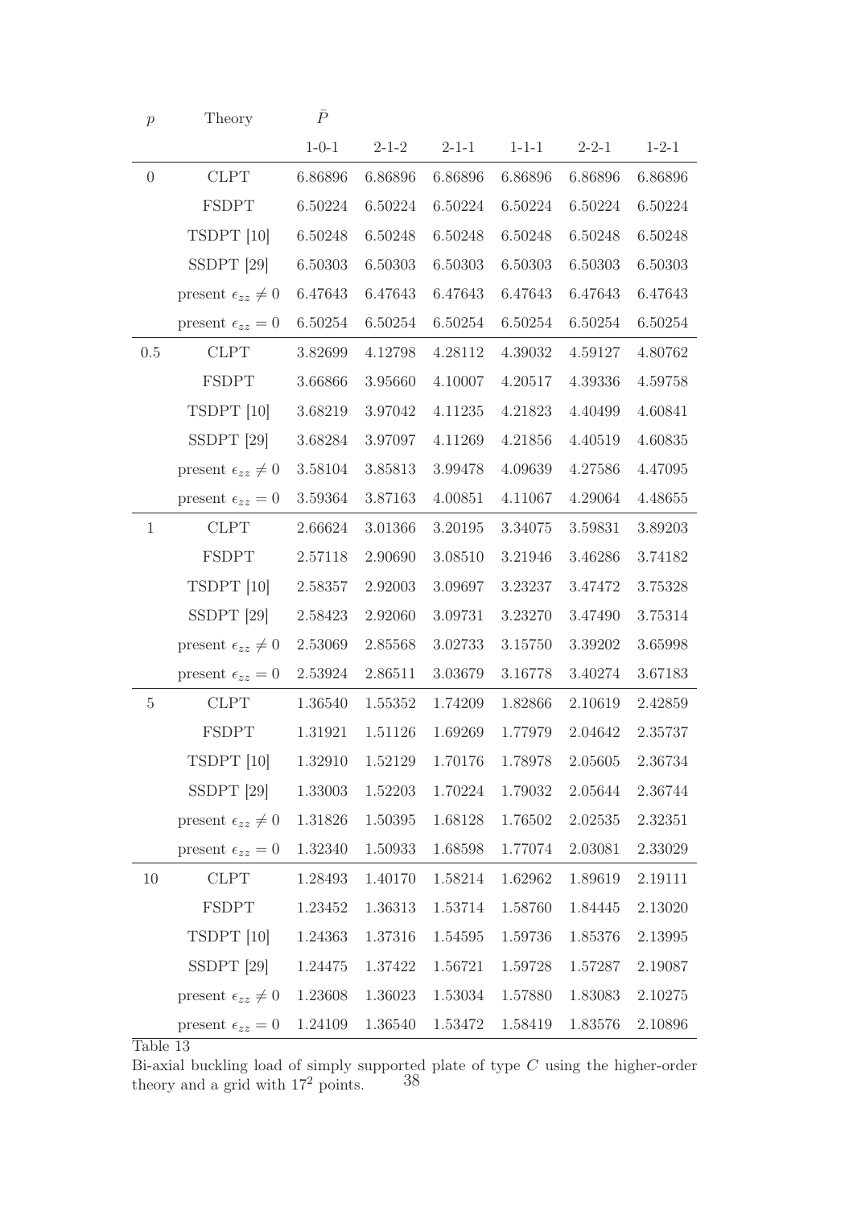| $p$ | Theory | $\bar{P}$ | | | | | |
|---|---|---|---|---|---|---|---|
| | | 1-0-1 | 2-1-2 | 2-1-1 | 1-1-1 | 2-2-1 | 1-2-1 |
| 0 | CLPT | 6.86896 | 6.86896 | 6.86896 | 6.86896 | 6.86896 | 6.86896 |
| | FSDPT | 6.50224 | 6.50224 | 6.50224 | 6.50224 | 6.50224 | 6.50224 |
| | TSDPT [10] | 6.50248 | 6.50248 | 6.50248 | 6.50248 | 6.50248 | 6.50248 |
| | SSDPT [29] | 6.50303 | 6.50303 | 6.50303 | 6.50303 | 6.50303 | 6.50303 |
| | present $\epsilon_{zz} \neq 0$ | 6.47643 | 6.47643 | 6.47643 | 6.47643 | 6.47643 | 6.47643 |
| | present $\epsilon_{zz} = 0$ | 6.50254 | 6.50254 | 6.50254 | 6.50254 | 6.50254 | 6.50254 |
| 0.5 | CLPT | 3.82699 | 4.12798 | 4.28112 | 4.39032 | 4.59127 | 4.80762 |
| | FSDPT | 3.66866 | 3.95660 | 4.10007 | 4.20517 | 4.39336 | 4.59758 |
| | TSDPT [10] | 3.68219 | 3.97042 | 4.11235 | 4.21823 | 4.40499 | 4.60841 |
| | SSDPT [29] | 3.68284 | 3.97097 | 4.11269 | 4.21856 | 4.40519 | 4.60835 |
| | present $\epsilon_{zz} \neq 0$ | 3.58104 | 3.85813 | 3.99478 | 4.09639 | 4.27586 | 4.47095 |
| | present $\epsilon_{zz} = 0$ | 3.59364 | 3.87163 | 4.00851 | 4.11067 | 4.29064 | 4.48655 |
| 1 | CLPT | 2.66624 | 3.01366 | 3.20195 | 3.34075 | 3.59831 | 3.89203 |
| | FSDPT | 2.57118 | 2.90690 | 3.08510 | 3.21946 | 3.46286 | 3.74182 |
| | TSDPT [10] | 2.58357 | 2.92003 | 3.09697 | 3.23237 | 3.47472 | 3.75328 |
| | SSDPT [29] | 2.58423 | 2.92060 | 3.09731 | 3.23270 | 3.47490 | 3.75314 |
| | present $\epsilon_{zz} \neq 0$ | 2.53069 | 2.85568 | 3.02733 | 3.15750 | 3.39202 | 3.65998 |
| | present $\epsilon_{zz} = 0$ | 2.53924 | 2.86511 | 3.03679 | 3.16778 | 3.40274 | 3.67183 |
| 5 | CLPT | 1.36540 | 1.55352 | 1.74209 | 1.82866 | 2.10619 | 2.42859 |
| | FSDPT | 1.31921 | 1.51126 | 1.69269 | 1.77979 | 2.04642 | 2.35737 |
| | TSDPT [10] | 1.32910 | 1.52129 | 1.70176 | 1.78978 | 2.05605 | 2.36734 |
| | SSDPT [29] | 1.33003 | 1.52203 | 1.70224 | 1.79032 | 2.05644 | 2.36744 |
| | present $\epsilon_{zz} \neq 0$ | 1.31826 | 1.50395 | 1.68128 | 1.76502 | 2.02535 | 2.32351 |
| | present $\epsilon_{zz} = 0$ | 1.32340 | 1.50933 | 1.68598 | 1.77074 | 2.03081 | 2.33029 |
| 10 | CLPT | 1.28493 | 1.40170 | 1.58214 | 1.62962 | 1.89619 | 2.19111 |
| | FSDPT | 1.23452 | 1.36313 | 1.53714 | 1.58760 | 1.84445 | 2.13020 |
| | TSDPT [10] | 1.24363 | 1.37316 | 1.54595 | 1.59736 | 1.85376 | 2.13995 |
| | SSDPT [29] | 1.24475 | 1.37422 | 1.56721 | 1.59728 | 1.57287 | 2.19087 |
| | present $\epsilon_{zz} \neq 0$ | 1.23608 | 1.36023 | 1.53034 | 1.57880 | 1.83083 | 2.10275 |
| | present $\epsilon_{zz} = 0$ | 1.24109 | 1.36540 | 1.53472 | 1.58419 | 1.83576 | 2.10896 |

Table 13

Bi-axial buckling load of simply supported plate of type $C$ using the higher-order theory and a grid with $17^2$ points.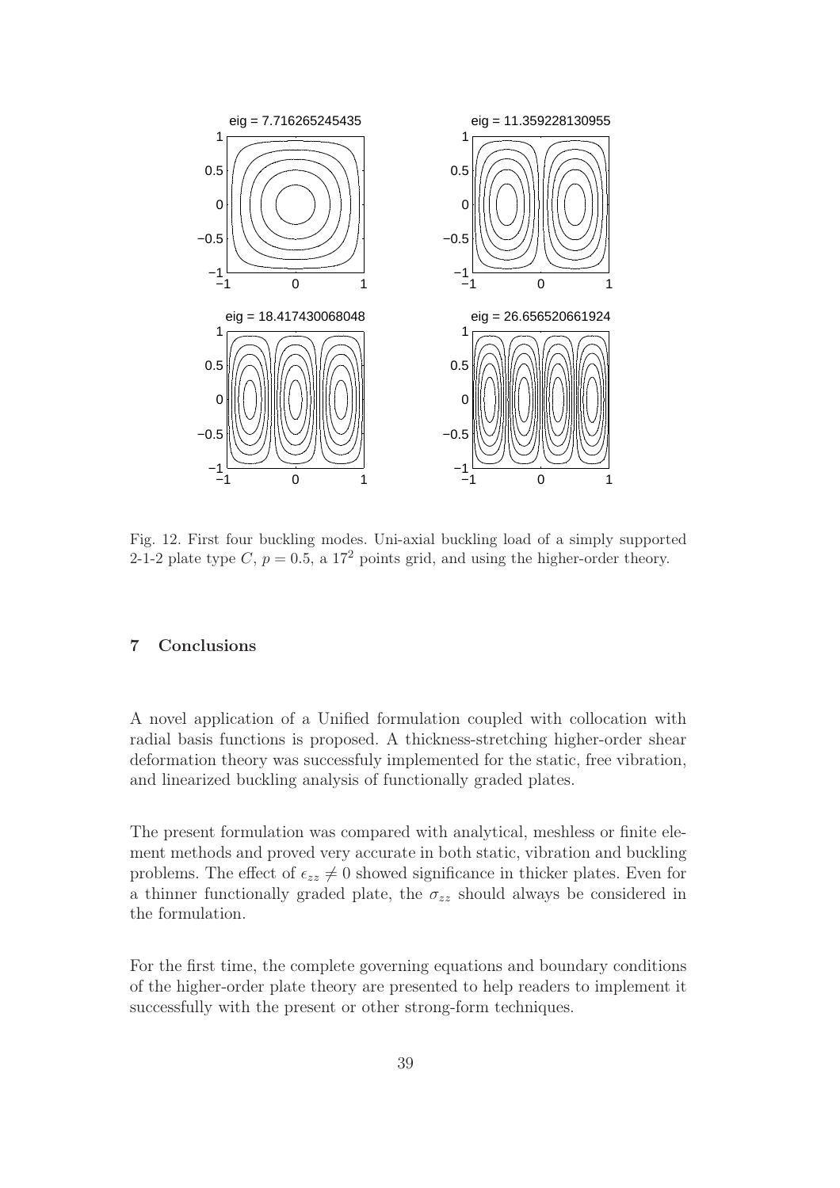Fig. 12. First four buckling modes. Uni-axial buckling load of a simply supported 2-1-2 plate type $C$, $p = 0.5$, a $17^2$ points grid, and using the higher-order theory.

## 7 Conclusions

A novel application of a Unified formulation coupled with collocation with radial basis functions is proposed. A thickness-stretching higher-order shear deformation theory was successfuly implemented for the static, free vibration, and linearized buckling analysis of functionally graded plates.

The present formulation was compared with analytical, meshless or finite element methods and proved very accurate in both static, vibration and buckling problems. The effect of $\epsilon_{zz} \neq 0$ showed significance in thicker plates. Even for a thinner functionally graded plate, the $\sigma_{zz}$ should always be considered in the formulation.

For the first time, the complete governing equations and boundary conditions of the higher-order plate theory are presented to help readers to implement it successfully with the present or other strong-form techniques.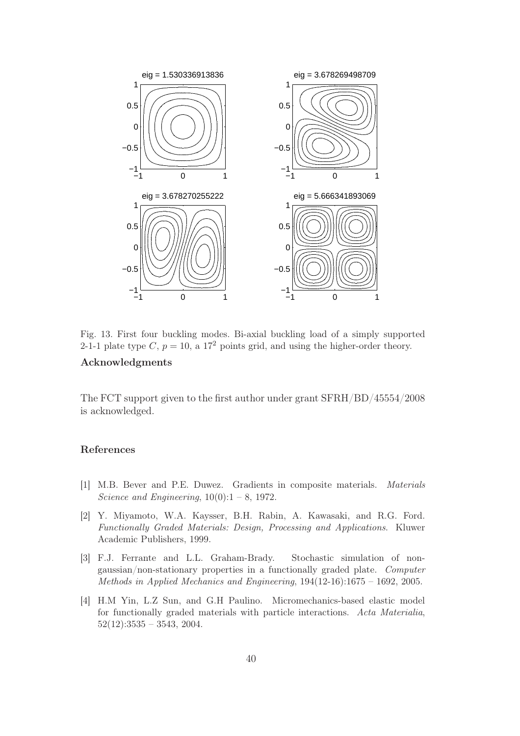Fig. 13. First four buckling modes. Bi-axial buckling load of a simply supported 2-1-1 plate type $C$, $p = 10$, a $17^2$ points grid, and using the higher-order theory.

## Acknowledgments

The FCT support given to the first author under grant SFRH/BD/45554/2008 is acknowledged.

## References

- [1] M.B. Bever and P.E. Duwez. Gradients in composite materials. *Materials Science and Engineering*, 10(0):1 – 8, 1972.
- [2] Y. Miyamoto, W.A. Kaysser, B.H. Rabin, A. Kawasaki, and R.G. Ford. *Functionally Graded Materials: Design, Processing and Applications*. Kluwer Academic Publishers, 1999.
- [3] F.J. Ferrante and L.L. Graham-Brady. Stochastic simulation of non-gaussian/non-stationary properties in a functionally graded plate. *Computer Methods in Applied Mechanics and Engineering*, 194(12-16):1675 – 1692, 2005.
- [4] H.M Yin, L.Z Sun, and G.H Paulino. Micromechanics-based elastic model for functionally graded materials with particle interactions. *Acta Materialia*, 52(12):3535 – 3543, 2004.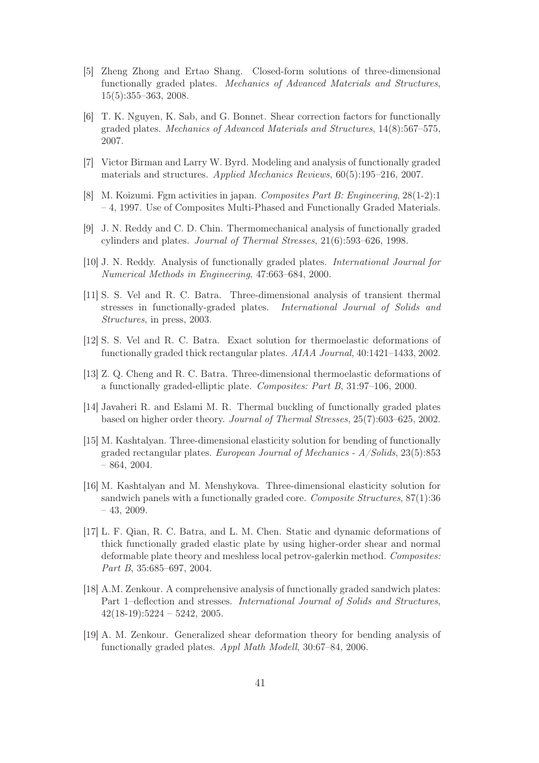[5] Zheng Zhong and Ertao Shang. Closed-form solutions of three-dimensional functionally graded plates. *Mechanics of Advanced Materials and Structures*, 15(5):355–363, 2008.

[6] T. K. Nguyen, K. Sab, and G. Bonnet. Shear correction factors for functionally graded plates. *Mechanics of Advanced Materials and Structures*, 14(8):567–575, 2007.

[7] Victor Birman and Larry W. Byrd. Modeling and analysis of functionally graded materials and structures. *Applied Mechanics Reviews*, 60(5):195–216, 2007.

[8] M. Koizumi. Fgm activities in japan. *Composites Part B: Engineering*, 28(1-2):1 – 4, 1997. Use of Composites Multi-Phased and Functionally Graded Materials.

[9] J. N. Reddy and C. D. Chin. Thermomechanical analysis of functionally graded cylinders and plates. *Journal of Thermal Stresses*, 21(6):593–626, 1998.

[10] J. N. Reddy. Analysis of functionally graded plates. *International Journal for Numerical Methods in Engineering*, 47:663–684, 2000.

[11] S. S. Vel and R. C. Batra. Three-dimensional analysis of transient thermal stresses in functionally-graded plates. *International Journal of Solids and Structures*, in press, 2003.

[12] S. S. Vel and R. C. Batra. Exact solution for thermoelastic deformations of functionally graded thick rectangular plates. *AIAA Journal*, 40:1421–1433, 2002.

[13] Z. Q. Cheng and R. C. Batra. Three-dimensional thermoelastic deformations of a functionally graded-elliptic plate. *Composites: Part B*, 31:97–106, 2000.

[14] Javaheri R. and Eslami M. R. Thermal buckling of functionally graded plates based on higher order theory. *Journal of Thermal Stresses*, 25(7):603–625, 2002.

[15] M. Kashtalyan. Three-dimensional elasticity solution for bending of functionally graded rectangular plates. *European Journal of Mechanics - A/Solids*, 23(5):853 – 864, 2004.

[16] M. Kashtalyan and M. Menshykova. Three-dimensional elasticity solution for sandwich panels with a functionally graded core. *Composite Structures*, 87(1):36 – 43, 2009.

[17] L. F. Qian, R. C. Batra, and L. M. Chen. Static and dynamic deformations of thick functionally graded elastic plate by using higher-order shear and normal deformable plate theory and meshless local petrov-galerkin method. *Composites: Part B*, 35:685–697, 2004.

[18] A.M. Zenkour. A comprehensive analysis of functionally graded sandwich plates: Part 1–deflection and stresses. *International Journal of Solids and Structures*, 42(18-19):5224 – 5242, 2005.

[19] A. M. Zenkour. Generalized shear deformation theory for bending analysis of functionally graded plates. *Appl Math Modell*, 30:67–84, 2006.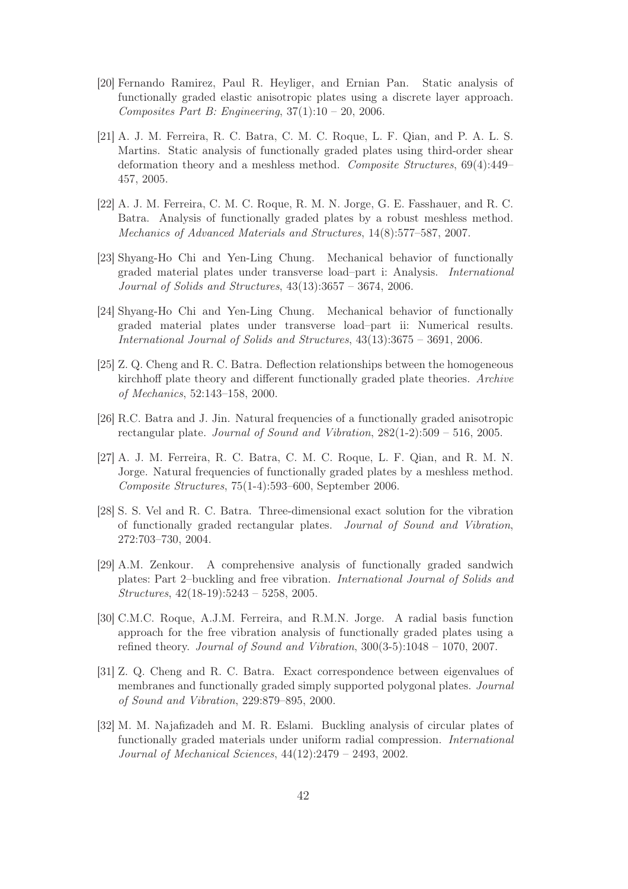[20] Fernando Ramirez, Paul R. Heyliger, and Ernian Pan. Static analysis of functionally graded elastic anisotropic plates using a discrete layer approach. *Composites Part B: Engineering*, 37(1):10 – 20, 2006.

[21] A. J. M. Ferreira, R. C. Batra, C. M. C. Roque, L. F. Qian, and P. A. L. S. Martins. Static analysis of functionally graded plates using third-order shear deformation theory and a meshless method. *Composite Structures*, 69(4):449–457, 2005.

[22] A. J. M. Ferreira, C. M. C. Roque, R. M. N. Jorge, G. E. Fasshauer, and R. C. Batra. Analysis of functionally graded plates by a robust meshless method. *Mechanics of Advanced Materials and Structures*, 14(8):577–587, 2007.

[23] Shyang-Ho Chi and Yen-Ling Chung. Mechanical behavior of functionally graded material plates under transverse load–part i: Analysis. *International Journal of Solids and Structures*, 43(13):3657 – 3674, 2006.

[24] Shyang-Ho Chi and Yen-Ling Chung. Mechanical behavior of functionally graded material plates under transverse load–part ii: Numerical results. *International Journal of Solids and Structures*, 43(13):3675 – 3691, 2006.

[25] Z. Q. Cheng and R. C. Batra. Deflection relationships between the homogeneous kirchhoff plate theory and different functionally graded plate theories. *Archive of Mechanics*, 52:143–158, 2000.

[26] R.C. Batra and J. Jin. Natural frequencies of a functionally graded anisotropic rectangular plate. *Journal of Sound and Vibration*, 282(1-2):509 – 516, 2005.

[27] A. J. M. Ferreira, R. C. Batra, C. M. C. Roque, L. F. Qian, and R. M. N. Jorge. Natural frequencies of functionally graded plates by a meshless method. *Composite Structures*, 75(1-4):593–600, September 2006.

[28] S. S. Vel and R. C. Batra. Three-dimensional exact solution for the vibration of functionally graded rectangular plates. *Journal of Sound and Vibration*, 272:703–730, 2004.

[29] A.M. Zenkour. A comprehensive analysis of functionally graded sandwich plates: Part 2–buckling and free vibration. *International Journal of Solids and Structures*, 42(18-19):5243 – 5258, 2005.

[30] C.M.C. Roque, A.J.M. Ferreira, and R.M.N. Jorge. A radial basis function approach for the free vibration analysis of functionally graded plates using a refined theory. *Journal of Sound and Vibration*, 300(3-5):1048 – 1070, 2007.

[31] Z. Q. Cheng and R. C. Batra. Exact correspondence between eigenvalues of membranes and functionally graded simply supported polygonal plates. *Journal of Sound and Vibration*, 229:879–895, 2000.

[32] M. M. Najafizadeh and M. R. Eslami. Buckling analysis of circular plates of functionally graded materials under uniform radial compression. *International Journal of Mechanical Sciences*, 44(12):2479 – 2493, 2002.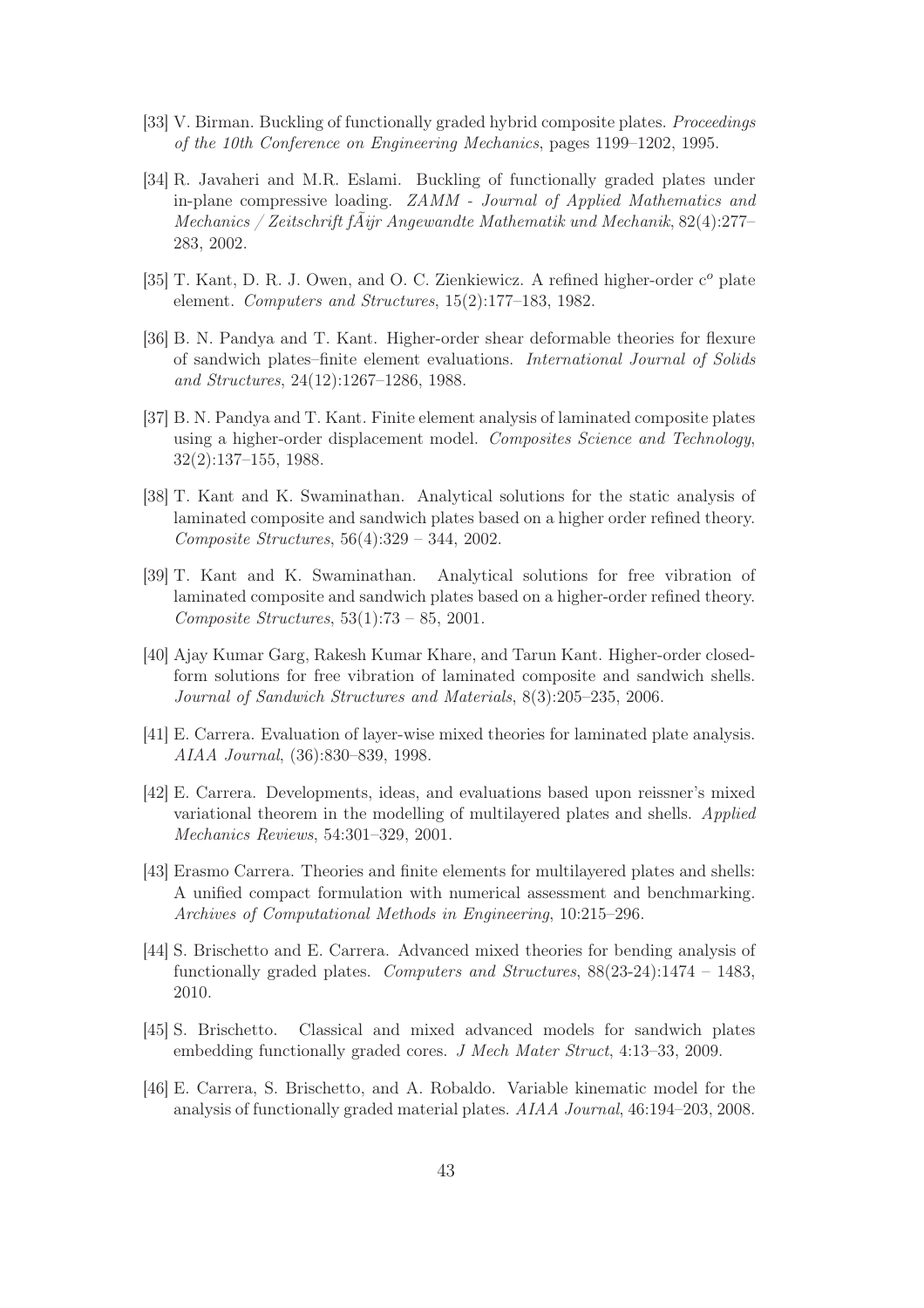[33] V. Birman. Buckling of functionally graded hybrid composite plates. *Proceedings of the 10th Conference on Engineering Mechanics*, pages 1199–1202, 1995.

[34] R. Javaheri and M.R. Eslami. Buckling of functionally graded plates under in-plane compressive loading. *ZAMM - Journal of Applied Mathematics and Mechanics / Zeitschrift fÃijr Angewandte Mathematik und Mechanik*, 82(4):277–283, 2002.

[35] T. Kant, D. R. J. Owen, and O. C. Zienkiewicz. A refined higher-order $c^o$ plate element. *Computers and Structures*, 15(2):177–183, 1982.

[36] B. N. Pandya and T. Kant. Higher-order shear deformable theories for flexure of sandwich plates–finite element evaluations. *International Journal of Solids and Structures*, 24(12):1267–1286, 1988.

[37] B. N. Pandya and T. Kant. Finite element analysis of laminated composite plates using a higher-order displacement model. *Composites Science and Technology*, 32(2):137–155, 1988.

[38] T. Kant and K. Swaminathan. Analytical solutions for the static analysis of laminated composite and sandwich plates based on a higher order refined theory. *Composite Structures*, 56(4):329 – 344, 2002.

[39] T. Kant and K. Swaminathan. Analytical solutions for free vibration of laminated composite and sandwich plates based on a higher-order refined theory. *Composite Structures*, 53(1):73 – 85, 2001.

[40] Ajay Kumar Garg, Rakesh Kumar Khare, and Tarun Kant. Higher-order closed-form solutions for free vibration of laminated composite and sandwich shells. *Journal of Sandwich Structures and Materials*, 8(3):205–235, 2006.

[41] E. Carrera. Evaluation of layer-wise mixed theories for laminated plate analysis. *AIAA Journal*, (36):830–839, 1998.

[42] E. Carrera. Developments, ideas, and evaluations based upon reissner's mixed variational theorem in the modelling of multilayered plates and shells. *Applied Mechanics Reviews*, 54:301–329, 2001.

[43] Erasmo Carrera. Theories and finite elements for multilayered plates and shells: A unified compact formulation with numerical assessment and benchmarking. *Archives of Computational Methods in Engineering*, 10:215–296.

[44] S. Brischetto and E. Carrera. Advanced mixed theories for bending analysis of functionally graded plates. *Computers and Structures*, 88(23-24):1474 – 1483, 2010.

[45] S. Brischetto. Classical and mixed advanced models for sandwich plates embedding functionally graded cores. *J Mech Mater Struct*, 4:13–33, 2009.

[46] E. Carrera, S. Brischetto, and A. Robaldo. Variable kinematic model for the analysis of functionally graded material plates. *AIAA Journal*, 46:194–203, 2008.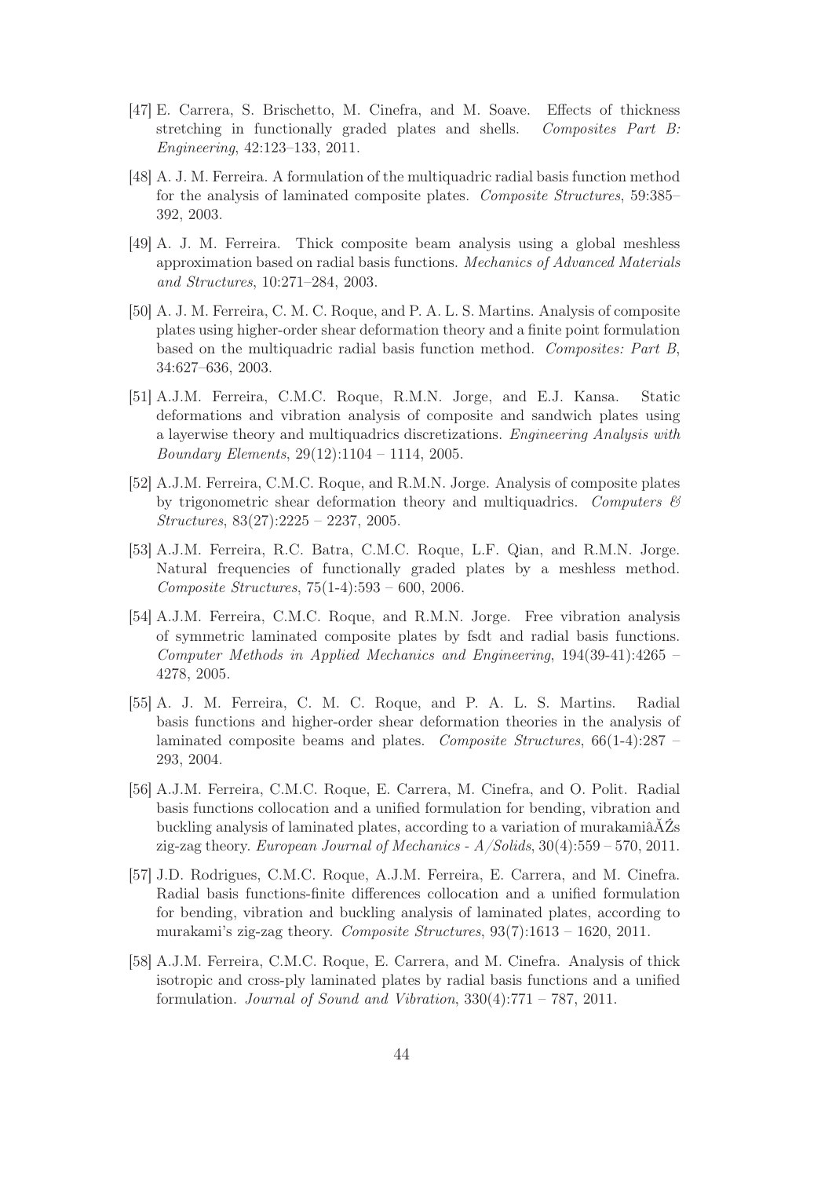[47] E. Carrera, S. Brischetto, M. Cinefra, and M. Soave. Effects of thickness stretching in functionally graded plates and shells. *Composites Part B: Engineering*, 42:123–133, 2011.

[48] A. J. M. Ferreira. A formulation of the multiquadric radial basis function method for the analysis of laminated composite plates. *Composite Structures*, 59:385–392, 2003.

[49] A. J. M. Ferreira. Thick composite beam analysis using a global meshless approximation based on radial basis functions. *Mechanics of Advanced Materials and Structures*, 10:271–284, 2003.

[50] A. J. M. Ferreira, C. M. C. Roque, and P. A. L. S. Martins. Analysis of composite plates using higher-order shear deformation theory and a finite point formulation based on the multiquadric radial basis function method. *Composites: Part B*, 34:627–636, 2003.

[51] A.J.M. Ferreira, C.M.C. Roque, R.M.N. Jorge, and E.J. Kansa. Static deformations and vibration analysis of composite and sandwich plates using a layerwise theory and multiquadrics discretizations. *Engineering Analysis with Boundary Elements*, 29(12):1104 – 1114, 2005.

[52] A.J.M. Ferreira, C.M.C. Roque, and R.M.N. Jorge. Analysis of composite plates by trigonometric shear deformation theory and multiquadrics. *Computers & Structures*, 83(27):2225 – 2237, 2005.

[53] A.J.M. Ferreira, R.C. Batra, C.M.C. Roque, L.F. Qian, and R.M.N. Jorge. Natural frequencies of functionally graded plates by a meshless method. *Composite Structures*, 75(1-4):593 – 600, 2006.

[54] A.J.M. Ferreira, C.M.C. Roque, and R.M.N. Jorge. Free vibration analysis of symmetric laminated composite plates by fsdt and radial basis functions. *Computer Methods in Applied Mechanics and Engineering*, 194(39-41):4265 – 4278, 2005.

[55] A. J. M. Ferreira, C. M. C. Roque, and P. A. L. S. Martins. Radial basis functions and higher-order shear deformation theories in the analysis of laminated composite beams and plates. *Composite Structures*, 66(1-4):287 – 293, 2004.

[56] A.J.M. Ferreira, C.M.C. Roque, E. Carrera, M. Cinefra, and O. Polit. Radial basis functions collocation and a unified formulation for bending, vibration and buckling analysis of laminated plates, according to a variation of murakamiâĂŹs zig-zag theory. *European Journal of Mechanics - A/Solids*, 30(4):559 – 570, 2011.

[57] J.D. Rodrigues, C.M.C. Roque, A.J.M. Ferreira, E. Carrera, and M. Cinefra. Radial basis functions-finite differences collocation and a unified formulation for bending, vibration and buckling analysis of laminated plates, according to murakami's zig-zag theory. *Composite Structures*, 93(7):1613 – 1620, 2011.

[58] A.J.M. Ferreira, C.M.C. Roque, E. Carrera, and M. Cinefra. Analysis of thick isotropic and cross-ply laminated plates by radial basis functions and a unified formulation. *Journal of Sound and Vibration*, 330(4):771 – 787, 2011.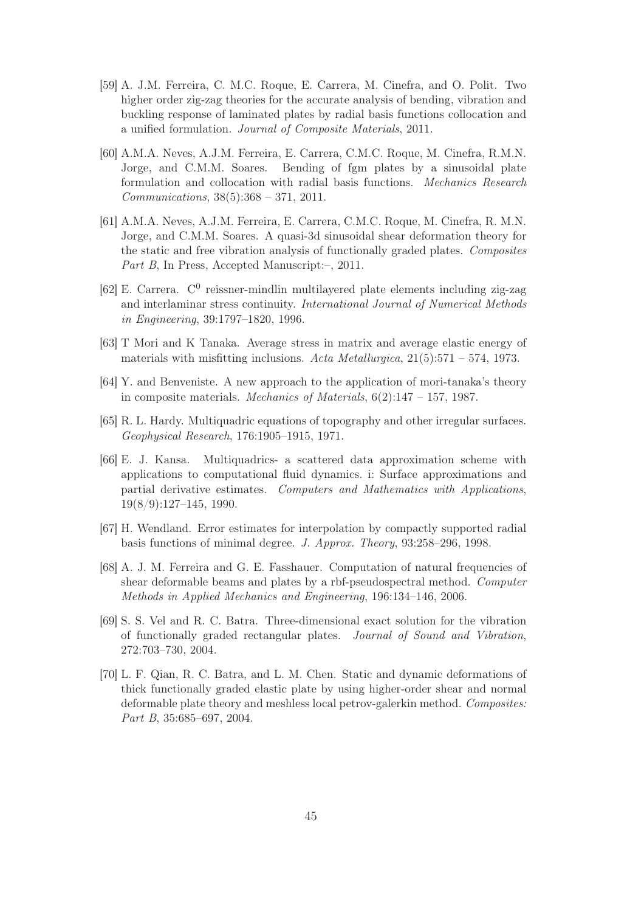[59] A. J.M. Ferreira, C. M.C. Roque, E. Carrera, M. Cinefra, and O. Polit. Two higher order zig-zag theories for the accurate analysis of bending, vibration and buckling response of laminated plates by radial basis functions collocation and a unified formulation. *Journal of Composite Materials*, 2011.

[60] A.M.A. Neves, A.J.M. Ferreira, E. Carrera, C.M.C. Roque, M. Cinefra, R.M.N. Jorge, and C.M.M. Soares. Bending of fgm plates by a sinusoidal plate formulation and collocation with radial basis functions. *Mechanics Research Communications*, 38(5):368 – 371, 2011.

[61] A.M.A. Neves, A.J.M. Ferreira, E. Carrera, C.M.C. Roque, M. Cinefra, R. M.N. Jorge, and C.M.M. Soares. A quasi-3d sinusoidal shear deformation theory for the static and free vibration analysis of functionally graded plates. *Composites Part B*, In Press, Accepted Manuscript:–, 2011.

[62] E. Carrera. $C^0$ reissner-mindlin multilayered plate elements including zig-zag and interlaminar stress continuity. *International Journal of Numerical Methods in Engineering*, 39:1797–1820, 1996.

[63] T Mori and K Tanaka. Average stress in matrix and average elastic energy of materials with misfitting inclusions. *Acta Metallurgica*, 21(5):571 – 574, 1973.

[64] Y. and Benveniste. A new approach to the application of mori-tanaka's theory in composite materials. *Mechanics of Materials*, 6(2):147 – 157, 1987.

[65] R. L. Hardy. Multiquadric equations of topography and other irregular surfaces. *Geophysical Research*, 176:1905–1915, 1971.

[66] E. J. Kansa. Multiquadrics- a scattered data approximation scheme with applications to computational fluid dynamics. i: Surface approximations and partial derivative estimates. *Computers and Mathematics with Applications*, 19(8/9):127–145, 1990.

[67] H. Wendland. Error estimates for interpolation by compactly supported radial basis functions of minimal degree. *J. Approx. Theory*, 93:258–296, 1998.

[68] A. J. M. Ferreira and G. E. Fasshauer. Computation of natural frequencies of shear deformable beams and plates by a rbf-pseudospectral method. *Computer Methods in Applied Mechanics and Engineering*, 196:134–146, 2006.

[69] S. S. Vel and R. C. Batra. Three-dimensional exact solution for the vibration of functionally graded rectangular plates. *Journal of Sound and Vibration*, 272:703–730, 2004.

[70] L. F. Qian, R. C. Batra, and L. M. Chen. Static and dynamic deformations of thick functionally graded elastic plate by using higher-order shear and normal deformable plate theory and meshless local petrov-galerkin method. *Composites: Part B*, 35:685–697, 2004.